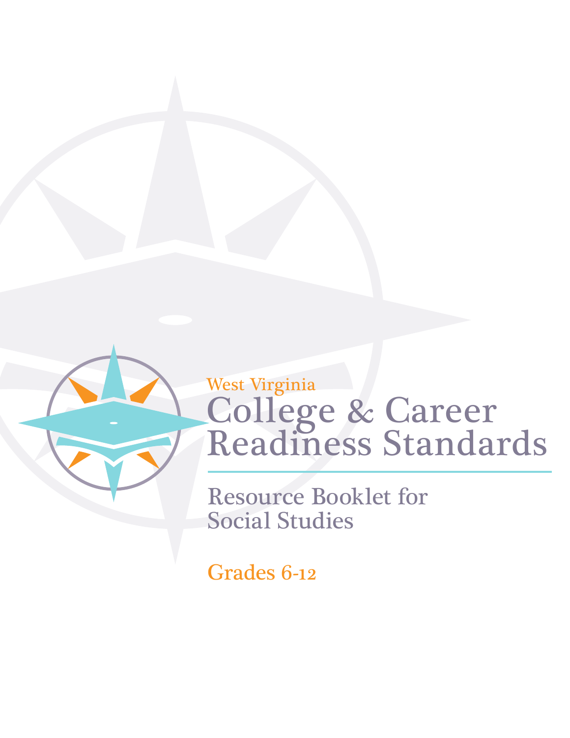West Virginia

# College & Career Readiness Standards

## Resource Booklet for Social Studies

Grades 6-12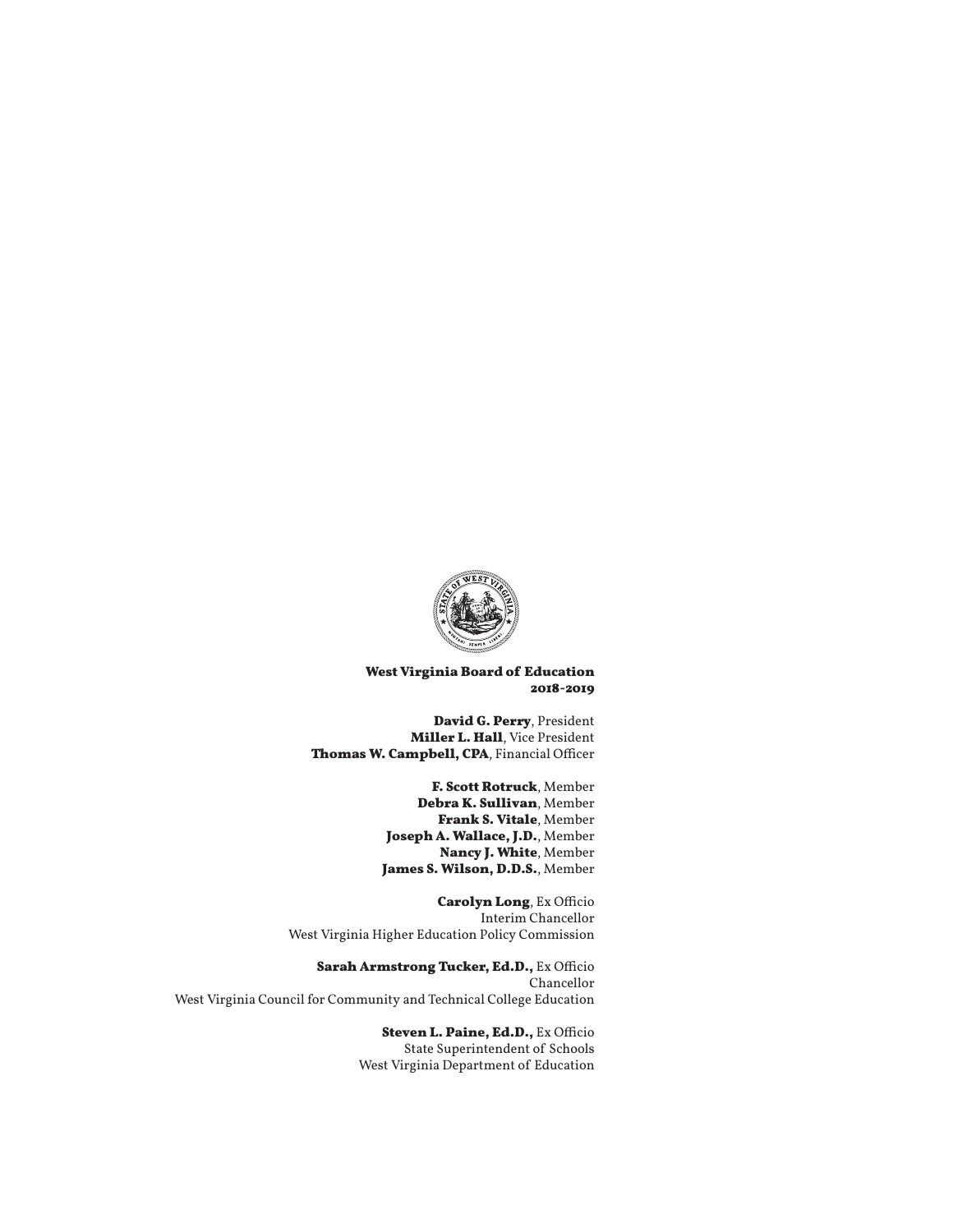**West Virginia Board of Education**
**2018-2019**

**David G. Perry**, President
**Miller L. Hall**, Vice President
**Thomas W. Campbell, CPA**, Financial Officer

**F. Scott Rotruck**, Member
**Debra K. Sullivan**, Member
**Frank S. Vitale**, Member
**Joseph A. Wallace, J.D.**, Member
**Nancy J. White**, Member
**James S. Wilson, D.D.S.**, Member

**Carolyn Long**, Ex Officio
Interim Chancellor
West Virginia Higher Education Policy Commission

**Sarah Armstrong Tucker, Ed.D.,** Ex Officio
Chancellor
West Virginia Council for Community and Technical College Education

**Steven L. Paine, Ed.D.,** Ex Officio
State Superintendent of Schools
West Virginia Department of Education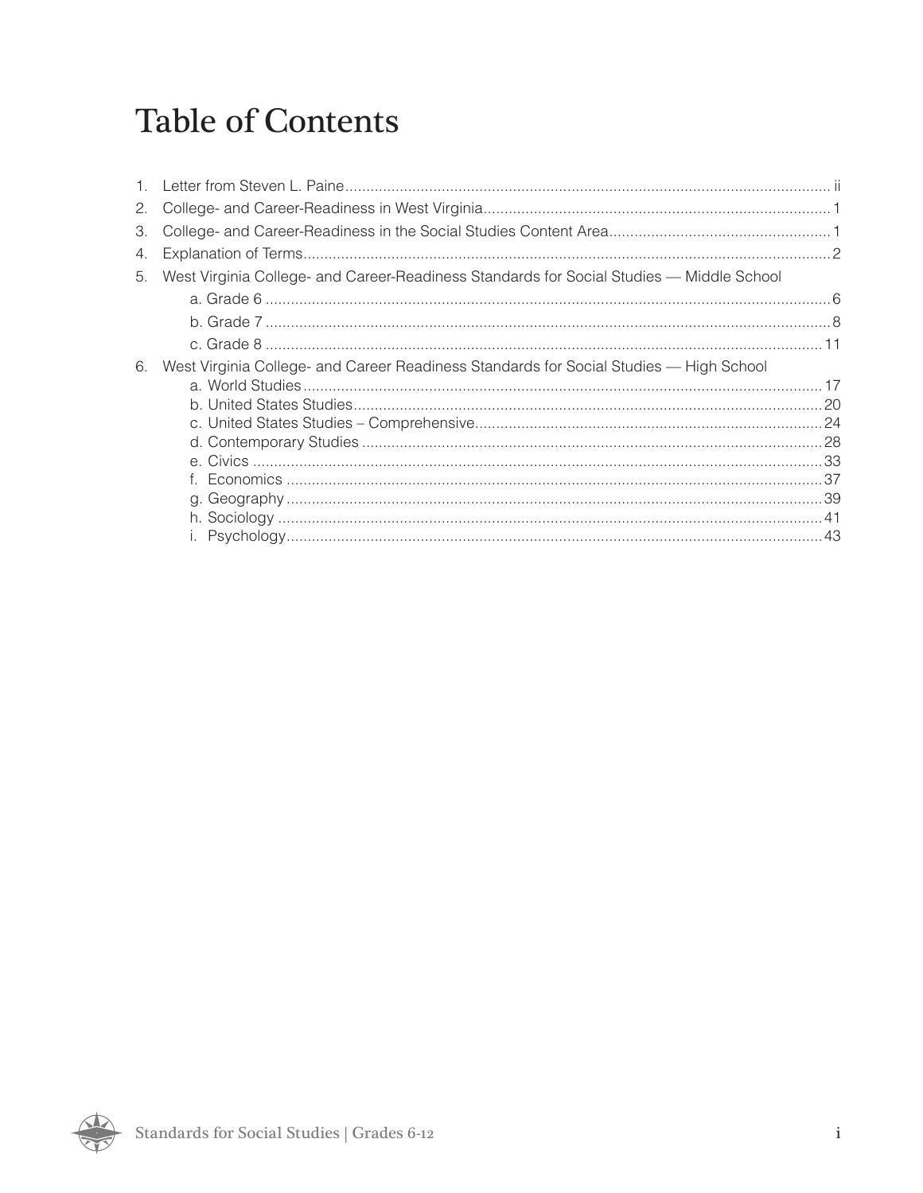# Table of Contents

1. Letter from Steven L. Paine ii
2. College- and Career-Readiness in West Virginia 1
3. College- and Career-Readiness in the Social Studies Content Area 1
4. Explanation of Terms 2
5. West Virginia College- and Career-Readiness Standards for Social Studies — Middle School
   - a. Grade 6 6
   - b. Grade 7 8
   - c. Grade 8 11
6. West Virginia College- and Career Readiness Standards for Social Studies — High School
   - a. World Studies 17
   - b. United States Studies 20
   - c. United States Studies – Comprehensive 24
   - d. Contemporary Studies 28
   - e. Civics 33
   - f. Economics 37
   - g. Geography 39
   - h. Sociology 41
   - i. Psychology 43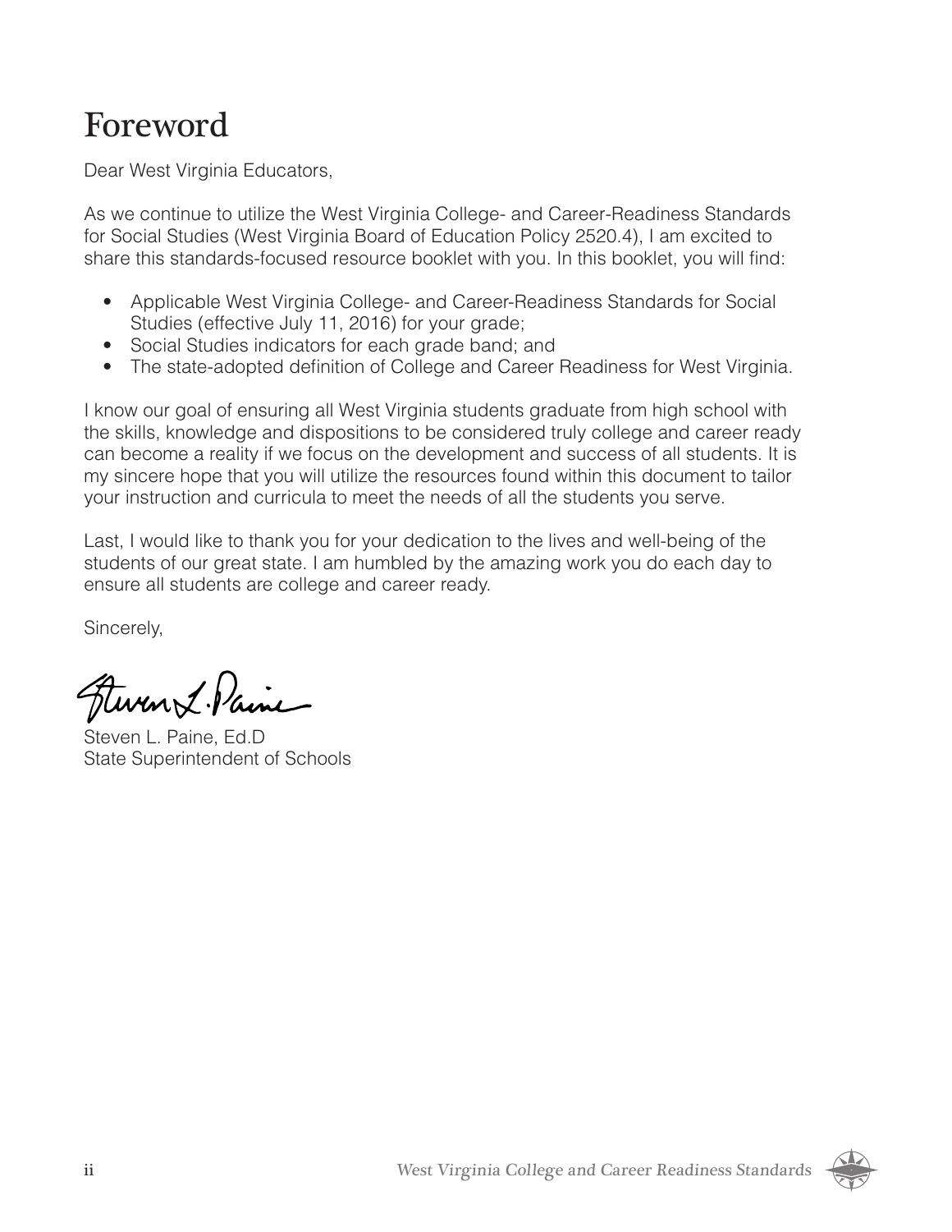# Foreword

Dear West Virginia Educators,

As we continue to utilize the West Virginia College- and Career-Readiness Standards for Social Studies (West Virginia Board of Education Policy 2520.4), I am excited to share this standards-focused resource booklet with you. In this booklet, you will find:

- Applicable West Virginia College- and Career-Readiness Standards for Social Studies (effective July 11, 2016) for your grade;
- Social Studies indicators for each grade band; and
- The state-adopted definition of College and Career Readiness for West Virginia.

I know our goal of ensuring all West Virginia students graduate from high school with the skills, knowledge and dispositions to be considered truly college and career ready can become a reality if we focus on the development and success of all students. It is my sincere hope that you will utilize the resources found within this document to tailor your instruction and curricula to meet the needs of all the students you serve.

Last, I would like to thank you for your dedication to the lives and well-being of the students of our great state. I am humbled by the amazing work you do each day to ensure all students are college and career ready.

Sincerely,

Steven L. Paine, Ed.D
State Superintendent of Schools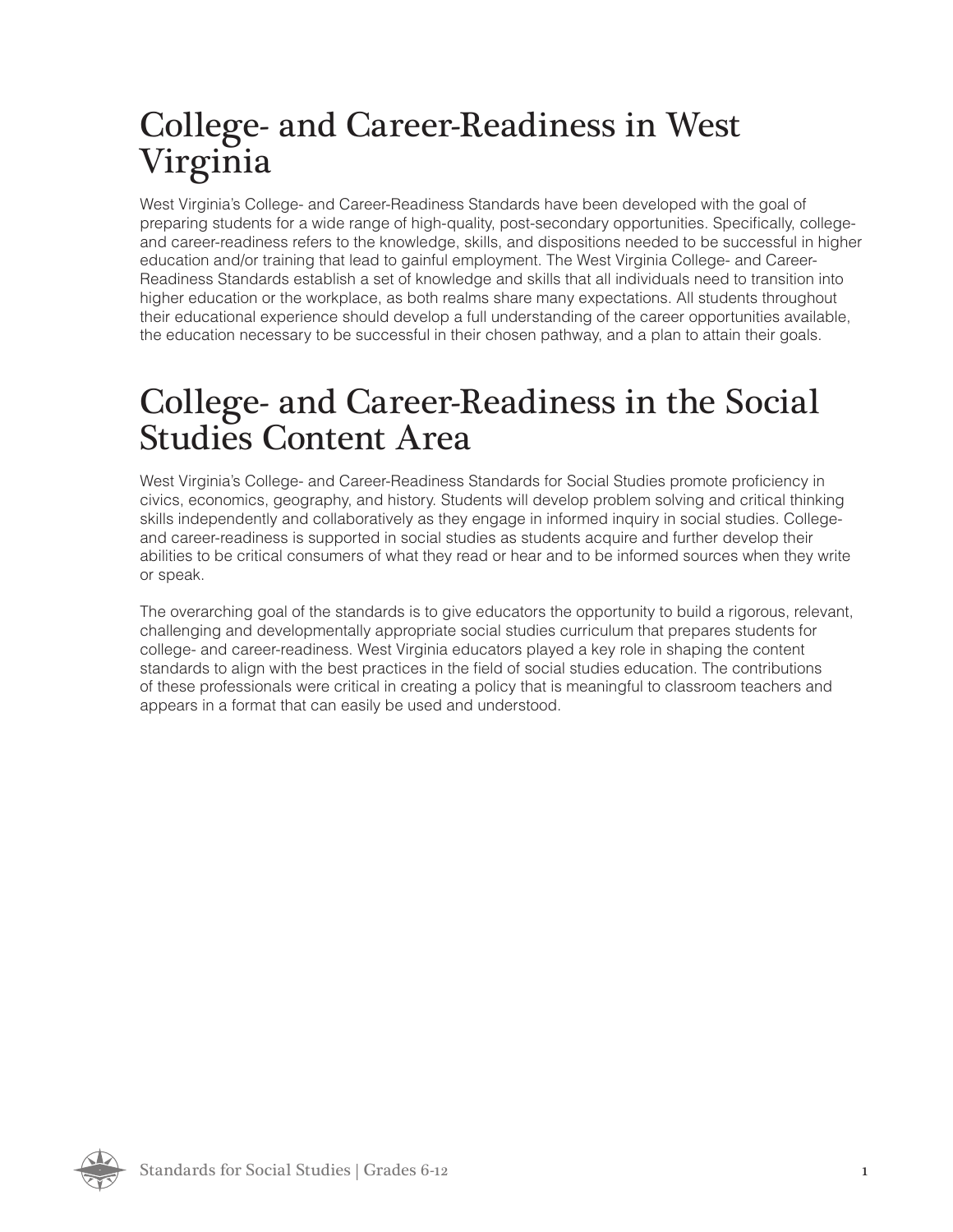# College- and Career-Readiness in West Virginia

West Virginia's College- and Career-Readiness Standards have been developed with the goal of preparing students for a wide range of high-quality, post-secondary opportunities. Specifically, college- and career-readiness refers to the knowledge, skills, and dispositions needed to be successful in higher education and/or training that lead to gainful employment. The West Virginia College- and Career-Readiness Standards establish a set of knowledge and skills that all individuals need to transition into higher education or the workplace, as both realms share many expectations. All students throughout their educational experience should develop a full understanding of the career opportunities available, the education necessary to be successful in their chosen pathway, and a plan to attain their goals.

# College- and Career-Readiness in the Social Studies Content Area

West Virginia's College- and Career-Readiness Standards for Social Studies promote proficiency in civics, economics, geography, and history. Students will develop problem solving and critical thinking skills independently and collaboratively as they engage in informed inquiry in social studies. College- and career-readiness is supported in social studies as students acquire and further develop their abilities to be critical consumers of what they read or hear and to be informed sources when they write or speak.

The overarching goal of the standards is to give educators the opportunity to build a rigorous, relevant, challenging and developmentally appropriate social studies curriculum that prepares students for college- and career-readiness. West Virginia educators played a key role in shaping the content standards to align with the best practices in the field of social studies education. The contributions of these professionals were critical in creating a policy that is meaningful to classroom teachers and appears in a format that can easily be used and understood.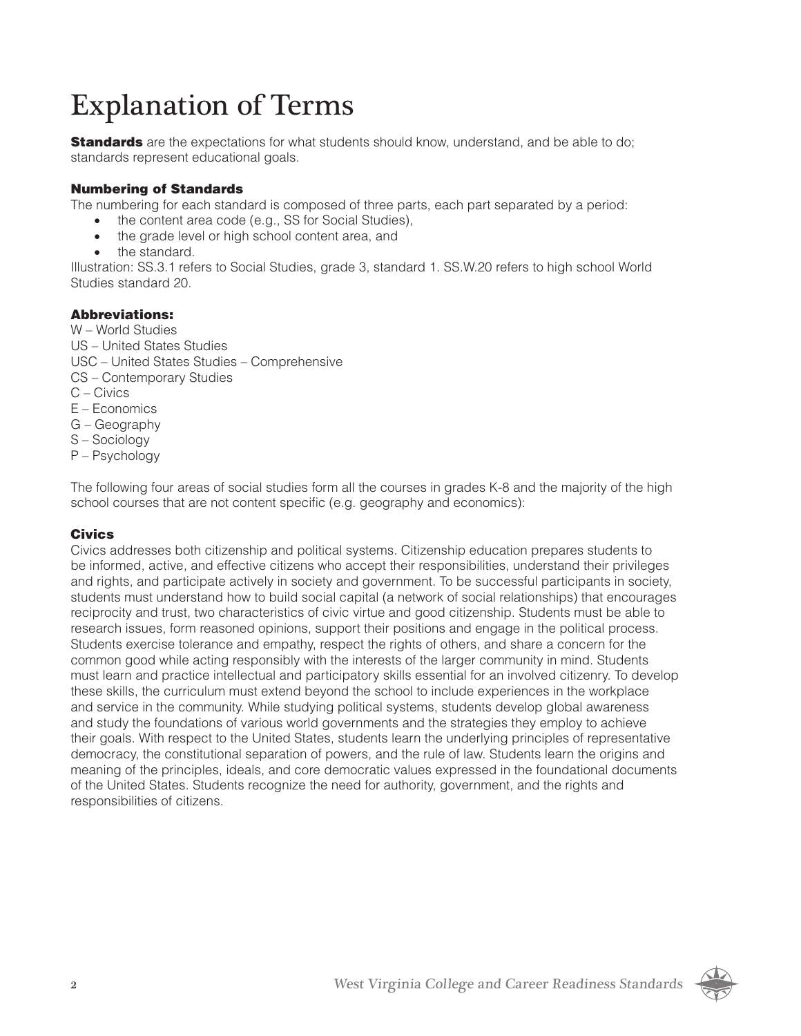# Explanation of Terms

**Standards** are the expectations for what students should know, understand, and be able to do; standards represent educational goals.

### Numbering of Standards

The numbering for each standard is composed of three parts, each part separated by a period:

- the content area code (e.g., SS for Social Studies),
- the grade level or high school content area, and
- the standard.

Illustration: SS.3.1 refers to Social Studies, grade 3, standard 1. SS.W.20 refers to high school World Studies standard 20.

### Abbreviations:

W – World Studies
US – United States Studies
USC – United States Studies – Comprehensive
CS – Contemporary Studies
C – Civics
E – Economics
G – Geography
S – Sociology
P – Psychology

The following four areas of social studies form all the courses in grades K-8 and the majority of the high school courses that are not content specific (e.g. geography and economics):

### Civics

Civics addresses both citizenship and political systems. Citizenship education prepares students to be informed, active, and effective citizens who accept their responsibilities, understand their privileges and rights, and participate actively in society and government. To be successful participants in society, students must understand how to build social capital (a network of social relationships) that encourages reciprocity and trust, two characteristics of civic virtue and good citizenship. Students must be able to research issues, form reasoned opinions, support their positions and engage in the political process. Students exercise tolerance and empathy, respect the rights of others, and share a concern for the common good while acting responsibly with the interests of the larger community in mind. Students must learn and practice intellectual and participatory skills essential for an involved citizenry. To develop these skills, the curriculum must extend beyond the school to include experiences in the workplace and service in the community. While studying political systems, students develop global awareness and study the foundations of various world governments and the strategies they employ to achieve their goals. With respect to the United States, students learn the underlying principles of representative democracy, the constitutional separation of powers, and the rule of law. Students learn the origins and meaning of the principles, ideals, and core democratic values expressed in the foundational documents of the United States. Students recognize the need for authority, government, and the rights and responsibilities of citizens.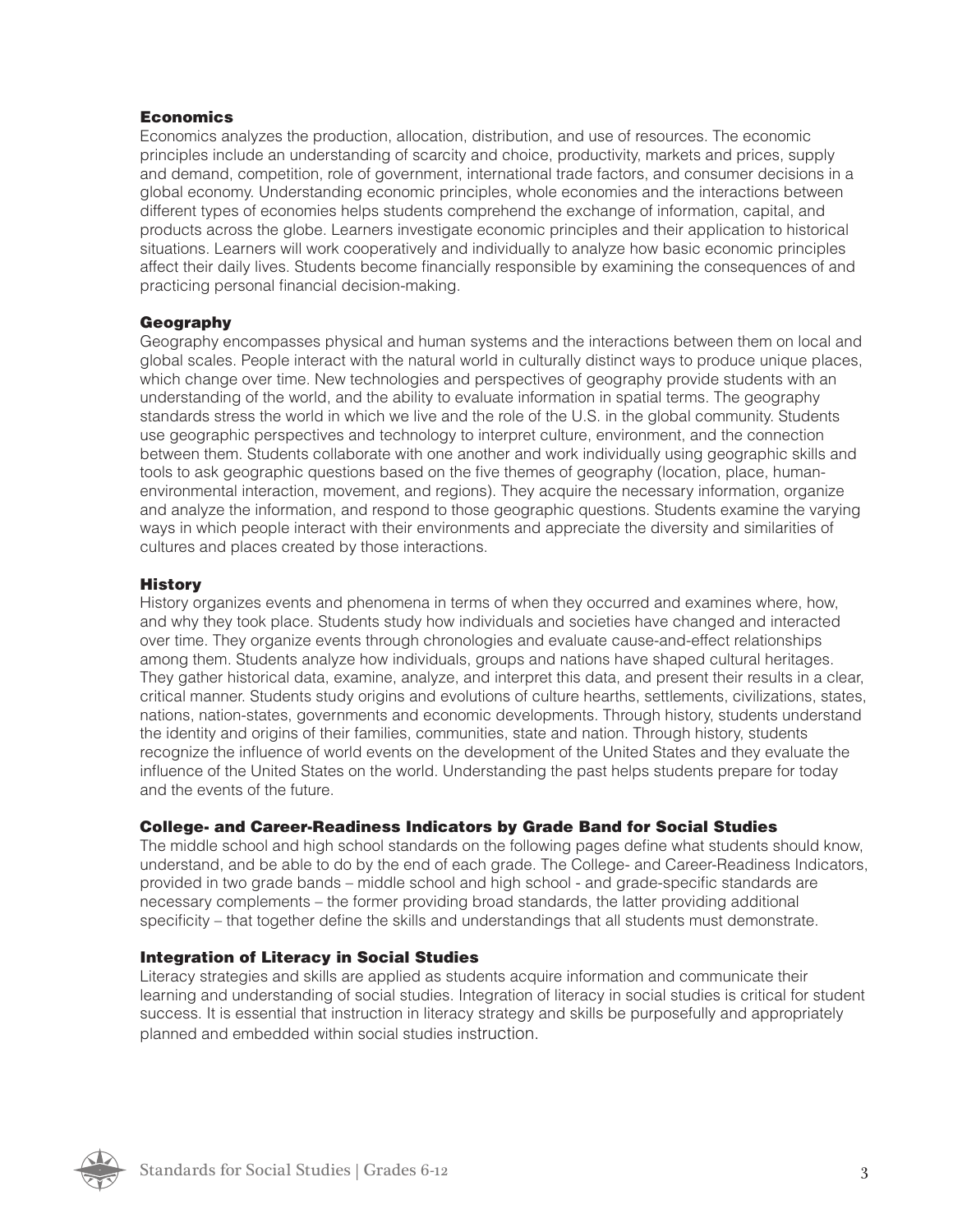### Economics

Economics analyzes the production, allocation, distribution, and use of resources. The economic principles include an understanding of scarcity and choice, productivity, markets and prices, supply and demand, competition, role of government, international trade factors, and consumer decisions in a global economy. Understanding economic principles, whole economies and the interactions between different types of economies helps students comprehend the exchange of information, capital, and products across the globe. Learners investigate economic principles and their application to historical situations. Learners will work cooperatively and individually to analyze how basic economic principles affect their daily lives. Students become financially responsible by examining the consequences of and practicing personal financial decision-making.

### Geography

Geography encompasses physical and human systems and the interactions between them on local and global scales. People interact with the natural world in culturally distinct ways to produce unique places, which change over time. New technologies and perspectives of geography provide students with an understanding of the world, and the ability to evaluate information in spatial terms. The geography standards stress the world in which we live and the role of the U.S. in the global community. Students use geographic perspectives and technology to interpret culture, environment, and the connection between them. Students collaborate with one another and work individually using geographic skills and tools to ask geographic questions based on the five themes of geography (location, place, human-environmental interaction, movement, and regions). They acquire the necessary information, organize and analyze the information, and respond to those geographic questions. Students examine the varying ways in which people interact with their environments and appreciate the diversity and similarities of cultures and places created by those interactions.

### History

History organizes events and phenomena in terms of when they occurred and examines where, how, and why they took place. Students study how individuals and societies have changed and interacted over time. They organize events through chronologies and evaluate cause-and-effect relationships among them. Students analyze how individuals, groups and nations have shaped cultural heritages. They gather historical data, examine, analyze, and interpret this data, and present their results in a clear, critical manner. Students study origins and evolutions of culture hearths, settlements, civilizations, states, nations, nation-states, governments and economic developments. Through history, students understand the identity and origins of their families, communities, state and nation. Through history, students recognize the influence of world events on the development of the United States and they evaluate the influence of the United States on the world. Understanding the past helps students prepare for today and the events of the future.

### College- and Career-Readiness Indicators by Grade Band for Social Studies

The middle school and high school standards on the following pages define what students should know, understand, and be able to do by the end of each grade. The College- and Career-Readiness Indicators, provided in two grade bands – middle school and high school - and grade-specific standards are necessary complements – the former providing broad standards, the latter providing additional specificity – that together define the skills and understandings that all students must demonstrate.

### Integration of Literacy in Social Studies

Literacy strategies and skills are applied as students acquire information and communicate their learning and understanding of social studies. Integration of literacy in social studies is critical for student success. It is essential that instruction in literacy strategy and skills be purposefully and appropriately planned and embedded within social studies instruction.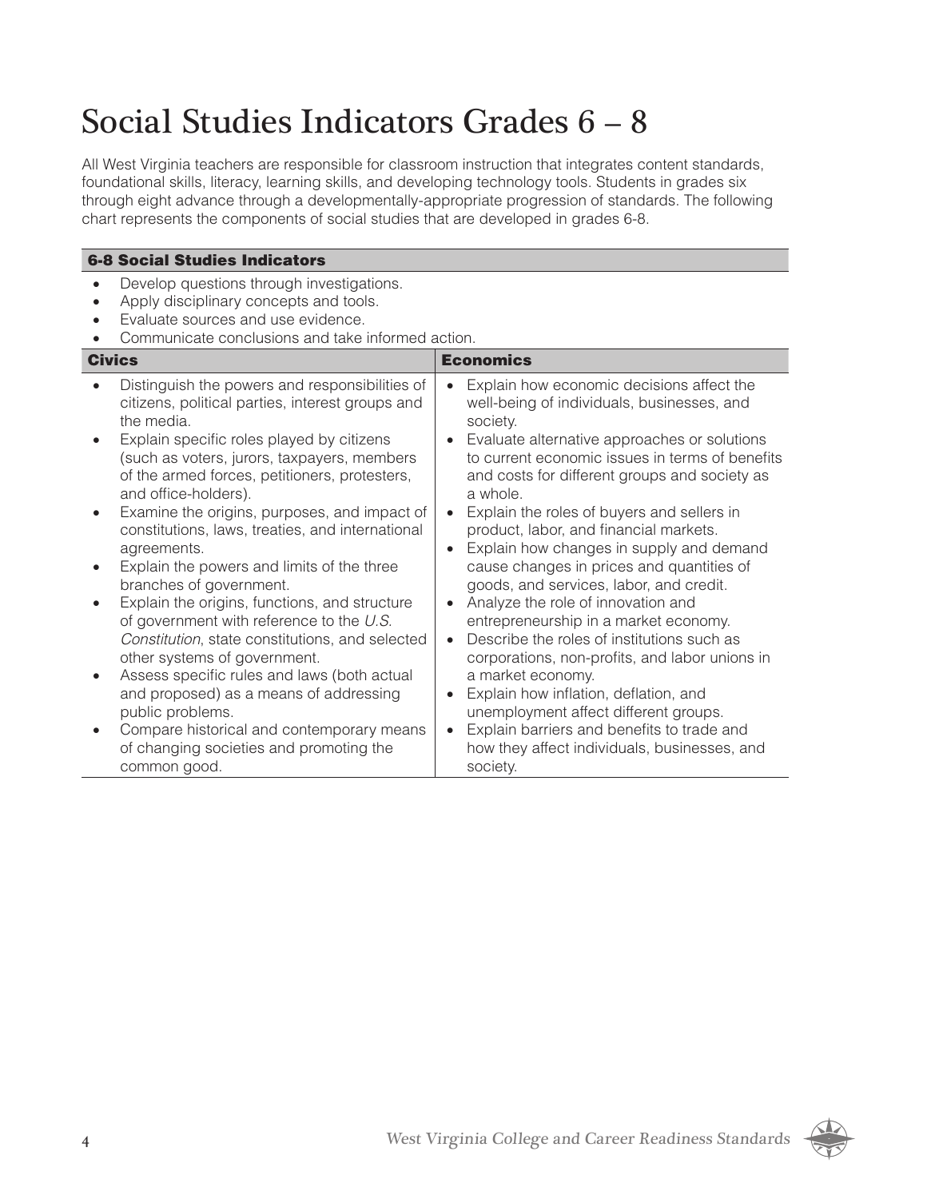# Social Studies Indicators Grades 6 – 8

All West Virginia teachers are responsible for classroom instruction that integrates content standards, foundational skills, literacy, learning skills, and developing technology tools. Students in grades six through eight advance through a developmentally-appropriate progression of standards. The following chart represents the components of social studies that are developed in grades 6-8.

**6-8 Social Studies Indicators**

- Develop questions through investigations.
- Apply disciplinary concepts and tools.
- Evaluate sources and use evidence.
- Communicate conclusions and take informed action.

| **Civics** | **Economics** |
|---|---|
| • Distinguish the powers and responsibilities of citizens, political parties, interest groups and the media.<br>• Explain specific roles played by citizens (such as voters, jurors, taxpayers, members of the armed forces, petitioners, protesters, and office-holders).<br>• Examine the origins, purposes, and impact of constitutions, laws, treaties, and international agreements.<br>• Explain the powers and limits of the three branches of government.<br>• Explain the origins, functions, and structure of government with reference to the *U.S. Constitution*, state constitutions, and selected other systems of government.<br>• Assess specific rules and laws (both actual and proposed) as a means of addressing public problems.<br>• Compare historical and contemporary means of changing societies and promoting the common good. | • Explain how economic decisions affect the well-being of individuals, businesses, and society.<br>• Evaluate alternative approaches or solutions to current economic issues in terms of benefits and costs for different groups and society as a whole.<br>• Explain the roles of buyers and sellers in product, labor, and financial markets.<br>• Explain how changes in supply and demand cause changes in prices and quantities of goods, and services, labor, and credit.<br>• Analyze the role of innovation and entrepreneurship in a market economy.<br>• Describe the roles of institutions such as corporations, non-profits, and labor unions in a market economy.<br>• Explain how inflation, deflation, and unemployment affect different groups.<br>• Explain barriers and benefits to trade and how they affect individuals, businesses, and society. |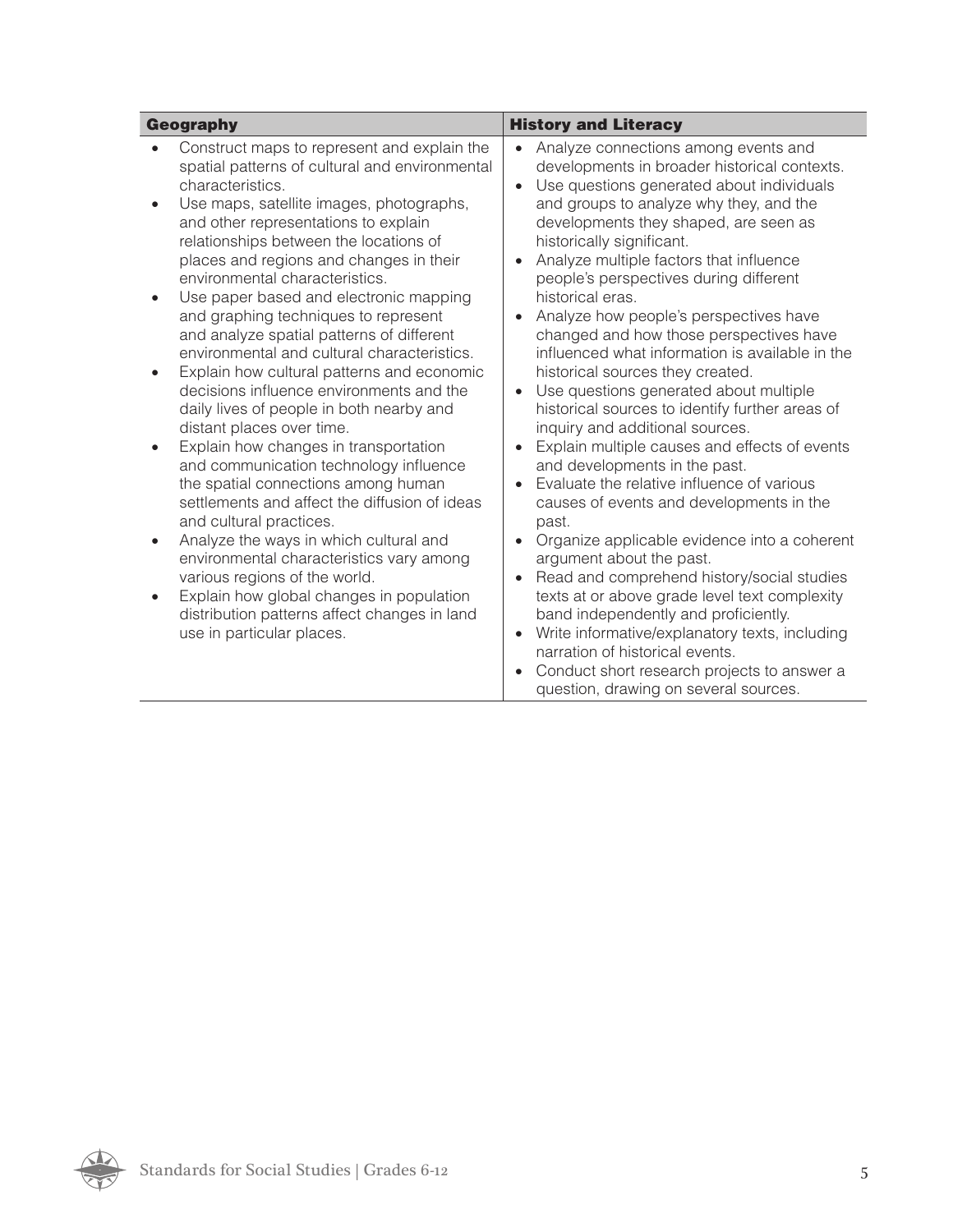| Geography | History and Literacy |
| --- | --- |
| • Construct maps to represent and explain the spatial patterns of cultural and environmental characteristics.<br>• Use maps, satellite images, photographs, and other representations to explain relationships between the locations of places and regions and changes in their environmental characteristics.<br>• Use paper based and electronic mapping and graphing techniques to represent and analyze spatial patterns of different environmental and cultural characteristics.<br>• Explain how cultural patterns and economic decisions influence environments and the daily lives of people in both nearby and distant places over time.<br>• Explain how changes in transportation and communication technology influence the spatial connections among human settlements and affect the diffusion of ideas and cultural practices.<br>• Analyze the ways in which cultural and environmental characteristics vary among various regions of the world.<br>• Explain how global changes in population distribution patterns affect changes in land use in particular places. | • Analyze connections among events and developments in broader historical contexts.<br>• Use questions generated about individuals and groups to analyze why they, and the developments they shaped, are seen as historically significant.<br>• Analyze multiple factors that influence people's perspectives during different historical eras.<br>• Analyze how people's perspectives have changed and how those perspectives have influenced what information is available in the historical sources they created.<br>• Use questions generated about multiple historical sources to identify further areas of inquiry and additional sources.<br>• Explain multiple causes and effects of events and developments in the past.<br>• Evaluate the relative influence of various causes of events and developments in the past.<br>• Organize applicable evidence into a coherent argument about the past.<br>• Read and comprehend history/social studies texts at or above grade level text complexity band independently and proficiently.<br>• Write informative/explanatory texts, including narration of historical events.<br>• Conduct short research projects to answer a question, drawing on several sources. |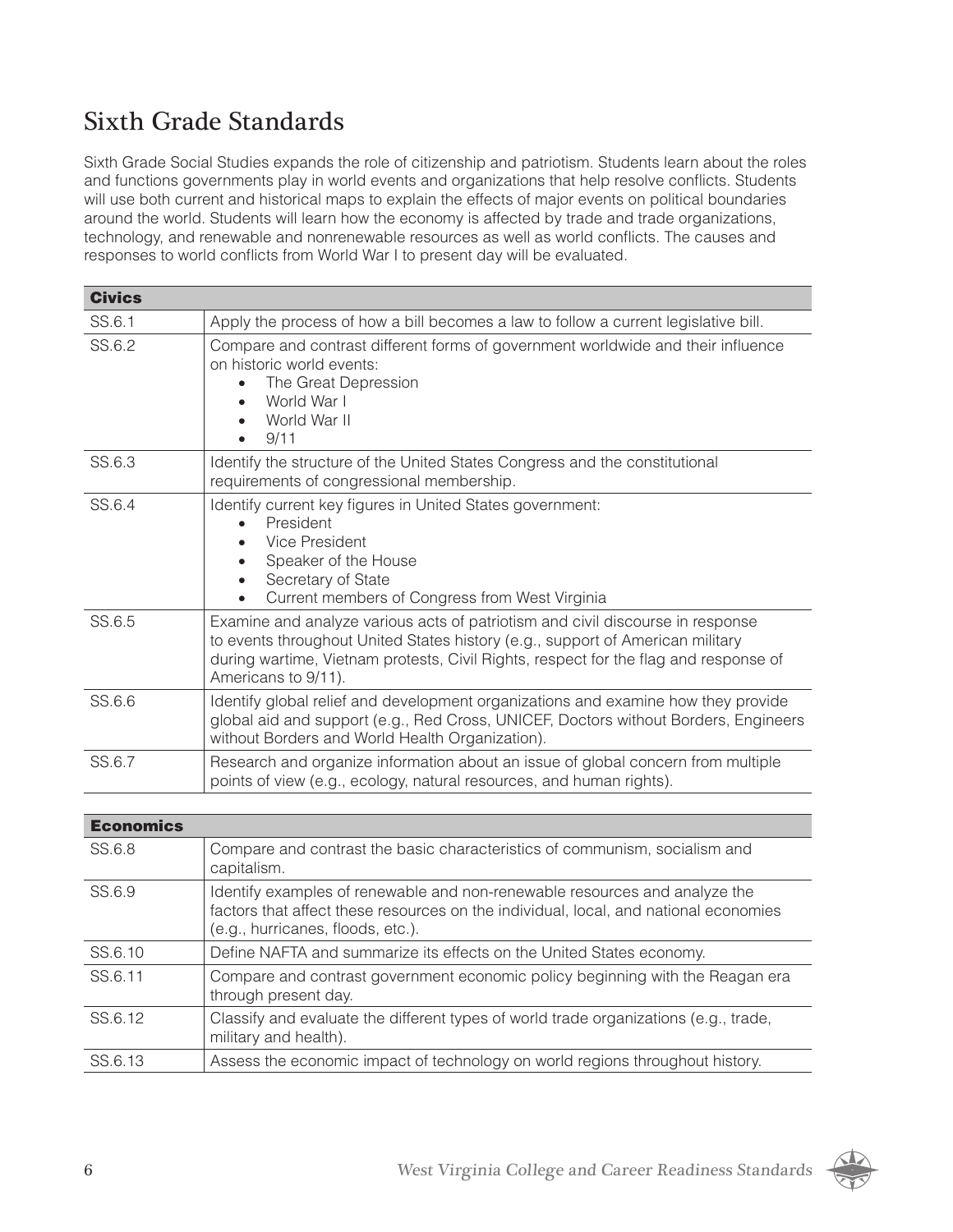# Sixth Grade Standards

Sixth Grade Social Studies expands the role of citizenship and patriotism. Students learn about the roles and functions governments play in world events and organizations that help resolve conflicts. Students will use both current and historical maps to explain the effects of major events on political boundaries around the world. Students will learn how the economy is affected by trade and trade organizations, technology, and renewable and nonrenewable resources as well as world conflicts. The causes and responses to world conflicts from World War I to present day will be evaluated.

| **Civics** | |
|---|---|
| SS.6.1 | Apply the process of how a bill becomes a law to follow a current legislative bill. |
| SS.6.2 | Compare and contrast different forms of government worldwide and their influence on historic world events:<br>• The Great Depression<br>• World War I<br>• World War II<br>• 9/11 |
| SS.6.3 | Identify the structure of the United States Congress and the constitutional requirements of congressional membership. |
| SS.6.4 | Identify current key figures in United States government:<br>• President<br>• Vice President<br>• Speaker of the House<br>• Secretary of State<br>• Current members of Congress from West Virginia |
| SS.6.5 | Examine and analyze various acts of patriotism and civil discourse in response to events throughout United States history (e.g., support of American military during wartime, Vietnam protests, Civil Rights, respect for the flag and response of Americans to 9/11). |
| SS.6.6 | Identify global relief and development organizations and examine how they provide global aid and support (e.g., Red Cross, UNICEF, Doctors without Borders, Engineers without Borders and World Health Organization). |
| SS.6.7 | Research and organize information about an issue of global concern from multiple points of view (e.g., ecology, natural resources, and human rights). |

| **Economics** | |
|---|---|
| SS.6.8 | Compare and contrast the basic characteristics of communism, socialism and capitalism. |
| SS.6.9 | Identify examples of renewable and non-renewable resources and analyze the factors that affect these resources on the individual, local, and national economies (e.g., hurricanes, floods, etc.). |
| SS.6.10 | Define NAFTA and summarize its effects on the United States economy. |
| SS.6.11 | Compare and contrast government economic policy beginning with the Reagan era through present day. |
| SS.6.12 | Classify and evaluate the different types of world trade organizations (e.g., trade, military and health). |
| SS.6.13 | Assess the economic impact of technology on world regions throughout history. |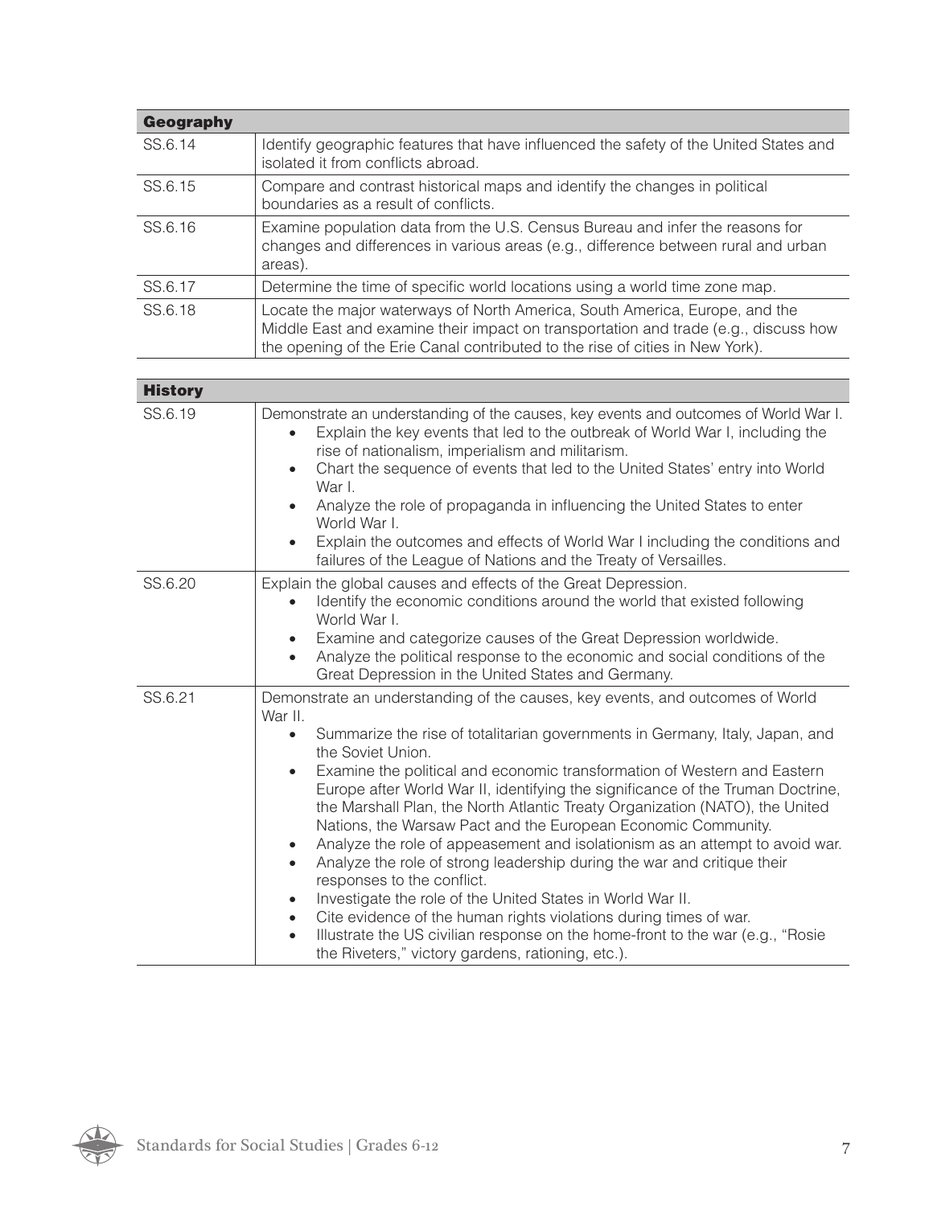| Geography | |
|---|---|
| SS.6.14 | Identify geographic features that have influenced the safety of the United States and isolated it from conflicts abroad. |
| SS.6.15 | Compare and contrast historical maps and identify the changes in political boundaries as a result of conflicts. |
| SS.6.16 | Examine population data from the U.S. Census Bureau and infer the reasons for changes and differences in various areas (e.g., difference between rural and urban areas). |
| SS.6.17 | Determine the time of specific world locations using a world time zone map. |
| SS.6.18 | Locate the major waterways of North America, South America, Europe, and the Middle East and examine their impact on transportation and trade (e.g., discuss how the opening of the Erie Canal contributed to the rise of cities in New York). |

| History | |
|---|---|
| SS.6.19 | Demonstrate an understanding of the causes, key events and outcomes of World War I.<br>• Explain the key events that led to the outbreak of World War I, including the rise of nationalism, imperialism and militarism.<br>• Chart the sequence of events that led to the United States' entry into World War I.<br>• Analyze the role of propaganda in influencing the United States to enter World War I.<br>• Explain the outcomes and effects of World War I including the conditions and failures of the League of Nations and the Treaty of Versailles. |
| SS.6.20 | Explain the global causes and effects of the Great Depression.<br>• Identify the economic conditions around the world that existed following World War I.<br>• Examine and categorize causes of the Great Depression worldwide.<br>• Analyze the political response to the economic and social conditions of the Great Depression in the United States and Germany. |
| SS.6.21 | Demonstrate an understanding of the causes, key events, and outcomes of World War II.<br>• Summarize the rise of totalitarian governments in Germany, Italy, Japan, and the Soviet Union.<br>• Examine the political and economic transformation of Western and Eastern Europe after World War II, identifying the significance of the Truman Doctrine, the Marshall Plan, the North Atlantic Treaty Organization (NATO), the United Nations, the Warsaw Pact and the European Economic Community.<br>• Analyze the role of appeasement and isolationism as an attempt to avoid war.<br>• Analyze the role of strong leadership during the war and critique their responses to the conflict.<br>• Investigate the role of the United States in World War II.<br>• Cite evidence of the human rights violations during times of war.<br>• Illustrate the US civilian response on the home-front to the war (e.g., "Rosie the Riveters," victory gardens, rationing, etc.). |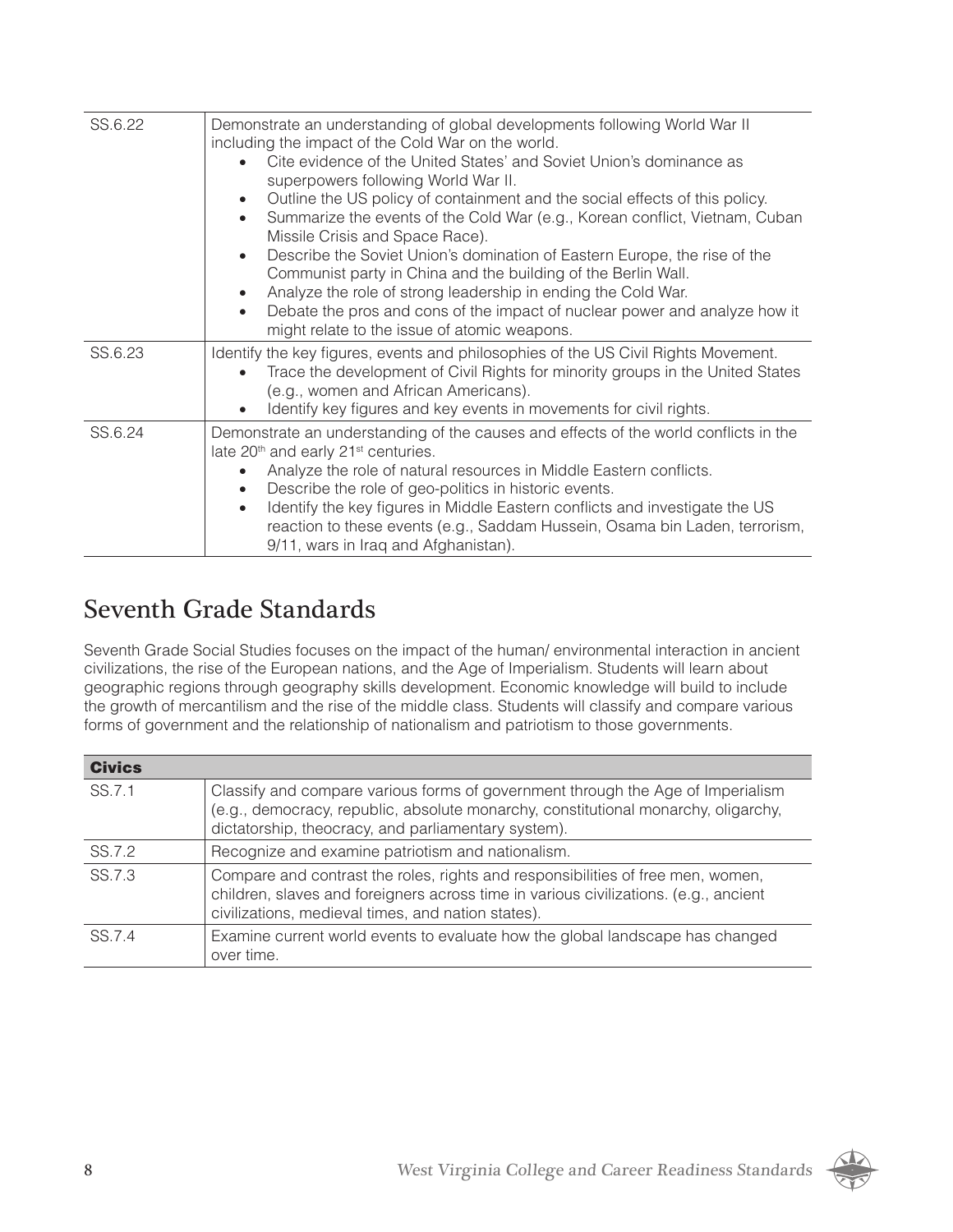| | |
|---|---|
| SS.6.22 | Demonstrate an understanding of global developments following World War II including the impact of the Cold War on the world.<br>• Cite evidence of the United States' and Soviet Union's dominance as superpowers following World War II.<br>• Outline the US policy of containment and the social effects of this policy.<br>• Summarize the events of the Cold War (e.g., Korean conflict, Vietnam, Cuban Missile Crisis and Space Race).<br>• Describe the Soviet Union's domination of Eastern Europe, the rise of the Communist party in China and the building of the Berlin Wall.<br>• Analyze the role of strong leadership in ending the Cold War.<br>• Debate the pros and cons of the impact of nuclear power and analyze how it might relate to the issue of atomic weapons. |
| SS.6.23 | Identify the key figures, events and philosophies of the US Civil Rights Movement.<br>• Trace the development of Civil Rights for minority groups in the United States (e.g., women and African Americans).<br>• Identify key figures and key events in movements for civil rights. |
| SS.6.24 | Demonstrate an understanding of the causes and effects of the world conflicts in the late 20th and early 21st centuries.<br>• Analyze the role of natural resources in Middle Eastern conflicts.<br>• Describe the role of geo-politics in historic events.<br>• Identify the key figures in Middle Eastern conflicts and investigate the US reaction to these events (e.g., Saddam Hussein, Osama bin Laden, terrorism, 9/11, wars in Iraq and Afghanistan). |

## Seventh Grade Standards

Seventh Grade Social Studies focuses on the impact of the human/ environmental interaction in ancient civilizations, the rise of the European nations, and the Age of Imperialism. Students will learn about geographic regions through geography skills development. Economic knowledge will build to include the growth of mercantilism and the rise of the middle class. Students will classify and compare various forms of government and the relationship of nationalism and patriotism to those governments.

| **Civics** | |
|---|---|
| SS.7.1 | Classify and compare various forms of government through the Age of Imperialism (e.g., democracy, republic, absolute monarchy, constitutional monarchy, oligarchy, dictatorship, theocracy, and parliamentary system). |
| SS.7.2 | Recognize and examine patriotism and nationalism. |
| SS.7.3 | Compare and contrast the roles, rights and responsibilities of free men, women, children, slaves and foreigners across time in various civilizations. (e.g., ancient civilizations, medieval times, and nation states). |
| SS.7.4 | Examine current world events to evaluate how the global landscape has changed over time. |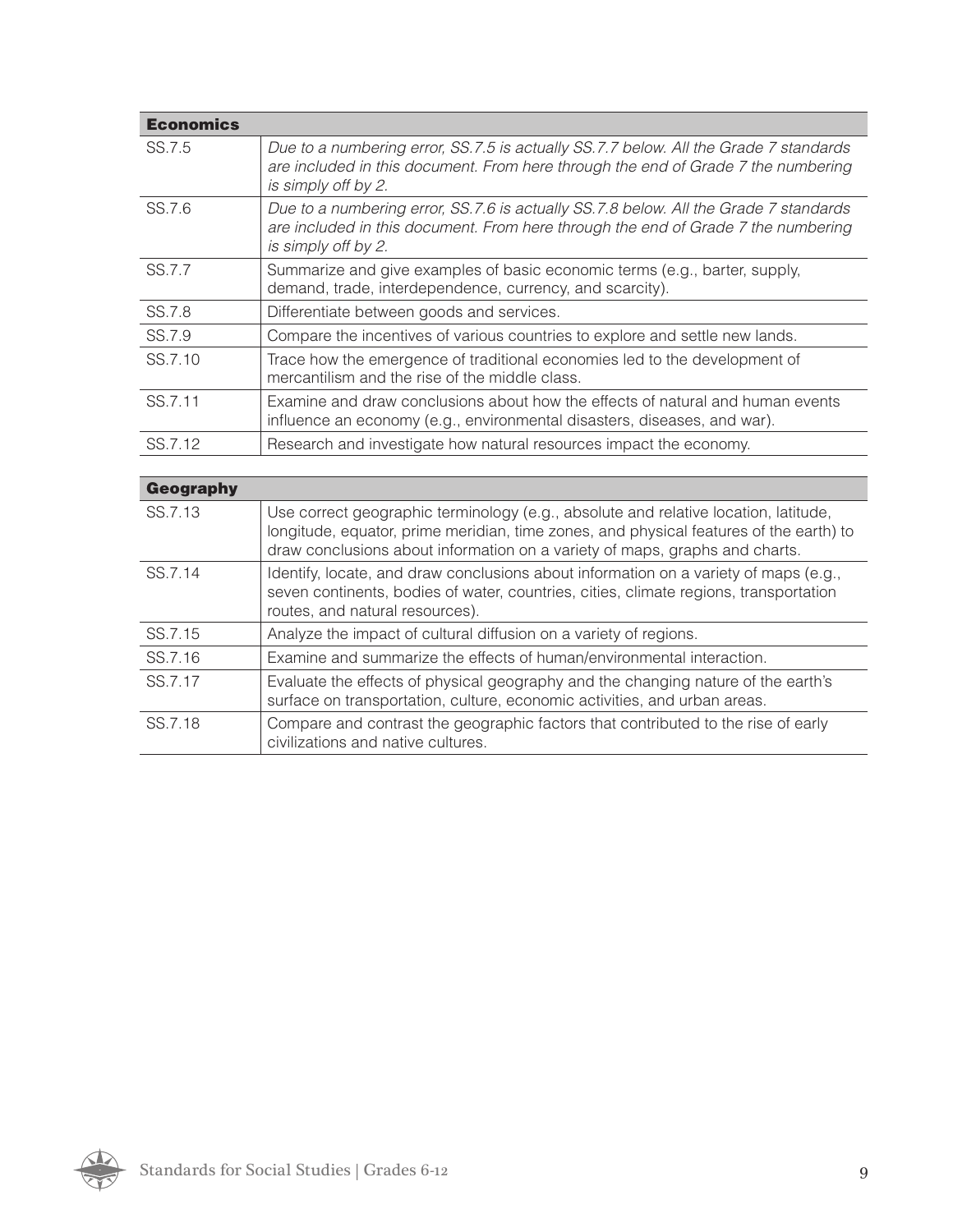| Economics | |
|---|---|
| SS.7.5 | *Due to a numbering error, SS.7.5 is actually SS.7.7 below. All the Grade 7 standards are included in this document. From here through the end of Grade 7 the numbering is simply off by 2.* |
| SS.7.6 | *Due to a numbering error, SS.7.6 is actually SS.7.8 below. All the Grade 7 standards are included in this document. From here through the end of Grade 7 the numbering is simply off by 2.* |
| SS.7.7 | Summarize and give examples of basic economic terms (e.g., barter, supply, demand, trade, interdependence, currency, and scarcity). |
| SS.7.8 | Differentiate between goods and services. |
| SS.7.9 | Compare the incentives of various countries to explore and settle new lands. |
| SS.7.10 | Trace how the emergence of traditional economies led to the development of mercantilism and the rise of the middle class. |
| SS.7.11 | Examine and draw conclusions about how the effects of natural and human events influence an economy (e.g., environmental disasters, diseases, and war). |
| SS.7.12 | Research and investigate how natural resources impact the economy. |

| Geography | |
|---|---|
| SS.7.13 | Use correct geographic terminology (e.g., absolute and relative location, latitude, longitude, equator, prime meridian, time zones, and physical features of the earth) to draw conclusions about information on a variety of maps, graphs and charts. |
| SS.7.14 | Identify, locate, and draw conclusions about information on a variety of maps (e.g., seven continents, bodies of water, countries, cities, climate regions, transportation routes, and natural resources). |
| SS.7.15 | Analyze the impact of cultural diffusion on a variety of regions. |
| SS.7.16 | Examine and summarize the effects of human/environmental interaction. |
| SS.7.17 | Evaluate the effects of physical geography and the changing nature of the earth's surface on transportation, culture, economic activities, and urban areas. |
| SS.7.18 | Compare and contrast the geographic factors that contributed to the rise of early civilizations and native cultures. |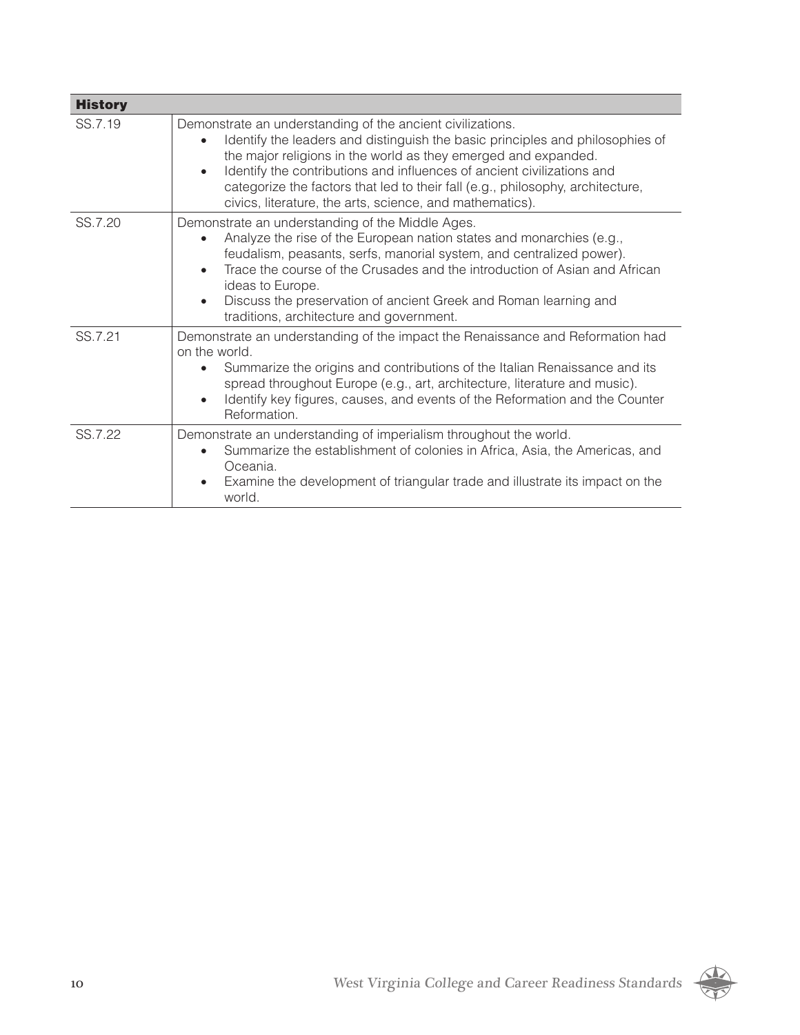| History | |
|---|---|
| SS.7.19 | Demonstrate an understanding of the ancient civilizations.<br>• Identify the leaders and distinguish the basic principles and philosophies of the major religions in the world as they emerged and expanded.<br>• Identify the contributions and influences of ancient civilizations and categorize the factors that led to their fall (e.g., philosophy, architecture, civics, literature, the arts, science, and mathematics). |
| SS.7.20 | Demonstrate an understanding of the Middle Ages.<br>• Analyze the rise of the European nation states and monarchies (e.g., feudalism, peasants, serfs, manorial system, and centralized power).<br>• Trace the course of the Crusades and the introduction of Asian and African ideas to Europe.<br>• Discuss the preservation of ancient Greek and Roman learning and traditions, architecture and government. |
| SS.7.21 | Demonstrate an understanding of the impact the Renaissance and Reformation had on the world.<br>• Summarize the origins and contributions of the Italian Renaissance and its spread throughout Europe (e.g., art, architecture, literature and music).<br>• Identify key figures, causes, and events of the Reformation and the Counter Reformation. |
| SS.7.22 | Demonstrate an understanding of imperialism throughout the world.<br>• Summarize the establishment of colonies in Africa, Asia, the Americas, and Oceania.<br>• Examine the development of triangular trade and illustrate its impact on the world. |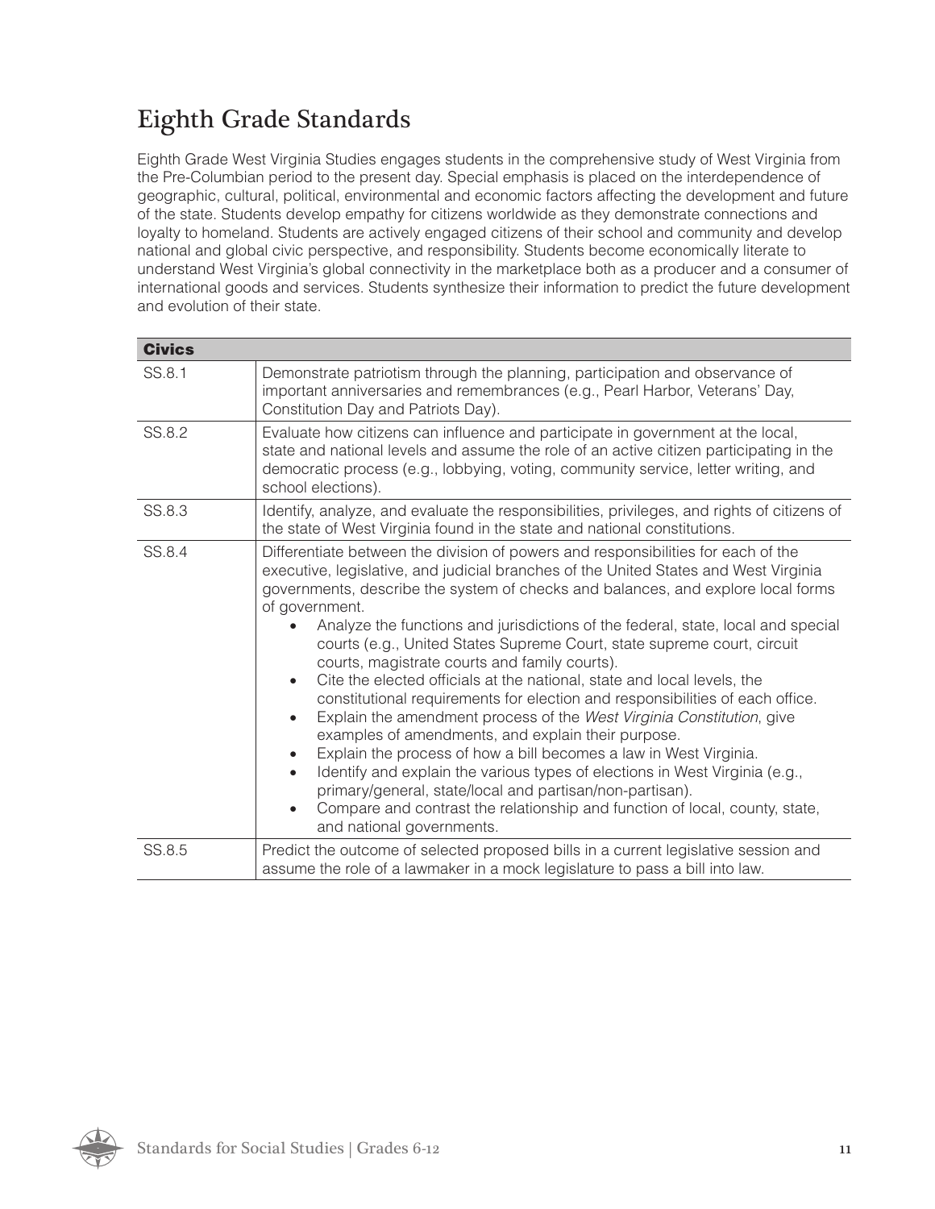## Eighth Grade Standards

Eighth Grade West Virginia Studies engages students in the comprehensive study of West Virginia from the Pre-Columbian period to the present day. Special emphasis is placed on the interdependence of geographic, cultural, political, environmental and economic factors affecting the development and future of the state. Students develop empathy for citizens worldwide as they demonstrate connections and loyalty to homeland. Students are actively engaged citizens of their school and community and develop national and global civic perspective, and responsibility. Students become economically literate to understand West Virginia's global connectivity in the marketplace both as a producer and a consumer of international goods and services. Students synthesize their information to predict the future development and evolution of their state.

| **Civics** | |
|---|---|
| SS.8.1 | Demonstrate patriotism through the planning, participation and observance of important anniversaries and remembrances (e.g., Pearl Harbor, Veterans' Day, Constitution Day and Patriots Day). |
| SS.8.2 | Evaluate how citizens can influence and participate in government at the local, state and national levels and assume the role of an active citizen participating in the democratic process (e.g., lobbying, voting, community service, letter writing, and school elections). |
| SS.8.3 | Identify, analyze, and evaluate the responsibilities, privileges, and rights of citizens of the state of West Virginia found in the state and national constitutions. |
| SS.8.4 | Differentiate between the division of powers and responsibilities for each of the executive, legislative, and judicial branches of the United States and West Virginia governments, describe the system of checks and balances, and explore local forms of government.<br>• Analyze the functions and jurisdictions of the federal, state, local and special courts (e.g., United States Supreme Court, state supreme court, circuit courts, magistrate courts and family courts).<br>• Cite the elected officials at the national, state and local levels, the constitutional requirements for election and responsibilities of each office.<br>• Explain the amendment process of the *West Virginia Constitution*, give examples of amendments, and explain their purpose.<br>• Explain the process of how a bill becomes a law in West Virginia.<br>• Identify and explain the various types of elections in West Virginia (e.g., primary/general, state/local and partisan/non-partisan).<br>• Compare and contrast the relationship and function of local, county, state, and national governments. |
| SS.8.5 | Predict the outcome of selected proposed bills in a current legislative session and assume the role of a lawmaker in a mock legislature to pass a bill into law. |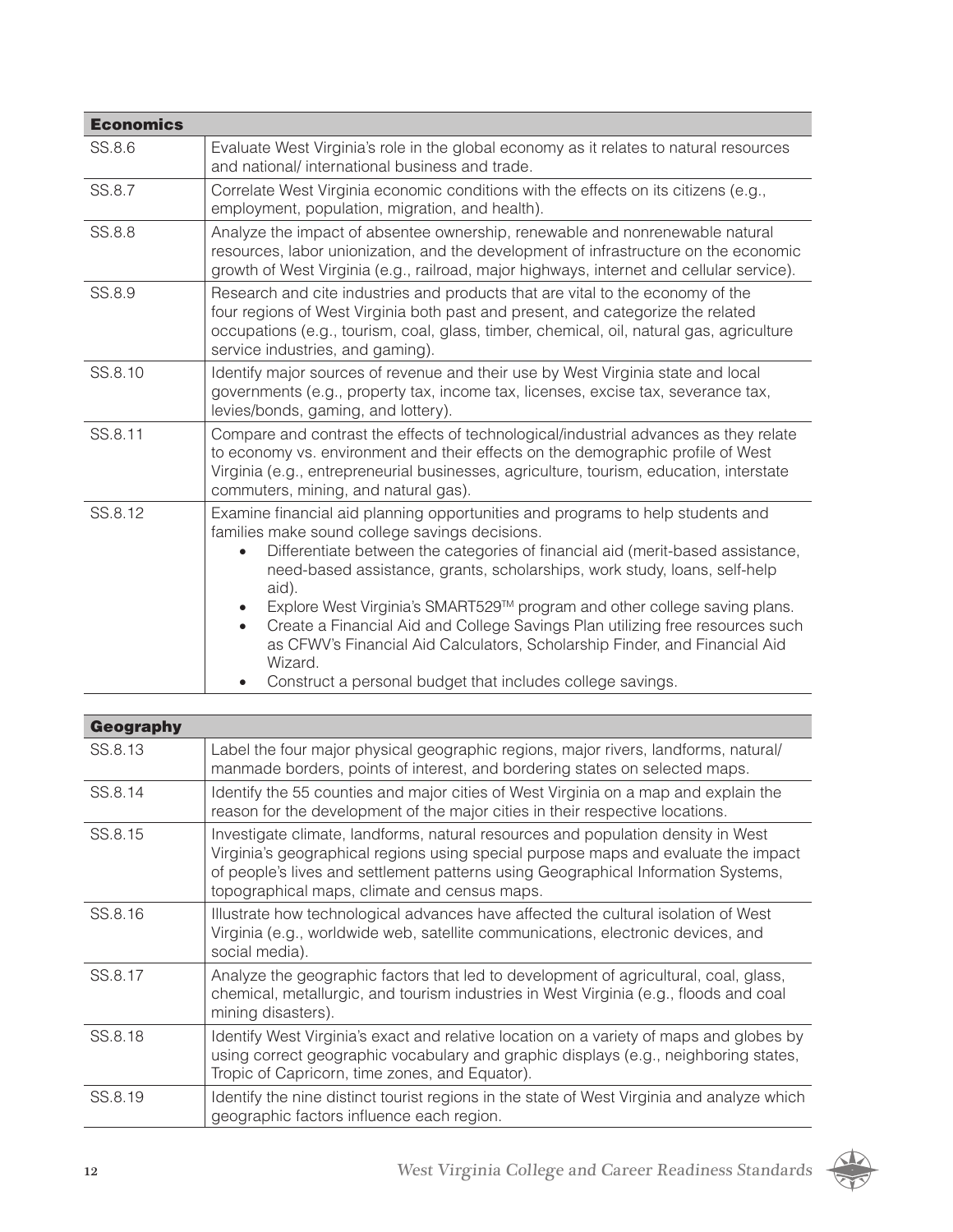| Economics | |
|---|---|
| SS.8.6 | Evaluate West Virginia's role in the global economy as it relates to natural resources and national/ international business and trade. |
| SS.8.7 | Correlate West Virginia economic conditions with the effects on its citizens (e.g., employment, population, migration, and health). |
| SS.8.8 | Analyze the impact of absentee ownership, renewable and nonrenewable natural resources, labor unionization, and the development of infrastructure on the economic growth of West Virginia (e.g., railroad, major highways, internet and cellular service). |
| SS.8.9 | Research and cite industries and products that are vital to the economy of the four regions of West Virginia both past and present, and categorize the related occupations (e.g., tourism, coal, glass, timber, chemical, oil, natural gas, agriculture service industries, and gaming). |
| SS.8.10 | Identify major sources of revenue and their use by West Virginia state and local governments (e.g., property tax, income tax, licenses, excise tax, severance tax, levies/bonds, gaming, and lottery). |
| SS.8.11 | Compare and contrast the effects of technological/industrial advances as they relate to economy vs. environment and their effects on the demographic profile of West Virginia (e.g., entrepreneurial businesses, agriculture, tourism, education, interstate commuters, mining, and natural gas). |
| SS.8.12 | Examine financial aid planning opportunities and programs to help students and families make sound college savings decisions. <br>• Differentiate between the categories of financial aid (merit-based assistance, need-based assistance, grants, scholarships, work study, loans, self-help aid). <br>• Explore West Virginia's SMART529™ program and other college saving plans. <br>• Create a Financial Aid and College Savings Plan utilizing free resources such as CFWV's Financial Aid Calculators, Scholarship Finder, and Financial Aid Wizard. <br>• Construct a personal budget that includes college savings. |

| Geography | |
|---|---|
| SS.8.13 | Label the four major physical geographic regions, major rivers, landforms, natural/ manmade borders, points of interest, and bordering states on selected maps. |
| SS.8.14 | Identify the 55 counties and major cities of West Virginia on a map and explain the reason for the development of the major cities in their respective locations. |
| SS.8.15 | Investigate climate, landforms, natural resources and population density in West Virginia's geographical regions using special purpose maps and evaluate the impact of people's lives and settlement patterns using Geographical Information Systems, topographical maps, climate and census maps. |
| SS.8.16 | Illustrate how technological advances have affected the cultural isolation of West Virginia (e.g., worldwide web, satellite communications, electronic devices, and social media). |
| SS.8.17 | Analyze the geographic factors that led to development of agricultural, coal, glass, chemical, metallurgic, and tourism industries in West Virginia (e.g., floods and coal mining disasters). |
| SS.8.18 | Identify West Virginia's exact and relative location on a variety of maps and globes by using correct geographic vocabulary and graphic displays (e.g., neighboring states, Tropic of Capricorn, time zones, and Equator). |
| SS.8.19 | Identify the nine distinct tourist regions in the state of West Virginia and analyze which geographic factors influence each region. |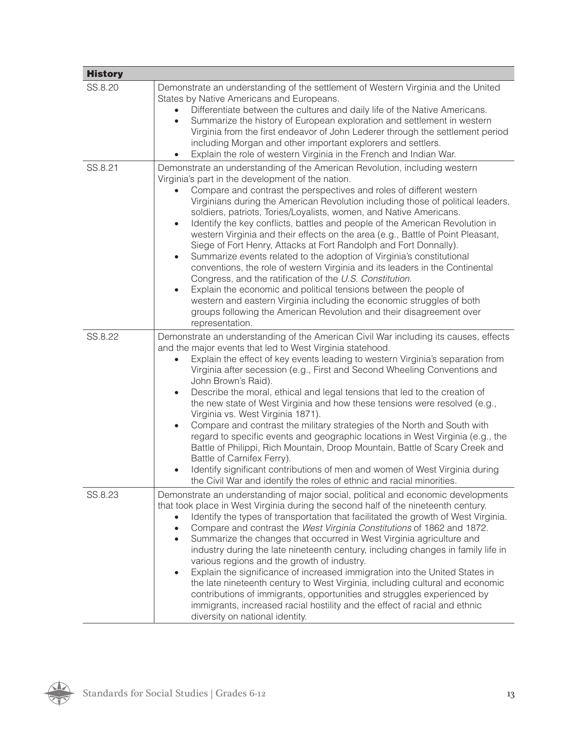| History | |
|---|---|
| SS.8.20 | Demonstrate an understanding of the settlement of Western Virginia and the United States by Native Americans and Europeans.<br>• Differentiate between the cultures and daily life of the Native Americans.<br>• Summarize the history of European exploration and settlement in western Virginia from the first endeavor of John Lederer through the settlement period including Morgan and other important explorers and settlers.<br>• Explain the role of western Virginia in the French and Indian War. |
| SS.8.21 | Demonstrate an understanding of the American Revolution, including western Virginia's part in the development of the nation.<br>• Compare and contrast the perspectives and roles of different western Virginians during the American Revolution including those of political leaders, soldiers, patriots, Tories/Loyalists, women, and Native Americans.<br>• Identify the key conflicts, battles and people of the American Revolution in western Virginia and their effects on the area (e.g., Battle of Point Pleasant, Siege of Fort Henry, Attacks at Fort Randolph and Fort Donnally).<br>• Summarize events related to the adoption of Virginia's constitutional conventions, the role of western Virginia and its leaders in the Continental Congress, and the ratification of the *U.S. Constitution*.<br>• Explain the economic and political tensions between the people of western and eastern Virginia including the economic struggles of both groups following the American Revolution and their disagreement over representation. |
| SS.8.22 | Demonstrate an understanding of the American Civil War including its causes, effects and the major events that led to West Virginia statehood.<br>• Explain the effect of key events leading to western Virginia's separation from Virginia after secession (e.g., First and Second Wheeling Conventions and John Brown's Raid).<br>• Describe the moral, ethical and legal tensions that led to the creation of the new state of West Virginia and how these tensions were resolved (e.g., Virginia vs. West Virginia 1871).<br>• Compare and contrast the military strategies of the North and South with regard to specific events and geographic locations in West Virginia (e.g., the Battle of Philippi, Rich Mountain, Droop Mountain, Battle of Scary Creek and Battle of Carnifex Ferry).<br>• Identify significant contributions of men and women of West Virginia during the Civil War and identify the roles of ethnic and racial minorities. |
| SS.8.23 | Demonstrate an understanding of major social, political and economic developments that took place in West Virginia during the second half of the nineteenth century.<br>• Identify the types of transportation that facilitated the growth of West Virginia.<br>• Compare and contrast the *West Virginia Constitutions* of 1862 and 1872.<br>• Summarize the changes that occurred in West Virginia agriculture and industry during the late nineteenth century, including changes in family life in various regions and the growth of industry.<br>• Explain the significance of increased immigration into the United States in the late nineteenth century to West Virginia, including cultural and economic contributions of immigrants, opportunities and struggles experienced by immigrants, increased racial hostility and the effect of racial and ethnic diversity on national identity. |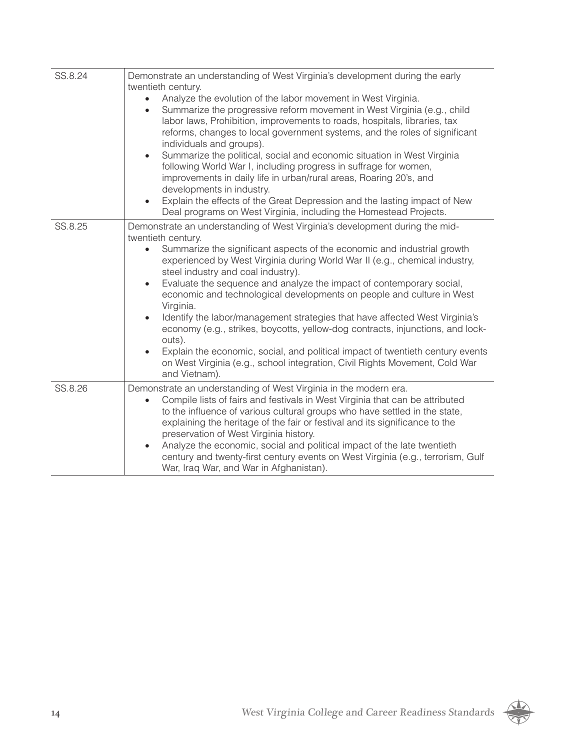| | |
|---|---|
| SS.8.24 | Demonstrate an understanding of West Virginia's development during the early twentieth century.<br>• Analyze the evolution of the labor movement in West Virginia.<br>• Summarize the progressive reform movement in West Virginia (e.g., child labor laws, Prohibition, improvements to roads, hospitals, libraries, tax reforms, changes to local government systems, and the roles of significant individuals and groups).<br>• Summarize the political, social and economic situation in West Virginia following World War I, including progress in suffrage for women, improvements in daily life in urban/rural areas, Roaring 20's, and developments in industry.<br>• Explain the effects of the Great Depression and the lasting impact of New Deal programs on West Virginia, including the Homestead Projects. |
| SS.8.25 | Demonstrate an understanding of West Virginia's development during the mid-twentieth century.<br>• Summarize the significant aspects of the economic and industrial growth experienced by West Virginia during World War II (e.g., chemical industry, steel industry and coal industry).<br>• Evaluate the sequence and analyze the impact of contemporary social, economic and technological developments on people and culture in West Virginia.<br>• Identify the labor/management strategies that have affected West Virginia's economy (e.g., strikes, boycotts, yellow-dog contracts, injunctions, and lock-outs).<br>• Explain the economic, social, and political impact of twentieth century events on West Virginia (e.g., school integration, Civil Rights Movement, Cold War and Vietnam). |
| SS.8.26 | Demonstrate an understanding of West Virginia in the modern era.<br>• Compile lists of fairs and festivals in West Virginia that can be attributed to the influence of various cultural groups who have settled in the state, explaining the heritage of the fair or festival and its significance to the preservation of West Virginia history.<br>• Analyze the economic, social and political impact of the late twentieth century and twenty-first century events on West Virginia (e.g., terrorism, Gulf War, Iraq War, and War in Afghanistan). |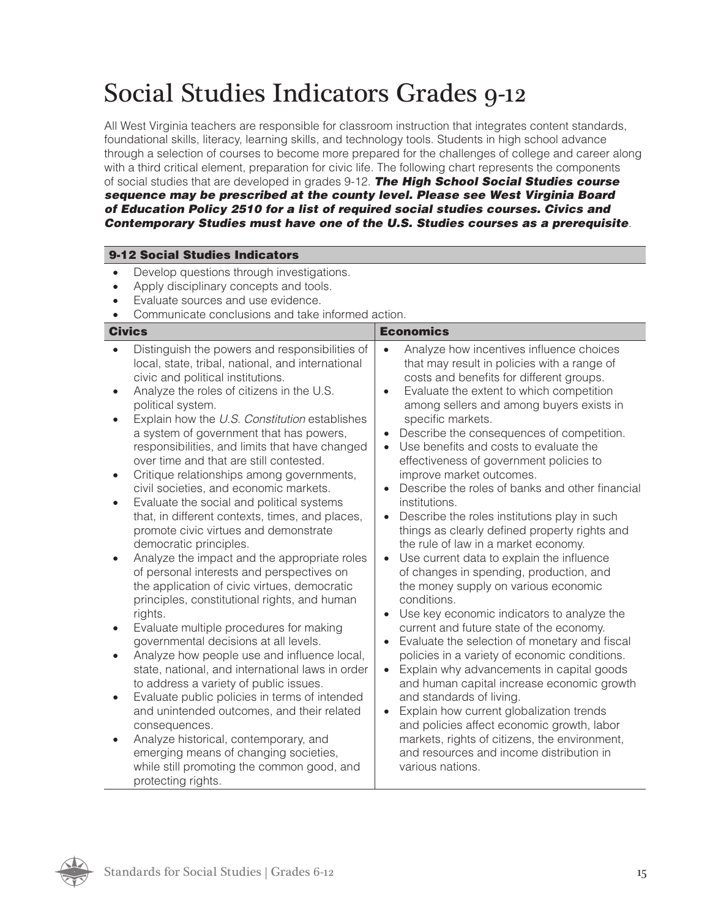# Social Studies Indicators Grades 9-12

All West Virginia teachers are responsible for classroom instruction that integrates content standards, foundational skills, literacy, learning skills, and technology tools. Students in high school advance through a selection of courses to become more prepared for the challenges of college and career along with a third critical element, preparation for civic life. The following chart represents the components of social studies that are developed in grades 9-12. ***The High School Social Studies course sequence may be prescribed at the county level. Please see West Virginia Board of Education Policy 2510 for a list of required social studies courses. Civics and Contemporary Studies must have one of the U.S. Studies courses as a prerequisite***.

**9-12 Social Studies Indicators**

- Develop questions through investigations.
- Apply disciplinary concepts and tools.
- Evaluate sources and use evidence.
- Communicate conclusions and take informed action.

| Civics | Economics |
|---|---|
| • Distinguish the powers and responsibilities of local, state, tribal, national, and international civic and political institutions.<br>• Analyze the roles of citizens in the U.S. political system.<br>• Explain how the *U.S. Constitution* establishes a system of government that has powers, responsibilities, and limits that have changed over time and that are still contested.<br>• Critique relationships among governments, civil societies, and economic markets.<br>• Evaluate the social and political systems that, in different contexts, times, and places, promote civic virtues and demonstrate democratic principles.<br>• Analyze the impact and the appropriate roles of personal interests and perspectives on the application of civic virtues, democratic principles, constitutional rights, and human rights.<br>• Evaluate multiple procedures for making governmental decisions at all levels.<br>• Analyze how people use and influence local, state, national, and international laws in order to address a variety of public issues.<br>• Evaluate public policies in terms of intended and unintended outcomes, and their related consequences.<br>• Analyze historical, contemporary, and emerging means of changing societies, while still promoting the common good, and protecting rights. | • Analyze how incentives influence choices that may result in policies with a range of costs and benefits for different groups.<br>• Evaluate the extent to which competition among sellers and among buyers exists in specific markets.<br>• Describe the consequences of competition.<br>• Use benefits and costs to evaluate the effectiveness of government policies to improve market outcomes.<br>• Describe the roles of banks and other financial institutions.<br>• Describe the roles institutions play in such things as clearly defined property rights and the rule of law in a market economy.<br>• Use current data to explain the influence of changes in spending, production, and the money supply on various economic conditions.<br>• Use key economic indicators to analyze the current and future state of the economy.<br>• Evaluate the selection of monetary and fiscal policies in a variety of economic conditions.<br>• Explain why advancements in capital goods and human capital increase economic growth and standards of living.<br>• Explain how current globalization trends and policies affect economic growth, labor markets, rights of citizens, the environment, and resources and income distribution in various nations. |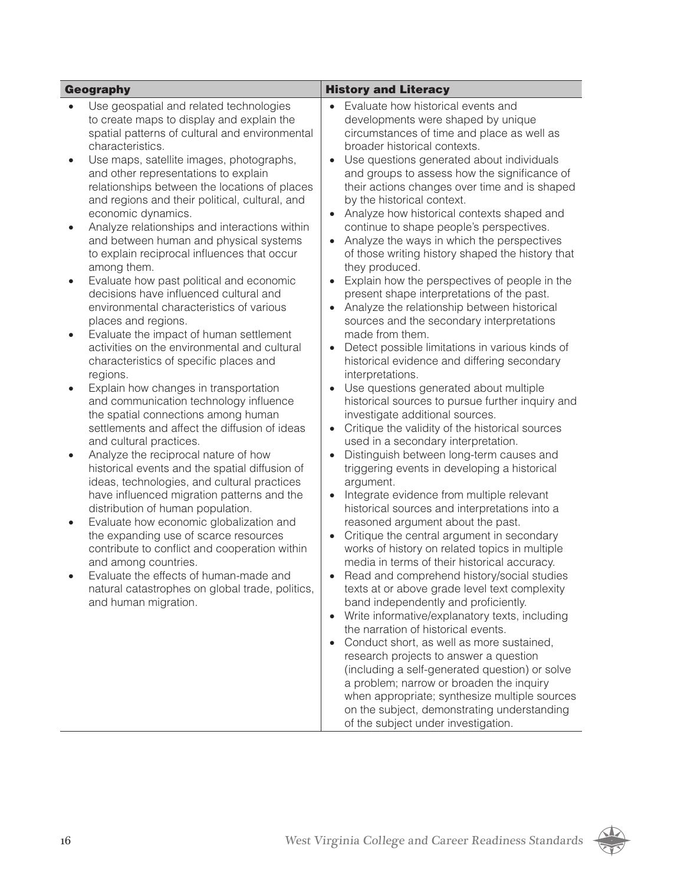| Geography | History and Literacy |
|---|---|
| • Use geospatial and related technologies to create maps to display and explain the spatial patterns of cultural and environmental characteristics.<br>• Use maps, satellite images, photographs, and other representations to explain relationships between the locations of places and regions and their political, cultural, and economic dynamics.<br>• Analyze relationships and interactions within and between human and physical systems to explain reciprocal influences that occur among them.<br>• Evaluate how past political and economic decisions have influenced cultural and environmental characteristics of various places and regions.<br>• Evaluate the impact of human settlement activities on the environmental and cultural characteristics of specific places and regions.<br>• Explain how changes in transportation and communication technology influence the spatial connections among human settlements and affect the diffusion of ideas and cultural practices.<br>• Analyze the reciprocal nature of how historical events and the spatial diffusion of ideas, technologies, and cultural practices have influenced migration patterns and the distribution of human population.<br>• Evaluate how economic globalization and the expanding use of scarce resources contribute to conflict and cooperation within and among countries.<br>• Evaluate the effects of human-made and natural catastrophes on global trade, politics, and human migration. | • Evaluate how historical events and developments were shaped by unique circumstances of time and place as well as broader historical contexts.<br>• Use questions generated about individuals and groups to assess how the significance of their actions changes over time and is shaped by the historical context.<br>• Analyze how historical contexts shaped and continue to shape people's perspectives.<br>• Analyze the ways in which the perspectives of those writing history shaped the history that they produced.<br>• Explain how the perspectives of people in the present shape interpretations of the past.<br>• Analyze the relationship between historical sources and the secondary interpretations made from them.<br>• Detect possible limitations in various kinds of historical evidence and differing secondary interpretations.<br>• Use questions generated about multiple historical sources to pursue further inquiry and investigate additional sources.<br>• Critique the validity of the historical sources used in a secondary interpretation.<br>• Distinguish between long-term causes and triggering events in developing a historical argument.<br>• Integrate evidence from multiple relevant historical sources and interpretations into a reasoned argument about the past.<br>• Critique the central argument in secondary works of history on related topics in multiple media in terms of their historical accuracy.<br>• Read and comprehend history/social studies texts at or above grade level text complexity band independently and proficiently.<br>• Write informative/explanatory texts, including the narration of historical events.<br>• Conduct short, as well as more sustained, research projects to answer a question (including a self-generated question) or solve a problem; narrow or broaden the inquiry when appropriate; synthesize multiple sources on the subject, demonstrating understanding of the subject under investigation. |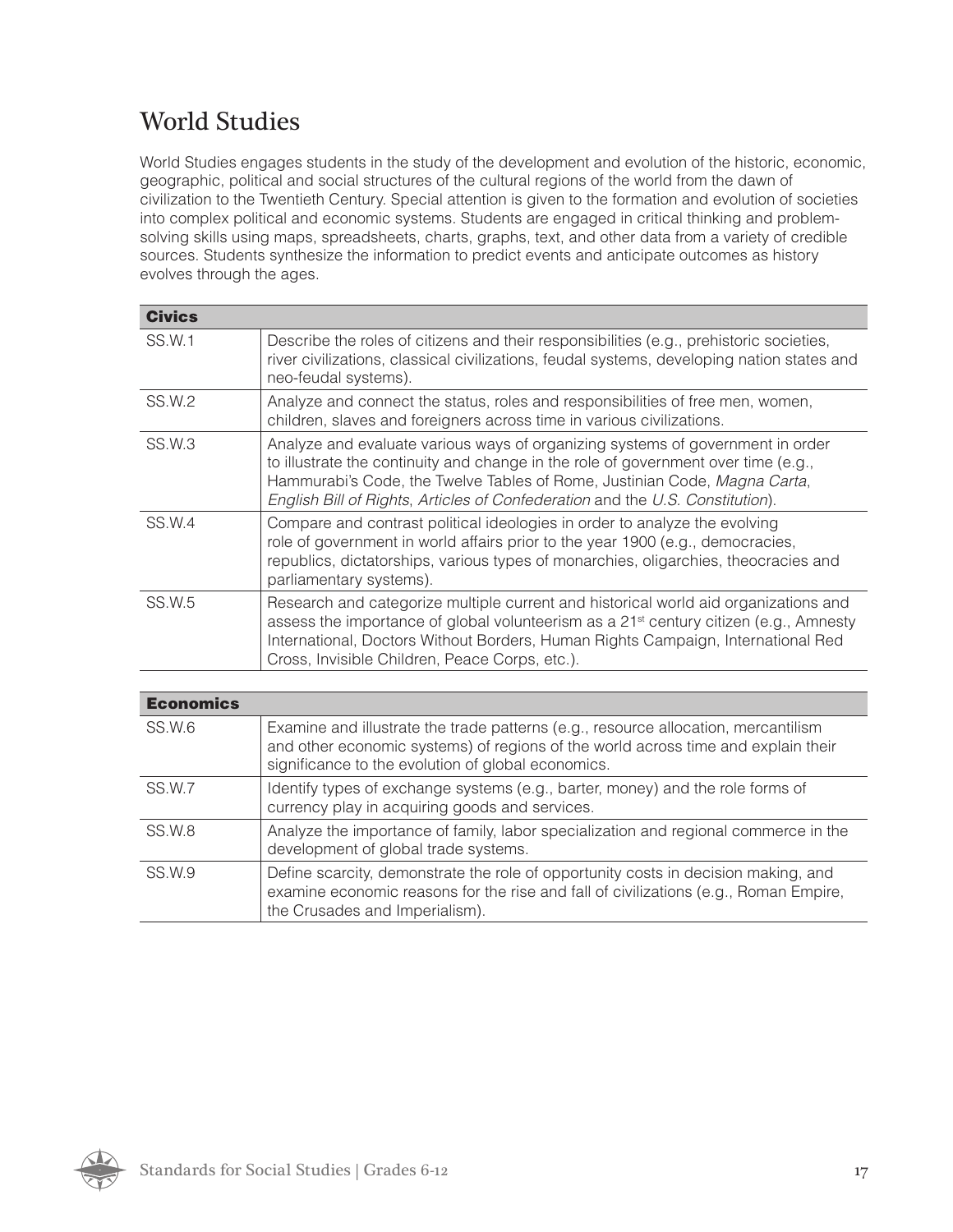# World Studies

World Studies engages students in the study of the development and evolution of the historic, economic, geographic, political and social structures of the cultural regions of the world from the dawn of civilization to the Twentieth Century. Special attention is given to the formation and evolution of societies into complex political and economic systems. Students are engaged in critical thinking and problem-solving skills using maps, spreadsheets, charts, graphs, text, and other data from a variety of credible sources. Students synthesize the information to predict events and anticipate outcomes as history evolves through the ages.

| **Civics** | |
|---|---|
| SS.W.1 | Describe the roles of citizens and their responsibilities (e.g., prehistoric societies, river civilizations, classical civilizations, feudal systems, developing nation states and neo-feudal systems). |
| SS.W.2 | Analyze and connect the status, roles and responsibilities of free men, women, children, slaves and foreigners across time in various civilizations. |
| SS.W.3 | Analyze and evaluate various ways of organizing systems of government in order to illustrate the continuity and change in the role of government over time (e.g., Hammurabi's Code, the Twelve Tables of Rome, Justinian Code, *Magna Carta*, *English Bill of Rights*, *Articles of Confederation* and the *U.S. Constitution*). |
| SS.W.4 | Compare and contrast political ideologies in order to analyze the evolving role of government in world affairs prior to the year 1900 (e.g., democracies, republics, dictatorships, various types of monarchies, oligarchies, theocracies and parliamentary systems). |
| SS.W.5 | Research and categorize multiple current and historical world aid organizations and assess the importance of global volunteerism as a 21st century citizen (e.g., Amnesty International, Doctors Without Borders, Human Rights Campaign, International Red Cross, Invisible Children, Peace Corps, etc.). |

| **Economics** | |
|---|---|
| SS.W.6 | Examine and illustrate the trade patterns (e.g., resource allocation, mercantilism and other economic systems) of regions of the world across time and explain their significance to the evolution of global economics. |
| SS.W.7 | Identify types of exchange systems (e.g., barter, money) and the role forms of currency play in acquiring goods and services. |
| SS.W.8 | Analyze the importance of family, labor specialization and regional commerce in the development of global trade systems. |
| SS.W.9 | Define scarcity, demonstrate the role of opportunity costs in decision making, and examine economic reasons for the rise and fall of civilizations (e.g., Roman Empire, the Crusades and Imperialism). |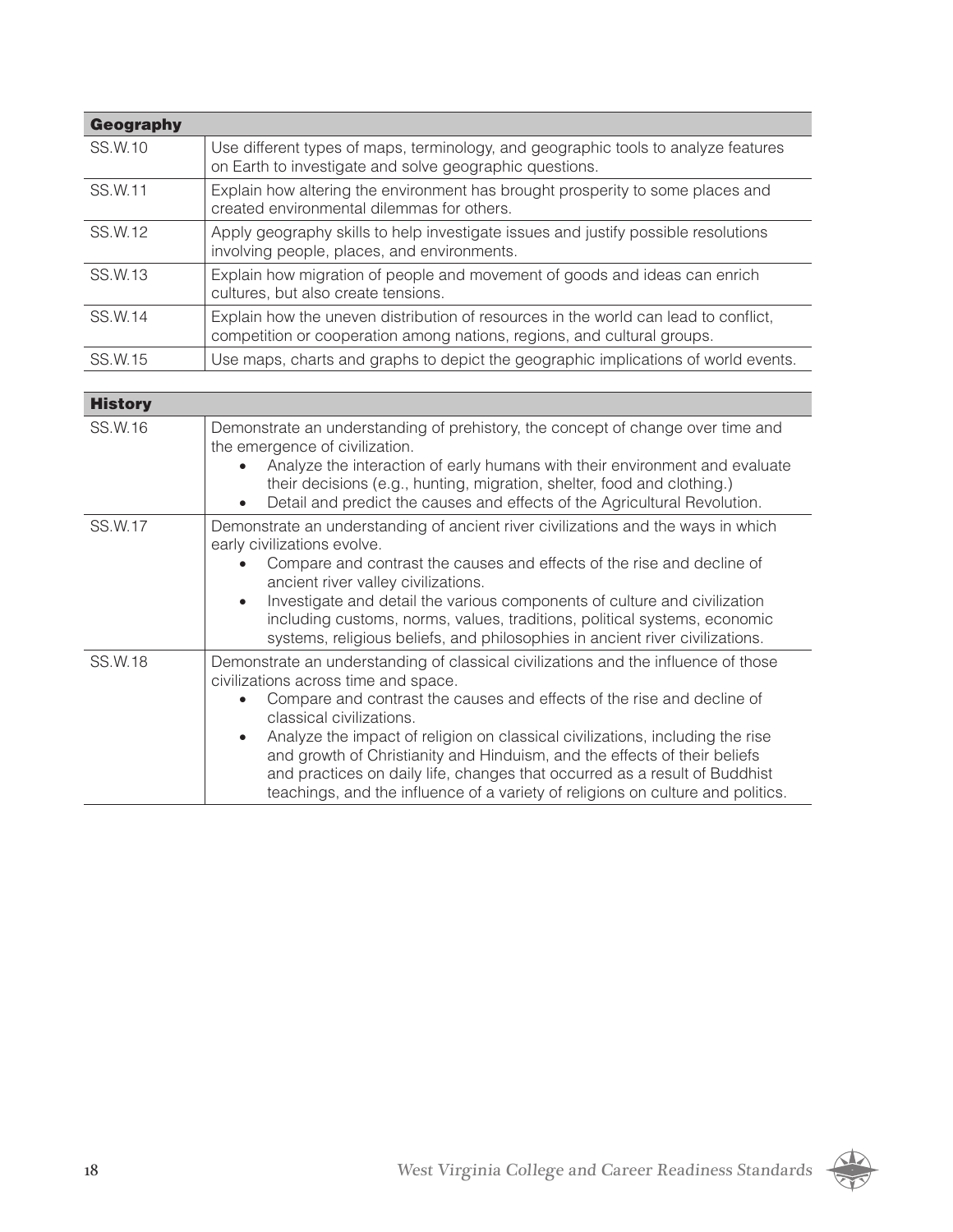| Geography | |
|---|---|
| SS.W.10 | Use different types of maps, terminology, and geographic tools to analyze features on Earth to investigate and solve geographic questions. |
| SS.W.11 | Explain how altering the environment has brought prosperity to some places and created environmental dilemmas for others. |
| SS.W.12 | Apply geography skills to help investigate issues and justify possible resolutions involving people, places, and environments. |
| SS.W.13 | Explain how migration of people and movement of goods and ideas can enrich cultures, but also create tensions. |
| SS.W.14 | Explain how the uneven distribution of resources in the world can lead to conflict, competition or cooperation among nations, regions, and cultural groups. |
| SS.W.15 | Use maps, charts and graphs to depict the geographic implications of world events. |

| History | |
|---|---|
| SS.W.16 | Demonstrate an understanding of prehistory, the concept of change over time and the emergence of civilization. <br>• Analyze the interaction of early humans with their environment and evaluate their decisions (e.g., hunting, migration, shelter, food and clothing.) <br>• Detail and predict the causes and effects of the Agricultural Revolution. |
| SS.W.17 | Demonstrate an understanding of ancient river civilizations and the ways in which early civilizations evolve. <br>• Compare and contrast the causes and effects of the rise and decline of ancient river valley civilizations. <br>• Investigate and detail the various components of culture and civilization including customs, norms, values, traditions, political systems, economic systems, religious beliefs, and philosophies in ancient river civilizations. |
| SS.W.18 | Demonstrate an understanding of classical civilizations and the influence of those civilizations across time and space. <br>• Compare and contrast the causes and effects of the rise and decline of classical civilizations. <br>• Analyze the impact of religion on classical civilizations, including the rise and growth of Christianity and Hinduism, and the effects of their beliefs and practices on daily life, changes that occurred as a result of Buddhist teachings, and the influence of a variety of religions on culture and politics. |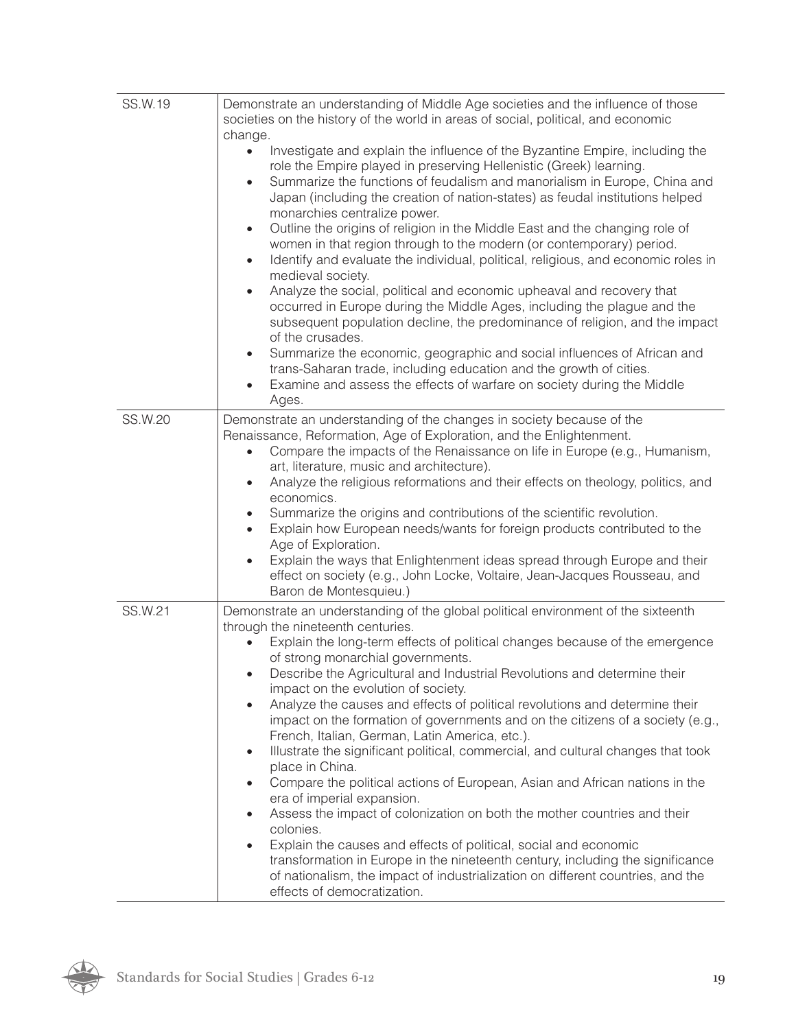| | |
|---|---|
| SS.W.19 | Demonstrate an understanding of Middle Age societies and the influence of those societies on the history of the world in areas of social, political, and economic change.<br>• Investigate and explain the influence of the Byzantine Empire, including the role the Empire played in preserving Hellenistic (Greek) learning.<br>• Summarize the functions of feudalism and manorialism in Europe, China and Japan (including the creation of nation-states) as feudal institutions helped monarchies centralize power.<br>• Outline the origins of religion in the Middle East and the changing role of women in that region through to the modern (or contemporary) period.<br>• Identify and evaluate the individual, political, religious, and economic roles in medieval society.<br>• Analyze the social, political and economic upheaval and recovery that occurred in Europe during the Middle Ages, including the plague and the subsequent population decline, the predominance of religion, and the impact of the crusades.<br>• Summarize the economic, geographic and social influences of African and trans-Saharan trade, including education and the growth of cities.<br>• Examine and assess the effects of warfare on society during the Middle Ages. |
| SS.W.20 | Demonstrate an understanding of the changes in society because of the Renaissance, Reformation, Age of Exploration, and the Enlightenment.<br>• Compare the impacts of the Renaissance on life in Europe (e.g., Humanism, art, literature, music and architecture).<br>• Analyze the religious reformations and their effects on theology, politics, and economics.<br>• Summarize the origins and contributions of the scientific revolution.<br>• Explain how European needs/wants for foreign products contributed to the Age of Exploration.<br>• Explain the ways that Enlightenment ideas spread through Europe and their effect on society (e.g., John Locke, Voltaire, Jean-Jacques Rousseau, and Baron de Montesquieu.) |
| SS.W.21 | Demonstrate an understanding of the global political environment of the sixteenth through the nineteenth centuries.<br>• Explain the long-term effects of political changes because of the emergence of strong monarchial governments.<br>• Describe the Agricultural and Industrial Revolutions and determine their impact on the evolution of society.<br>• Analyze the causes and effects of political revolutions and determine their impact on the formation of governments and on the citizens of a society (e.g., French, Italian, German, Latin America, etc.).<br>• Illustrate the significant political, commercial, and cultural changes that took place in China.<br>• Compare the political actions of European, Asian and African nations in the era of imperial expansion.<br>• Assess the impact of colonization on both the mother countries and their colonies.<br>• Explain the causes and effects of political, social and economic transformation in Europe in the nineteenth century, including the significance of nationalism, the impact of industrialization on different countries, and the effects of democratization. |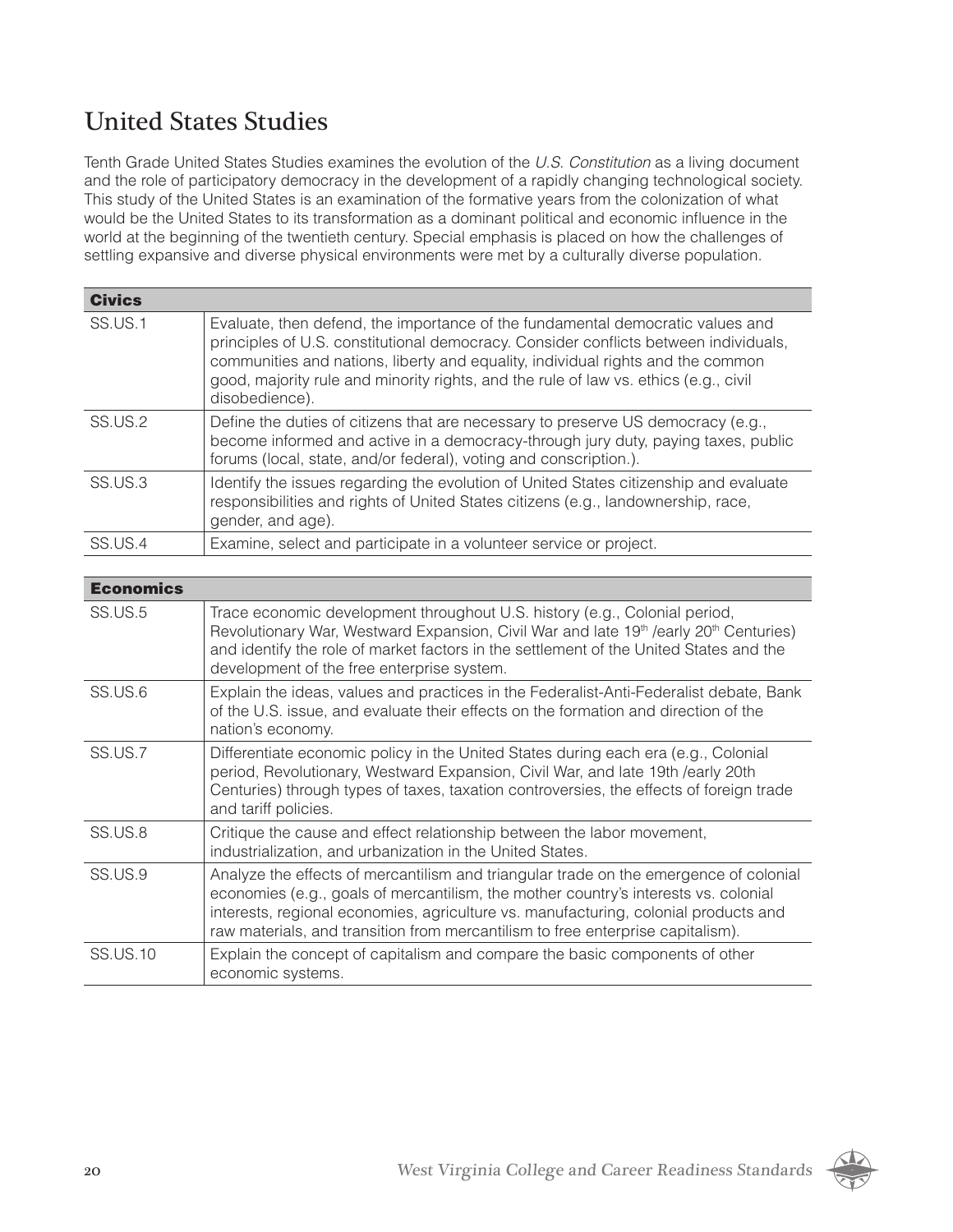## United States Studies

Tenth Grade United States Studies examines the evolution of the *U.S. Constitution* as a living document and the role of participatory democracy in the development of a rapidly changing technological society. This study of the United States is an examination of the formative years from the colonization of what would be the United States to its transformation as a dominant political and economic influence in the world at the beginning of the twentieth century. Special emphasis is placed on how the challenges of settling expansive and diverse physical environments were met by a culturally diverse population.

| **Civics** | |
|---|---|
| SS.US.1 | Evaluate, then defend, the importance of the fundamental democratic values and principles of U.S. constitutional democracy. Consider conflicts between individuals, communities and nations, liberty and equality, individual rights and the common good, majority rule and minority rights, and the rule of law vs. ethics (e.g., civil disobedience). |
| SS.US.2 | Define the duties of citizens that are necessary to preserve US democracy (e.g., become informed and active in a democracy-through jury duty, paying taxes, public forums (local, state, and/or federal), voting and conscription.). |
| SS.US.3 | Identify the issues regarding the evolution of United States citizenship and evaluate responsibilities and rights of United States citizens (e.g., landownership, race, gender, and age). |
| SS.US.4 | Examine, select and participate in a volunteer service or project. |

| **Economics** | |
|---|---|
| SS.US.5 | Trace economic development throughout U.S. history (e.g., Colonial period, Revolutionary War, Westward Expansion, Civil War and late 19th /early 20th Centuries) and identify the role of market factors in the settlement of the United States and the development of the free enterprise system. |
| SS.US.6 | Explain the ideas, values and practices in the Federalist-Anti-Federalist debate, Bank of the U.S. issue, and evaluate their effects on the formation and direction of the nation's economy. |
| SS.US.7 | Differentiate economic policy in the United States during each era (e.g., Colonial period, Revolutionary, Westward Expansion, Civil War, and late 19th /early 20th Centuries) through types of taxes, taxation controversies, the effects of foreign trade and tariff policies. |
| SS.US.8 | Critique the cause and effect relationship between the labor movement, industrialization, and urbanization in the United States. |
| SS.US.9 | Analyze the effects of mercantilism and triangular trade on the emergence of colonial economies (e.g., goals of mercantilism, the mother country's interests vs. colonial interests, regional economies, agriculture vs. manufacturing, colonial products and raw materials, and transition from mercantilism to free enterprise capitalism). |
| SS.US.10 | Explain the concept of capitalism and compare the basic components of other economic systems. |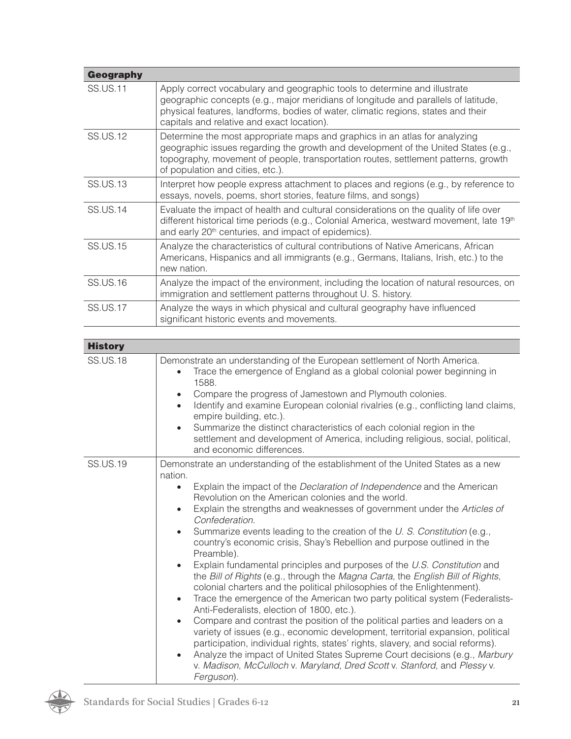| Geography | |
|---|---|
| SS.US.11 | Apply correct vocabulary and geographic tools to determine and illustrate geographic concepts (e.g., major meridians of longitude and parallels of latitude, physical features, landforms, bodies of water, climatic regions, states and their capitals and relative and exact location). |
| SS.US.12 | Determine the most appropriate maps and graphics in an atlas for analyzing geographic issues regarding the growth and development of the United States (e.g., topography, movement of people, transportation routes, settlement patterns, growth of population and cities, etc.). |
| SS.US.13 | Interpret how people express attachment to places and regions (e.g., by reference to essays, novels, poems, short stories, feature films, and songs) |
| SS.US.14 | Evaluate the impact of health and cultural considerations on the quality of life over different historical time periods (e.g., Colonial America, westward movement, late 19th and early 20th centuries, and impact of epidemics). |
| SS.US.15 | Analyze the characteristics of cultural contributions of Native Americans, African Americans, Hispanics and all immigrants (e.g., Germans, Italians, Irish, etc.) to the new nation. |
| SS.US.16 | Analyze the impact of the environment, including the location of natural resources, on immigration and settlement patterns throughout U. S. history. |
| SS.US.17 | Analyze the ways in which physical and cultural geography have influenced significant historic events and movements. |

| History | |
|---|---|
| SS.US.18 | Demonstrate an understanding of the European settlement of North America. <br>• Trace the emergence of England as a global colonial power beginning in 1588. <br>• Compare the progress of Jamestown and Plymouth colonies. <br>• Identify and examine European colonial rivalries (e.g., conflicting land claims, empire building, etc.). <br>• Summarize the distinct characteristics of each colonial region in the settlement and development of America, including religious, social, political, and economic differences. |
| SS.US.19 | Demonstrate an understanding of the establishment of the United States as a new nation. <br>• Explain the impact of the *Declaration of Independence* and the American Revolution on the American colonies and the world. <br>• Explain the strengths and weaknesses of government under the *Articles of Confederation*. <br>• Summarize events leading to the creation of the *U. S. Constitution* (e.g., country's economic crisis, Shay's Rebellion and purpose outlined in the Preamble). <br>• Explain fundamental principles and purposes of the *U.S. Constitution* and the *Bill of Rights* (e.g., through the *Magna Carta*, the *English Bill of Rights*, colonial charters and the political philosophies of the Enlightenment). <br>• Trace the emergence of the American two party political system (Federalists-Anti-Federalists, election of 1800, etc.). <br>• Compare and contrast the position of the political parties and leaders on a variety of issues (e.g., economic development, territorial expansion, political participation, individual rights, states' rights, slavery, and social reforms). <br>• Analyze the impact of United States Supreme Court decisions (e.g., *Marbury* v. *Madison*, *McCulloch* v. *Maryland*, *Dred Scott* v. *Stanford,* and *Plessy* v. *Ferguson*). |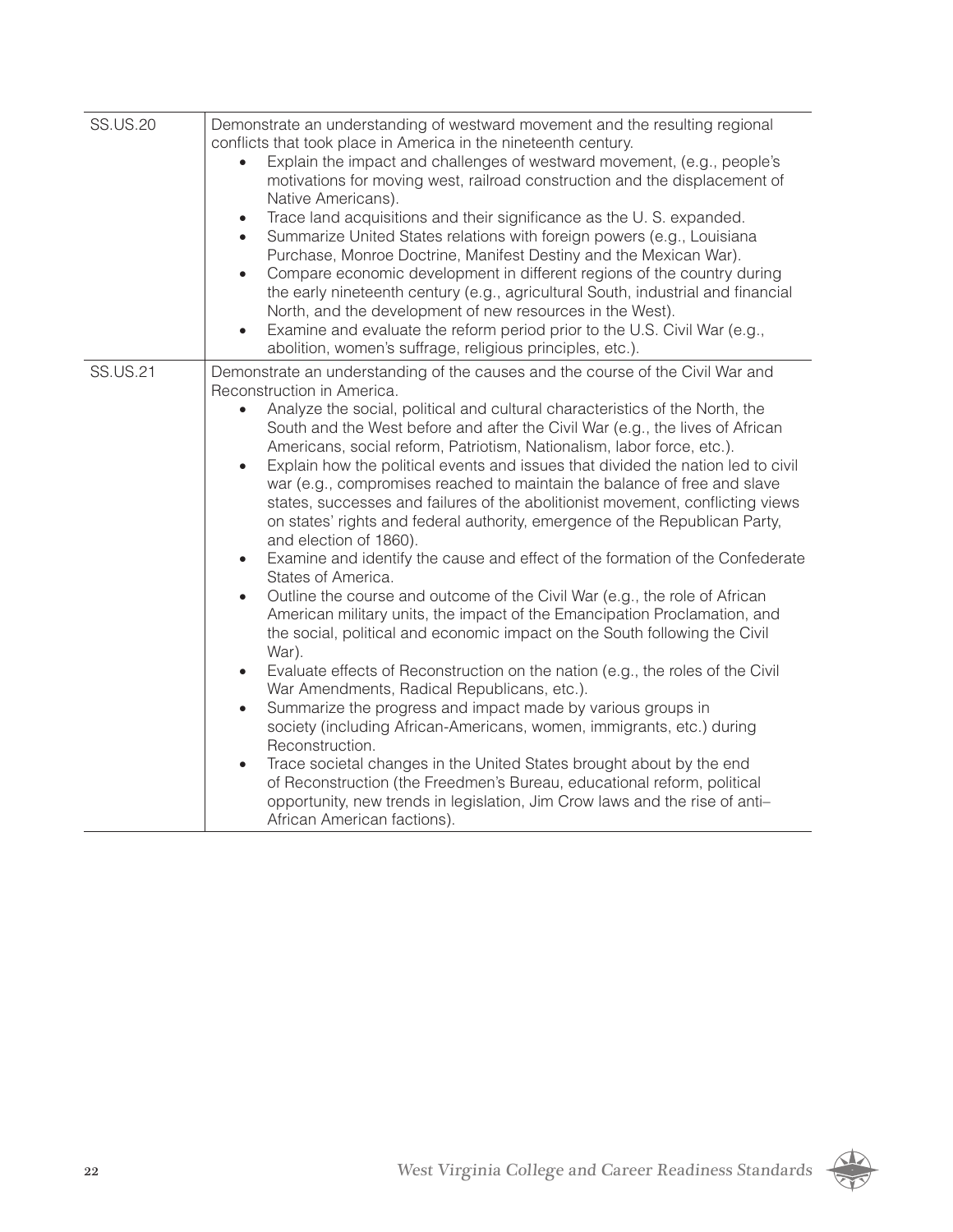| | |
|---|---|
| SS.US.20 | Demonstrate an understanding of westward movement and the resulting regional conflicts that took place in America in the nineteenth century.<br>• Explain the impact and challenges of westward movement, (e.g., people's motivations for moving west, railroad construction and the displacement of Native Americans).<br>• Trace land acquisitions and their significance as the U. S. expanded.<br>• Summarize United States relations with foreign powers (e.g., Louisiana Purchase, Monroe Doctrine, Manifest Destiny and the Mexican War).<br>• Compare economic development in different regions of the country during the early nineteenth century (e.g., agricultural South, industrial and financial North, and the development of new resources in the West).<br>• Examine and evaluate the reform period prior to the U.S. Civil War (e.g., abolition, women's suffrage, religious principles, etc.). |
| SS.US.21 | Demonstrate an understanding of the causes and the course of the Civil War and Reconstruction in America.<br>• Analyze the social, political and cultural characteristics of the North, the South and the West before and after the Civil War (e.g., the lives of African Americans, social reform, Patriotism, Nationalism, labor force, etc.).<br>• Explain how the political events and issues that divided the nation led to civil war (e.g., compromises reached to maintain the balance of free and slave states, successes and failures of the abolitionist movement, conflicting views on states' rights and federal authority, emergence of the Republican Party, and election of 1860).<br>• Examine and identify the cause and effect of the formation of the Confederate States of America.<br>• Outline the course and outcome of the Civil War (e.g., the role of African American military units, the impact of the Emancipation Proclamation, and the social, political and economic impact on the South following the Civil War).<br>• Evaluate effects of Reconstruction on the nation (e.g., the roles of the Civil War Amendments, Radical Republicans, etc.).<br>• Summarize the progress and impact made by various groups in society (including African-Americans, women, immigrants, etc.) during Reconstruction.<br>• Trace societal changes in the United States brought about by the end of Reconstruction (the Freedmen's Bureau, educational reform, political opportunity, new trends in legislation, Jim Crow laws and the rise of anti–African American factions). |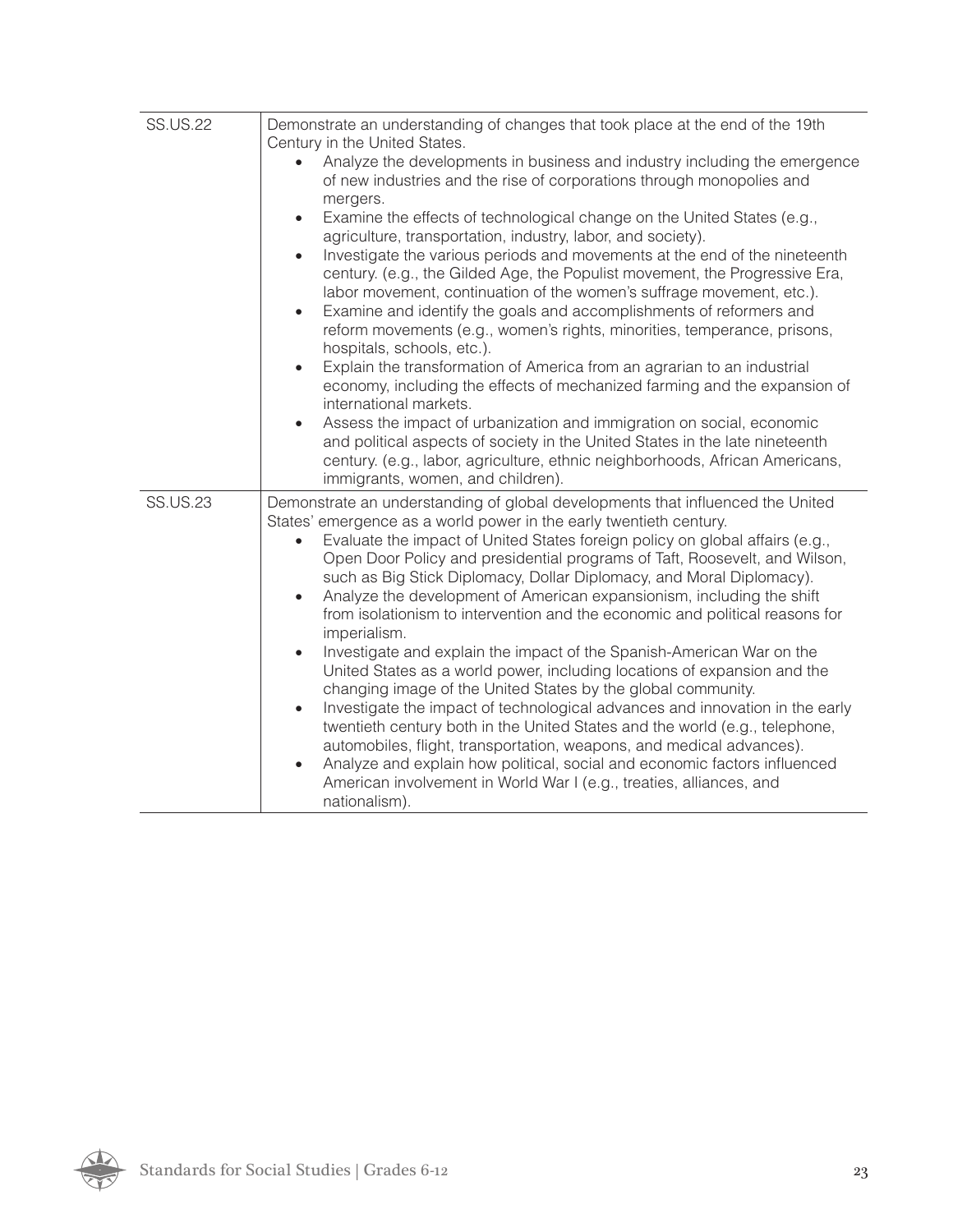| | |
|---|---|
| SS.US.22 | Demonstrate an understanding of changes that took place at the end of the 19th Century in the United States.<br>• Analyze the developments in business and industry including the emergence of new industries and the rise of corporations through monopolies and mergers.<br>• Examine the effects of technological change on the United States (e.g., agriculture, transportation, industry, labor, and society).<br>• Investigate the various periods and movements at the end of the nineteenth century. (e.g., the Gilded Age, the Populist movement, the Progressive Era, labor movement, continuation of the women's suffrage movement, etc.).<br>• Examine and identify the goals and accomplishments of reformers and reform movements (e.g., women's rights, minorities, temperance, prisons, hospitals, schools, etc.).<br>• Explain the transformation of America from an agrarian to an industrial economy, including the effects of mechanized farming and the expansion of international markets.<br>• Assess the impact of urbanization and immigration on social, economic and political aspects of society in the United States in the late nineteenth century. (e.g., labor, agriculture, ethnic neighborhoods, African Americans, immigrants, women, and children). |
| SS.US.23 | Demonstrate an understanding of global developments that influenced the United States' emergence as a world power in the early twentieth century.<br>• Evaluate the impact of United States foreign policy on global affairs (e.g., Open Door Policy and presidential programs of Taft, Roosevelt, and Wilson, such as Big Stick Diplomacy, Dollar Diplomacy, and Moral Diplomacy).<br>• Analyze the development of American expansionism, including the shift from isolationism to intervention and the economic and political reasons for imperialism.<br>• Investigate and explain the impact of the Spanish-American War on the United States as a world power, including locations of expansion and the changing image of the United States by the global community.<br>• Investigate the impact of technological advances and innovation in the early twentieth century both in the United States and the world (e.g., telephone, automobiles, flight, transportation, weapons, and medical advances).<br>• Analyze and explain how political, social and economic factors influenced American involvement in World War I (e.g., treaties, alliances, and nationalism). |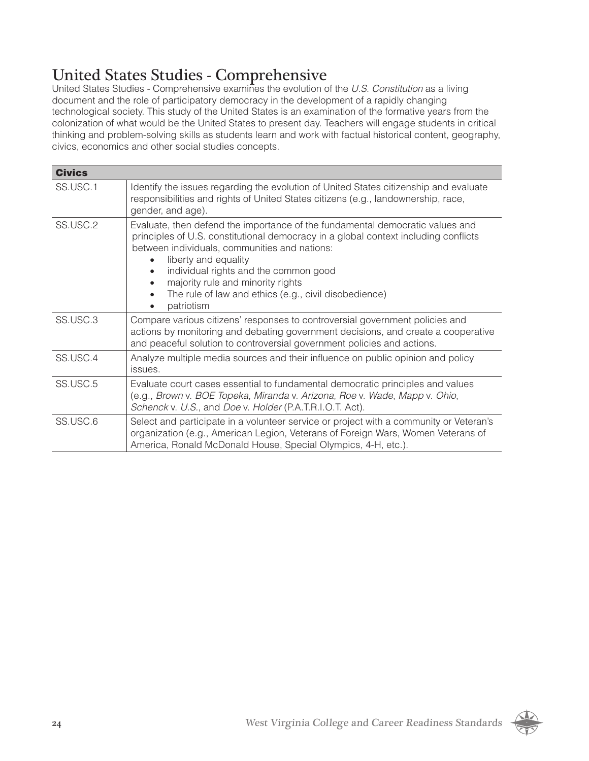## United States Studies - Comprehensive

United States Studies - Comprehensive examines the evolution of the *U.S. Constitution* as a living document and the role of participatory democracy in the development of a rapidly changing technological society. This study of the United States is an examination of the formative years from the colonization of what would be the United States to present day. Teachers will engage students in critical thinking and problem-solving skills as students learn and work with factual historical content, geography, civics, economics and other social studies concepts.

| **Civics** | |
|---|---|
| SS.USC.1 | Identify the issues regarding the evolution of United States citizenship and evaluate responsibilities and rights of United States citizens (e.g., landownership, race, gender, and age). |
| SS.USC.2 | Evaluate, then defend the importance of the fundamental democratic values and principles of U.S. constitutional democracy in a global context including conflicts between individuals, communities and nations:<br>• liberty and equality<br>• individual rights and the common good<br>• majority rule and minority rights<br>• The rule of law and ethics (e.g., civil disobedience)<br>• patriotism |
| SS.USC.3 | Compare various citizens' responses to controversial government policies and actions by monitoring and debating government decisions, and create a cooperative and peaceful solution to controversial government policies and actions. |
| SS.USC.4 | Analyze multiple media sources and their influence on public opinion and policy issues. |
| SS.USC.5 | Evaluate court cases essential to fundamental democratic principles and values (e.g., *Brown* v. *BOE Topeka*, *Miranda* v. *Arizona*, *Roe* v. *Wade*, *Mapp* v. *Ohio*, *Schenck* v. *U.S.*, and *Doe* v. *Holder* (P.A.T.R.I.O.T. Act). |
| SS.USC.6 | Select and participate in a volunteer service or project with a community or Veteran's organization (e.g., American Legion, Veterans of Foreign Wars, Women Veterans of America, Ronald McDonald House, Special Olympics, 4-H, etc.). |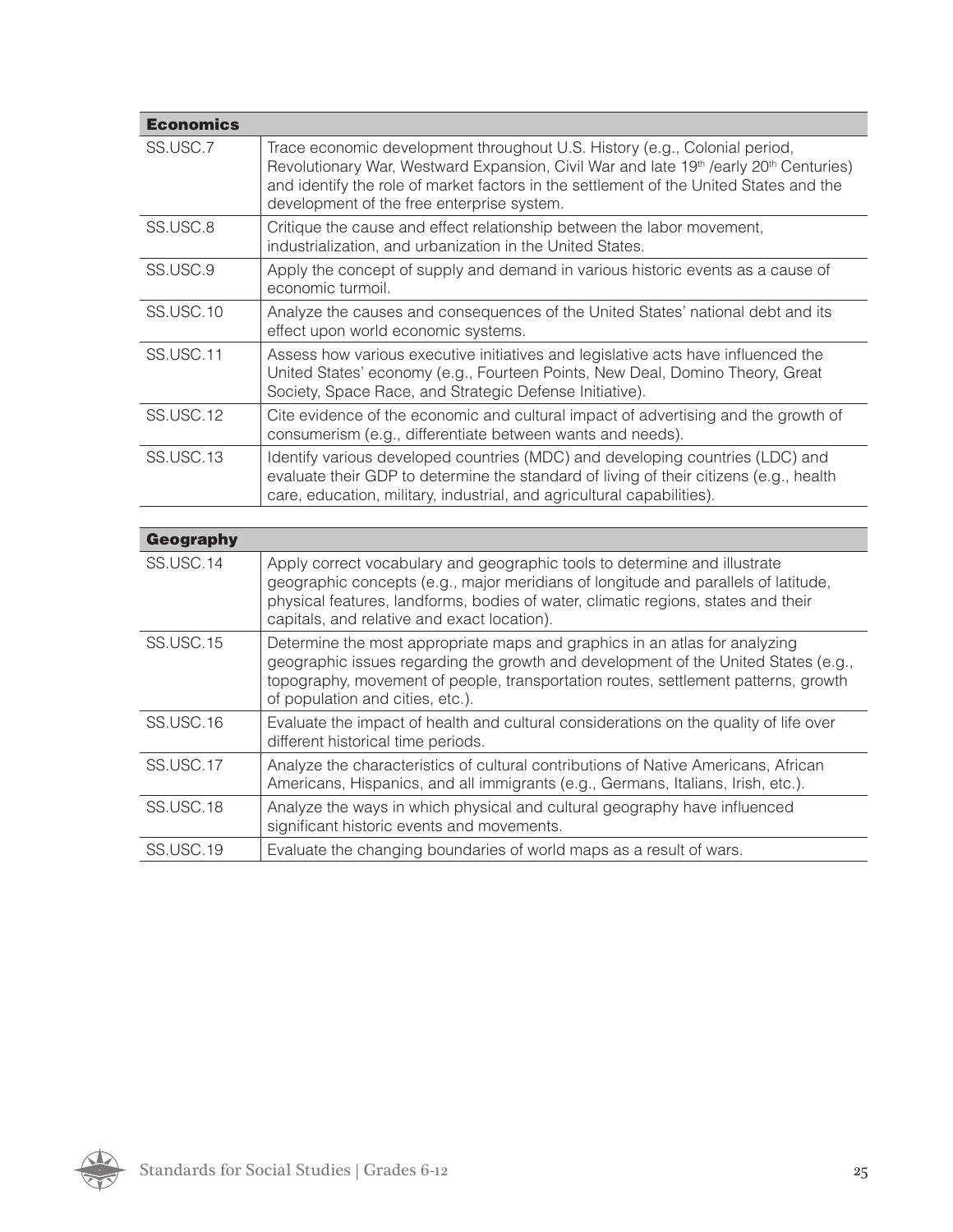| Economics | |
|---|---|
| SS.USC.7 | Trace economic development throughout U.S. History (e.g., Colonial period, Revolutionary War, Westward Expansion, Civil War and late 19th /early 20th Centuries) and identify the role of market factors in the settlement of the United States and the development of the free enterprise system. |
| SS.USC.8 | Critique the cause and effect relationship between the labor movement, industrialization, and urbanization in the United States. |
| SS.USC.9 | Apply the concept of supply and demand in various historic events as a cause of economic turmoil. |
| SS.USC.10 | Analyze the causes and consequences of the United States' national debt and its effect upon world economic systems. |
| SS.USC.11 | Assess how various executive initiatives and legislative acts have influenced the United States' economy (e.g., Fourteen Points, New Deal, Domino Theory, Great Society, Space Race, and Strategic Defense Initiative). |
| SS.USC.12 | Cite evidence of the economic and cultural impact of advertising and the growth of consumerism (e.g., differentiate between wants and needs). |
| SS.USC.13 | Identify various developed countries (MDC) and developing countries (LDC) and evaluate their GDP to determine the standard of living of their citizens (e.g., health care, education, military, industrial, and agricultural capabilities). |

| Geography | |
|---|---|
| SS.USC.14 | Apply correct vocabulary and geographic tools to determine and illustrate geographic concepts (e.g., major meridians of longitude and parallels of latitude, physical features, landforms, bodies of water, climatic regions, states and their capitals, and relative and exact location). |
| SS.USC.15 | Determine the most appropriate maps and graphics in an atlas for analyzing geographic issues regarding the growth and development of the United States (e.g., topography, movement of people, transportation routes, settlement patterns, growth of population and cities, etc.). |
| SS.USC.16 | Evaluate the impact of health and cultural considerations on the quality of life over different historical time periods. |
| SS.USC.17 | Analyze the characteristics of cultural contributions of Native Americans, African Americans, Hispanics, and all immigrants (e.g., Germans, Italians, Irish, etc.). |
| SS.USC.18 | Analyze the ways in which physical and cultural geography have influenced significant historic events and movements. |
| SS.USC.19 | Evaluate the changing boundaries of world maps as a result of wars. |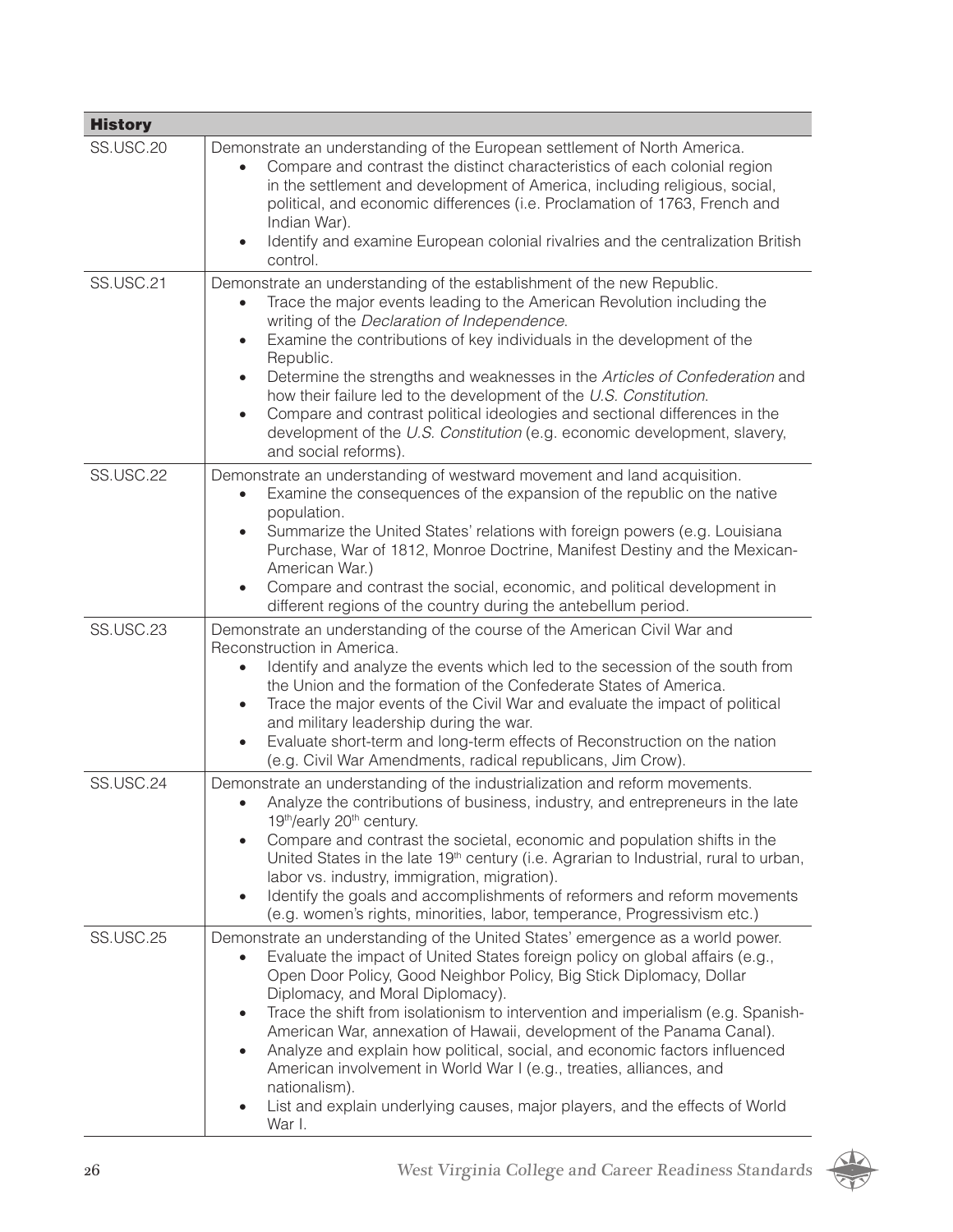| History | |
|---|---|
| SS.USC.20 | Demonstrate an understanding of the European settlement of North America.<br>• Compare and contrast the distinct characteristics of each colonial region in the settlement and development of America, including religious, social, political, and economic differences (i.e. Proclamation of 1763, French and Indian War).<br>• Identify and examine European colonial rivalries and the centralization British control. |
| SS.USC.21 | Demonstrate an understanding of the establishment of the new Republic.<br>• Trace the major events leading to the American Revolution including the writing of the *Declaration of Independence*.<br>• Examine the contributions of key individuals in the development of the Republic.<br>• Determine the strengths and weaknesses in the *Articles of Confederation* and how their failure led to the development of the *U.S. Constitution*.<br>• Compare and contrast political ideologies and sectional differences in the development of the *U.S. Constitution* (e.g. economic development, slavery, and social reforms). |
| SS.USC.22 | Demonstrate an understanding of westward movement and land acquisition.<br>• Examine the consequences of the expansion of the republic on the native population.<br>• Summarize the United States' relations with foreign powers (e.g. Louisiana Purchase, War of 1812, Monroe Doctrine, Manifest Destiny and the Mexican-American War.)<br>• Compare and contrast the social, economic, and political development in different regions of the country during the antebellum period. |
| SS.USC.23 | Demonstrate an understanding of the course of the American Civil War and Reconstruction in America.<br>• Identify and analyze the events which led to the secession of the south from the Union and the formation of the Confederate States of America.<br>• Trace the major events of the Civil War and evaluate the impact of political and military leadership during the war.<br>• Evaluate short-term and long-term effects of Reconstruction on the nation (e.g. Civil War Amendments, radical republicans, Jim Crow). |
| SS.USC.24 | Demonstrate an understanding of the industrialization and reform movements.<br>• Analyze the contributions of business, industry, and entrepreneurs in the late 19th/early 20th century.<br>• Compare and contrast the societal, economic and population shifts in the United States in the late 19th century (i.e. Agrarian to Industrial, rural to urban, labor vs. industry, immigration, migration).<br>• Identify the goals and accomplishments of reformers and reform movements (e.g. women's rights, minorities, labor, temperance, Progressivism etc.) |
| SS.USC.25 | Demonstrate an understanding of the United States' emergence as a world power.<br>• Evaluate the impact of United States foreign policy on global affairs (e.g., Open Door Policy, Good Neighbor Policy, Big Stick Diplomacy, Dollar Diplomacy, and Moral Diplomacy).<br>• Trace the shift from isolationism to intervention and imperialism (e.g. Spanish-American War, annexation of Hawaii, development of the Panama Canal).<br>• Analyze and explain how political, social, and economic factors influenced American involvement in World War I (e.g., treaties, alliances, and nationalism).<br>• List and explain underlying causes, major players, and the effects of World War I. |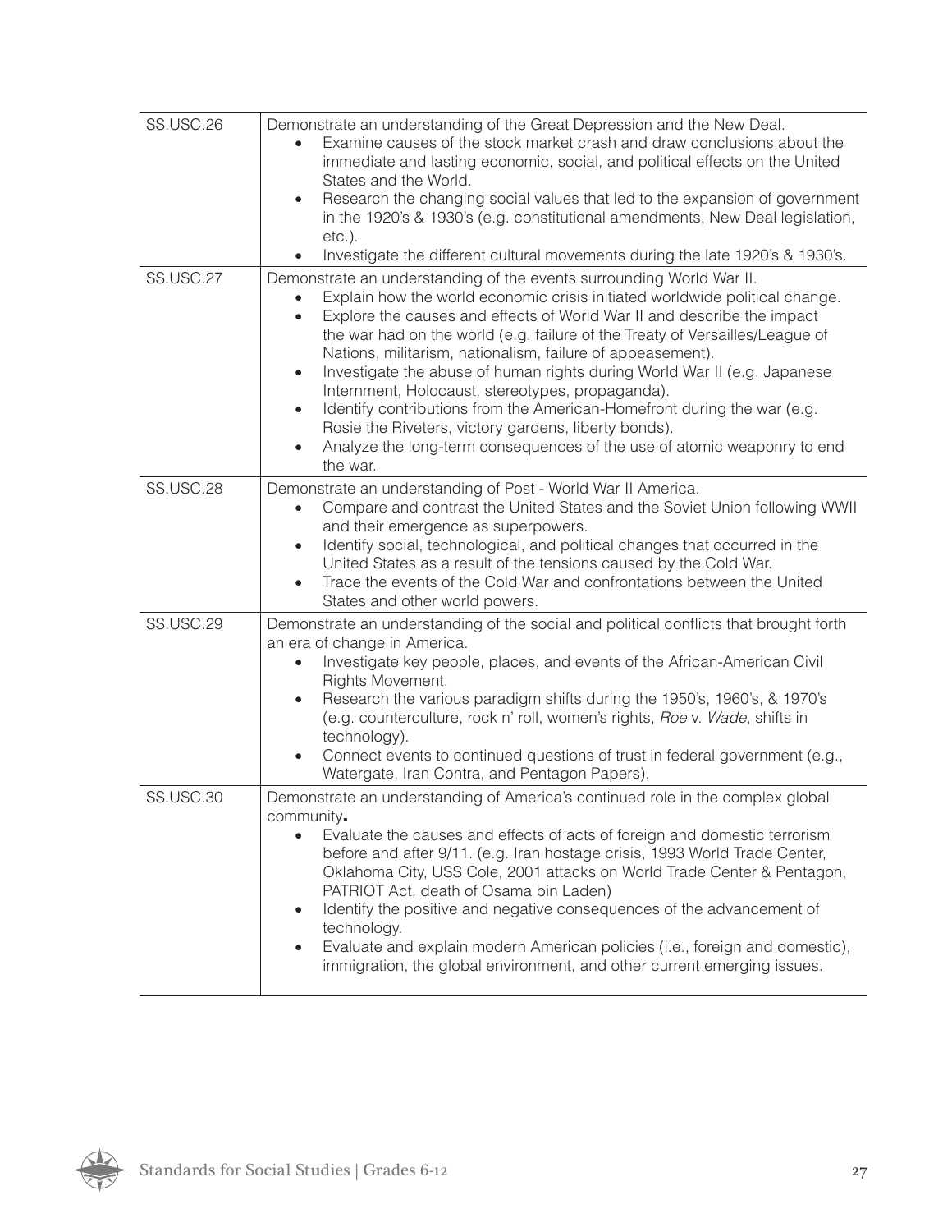| | |
|---|---|
| SS.USC.26 | Demonstrate an understanding of the Great Depression and the New Deal.<br>• Examine causes of the stock market crash and draw conclusions about the immediate and lasting economic, social, and political effects on the United States and the World.<br>• Research the changing social values that led to the expansion of government in the 1920's & 1930's (e.g. constitutional amendments, New Deal legislation, etc.).<br>• Investigate the different cultural movements during the late 1920's & 1930's. |
| SS.USC.27 | Demonstrate an understanding of the events surrounding World War II.<br>• Explain how the world economic crisis initiated worldwide political change.<br>• Explore the causes and effects of World War II and describe the impact the war had on the world (e.g. failure of the Treaty of Versailles/League of Nations, militarism, nationalism, failure of appeasement).<br>• Investigate the abuse of human rights during World War II (e.g. Japanese Internment, Holocaust, stereotypes, propaganda).<br>• Identify contributions from the American-Homefront during the war (e.g. Rosie the Riveters, victory gardens, liberty bonds).<br>• Analyze the long-term consequences of the use of atomic weaponry to end the war. |
| SS.USC.28 | Demonstrate an understanding of Post - World War II America.<br>• Compare and contrast the United States and the Soviet Union following WWII and their emergence as superpowers.<br>• Identify social, technological, and political changes that occurred in the United States as a result of the tensions caused by the Cold War.<br>• Trace the events of the Cold War and confrontations between the United States and other world powers. |
| SS.USC.29 | Demonstrate an understanding of the social and political conflicts that brought forth an era of change in America.<br>• Investigate key people, places, and events of the African-American Civil Rights Movement.<br>• Research the various paradigm shifts during the 1950's, 1960's, & 1970's (e.g. counterculture, rock n' roll, women's rights, *Roe* v. *Wade*, shifts in technology).<br>• Connect events to continued questions of trust in federal government (e.g., Watergate, Iran Contra, and Pentagon Papers). |
| SS.USC.30 | Demonstrate an understanding of America's continued role in the complex global community.<br>• Evaluate the causes and effects of acts of foreign and domestic terrorism before and after 9/11. (e.g. Iran hostage crisis, 1993 World Trade Center, Oklahoma City, USS Cole, 2001 attacks on World Trade Center & Pentagon, PATRIOT Act, death of Osama bin Laden)<br>• Identify the positive and negative consequences of the advancement of technology.<br>• Evaluate and explain modern American policies (i.e., foreign and domestic), immigration, the global environment, and other current emerging issues. |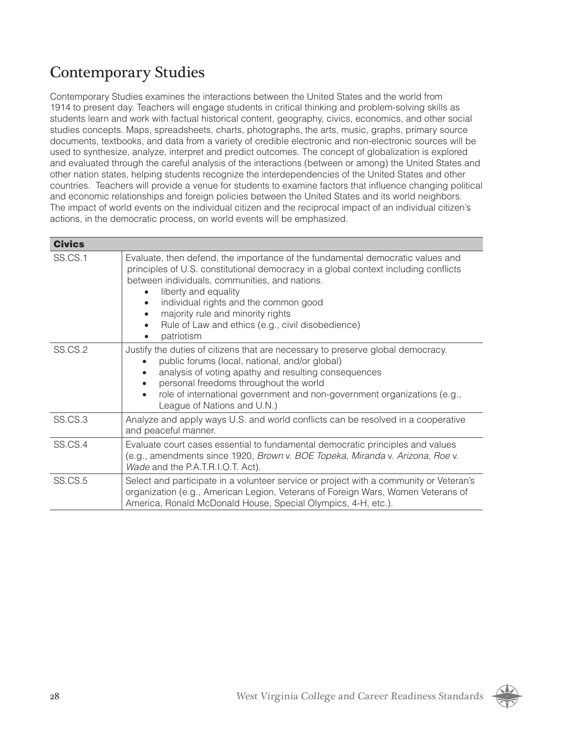# Contemporary Studies

Contemporary Studies examines the interactions between the United States and the world from 1914 to present day. Teachers will engage students in critical thinking and problem-solving skills as students learn and work with factual historical content, geography, civics, economics, and other social studies concepts. Maps, spreadsheets, charts, photographs, the arts, music, graphs, primary source documents, textbooks, and data from a variety of credible electronic and non-electronic sources will be used to synthesize, analyze, interpret and predict outcomes. The concept of globalization is explored and evaluated through the careful analysis of the interactions (between or among) the United States and other nation states, helping students recognize the interdependencies of the United States and other countries. Teachers will provide a venue for students to examine factors that influence changing political and economic relationships and foreign policies between the United States and its world neighbors. The impact of world events on the individual citizen and the reciprocal impact of an individual citizen's actions, in the democratic process, on world events will be emphasized.

| **Civics** | |
|---|---|
| SS.CS.1 | Evaluate, then defend, the importance of the fundamental democratic values and principles of U.S. constitutional democracy in a global context including conflicts between individuals, communities, and nations.<br>• liberty and equality<br>• individual rights and the common good<br>• majority rule and minority rights<br>• Rule of Law and ethics (e.g., civil disobedience)<br>• patriotism |
| SS.CS.2 | Justify the duties of citizens that are necessary to preserve global democracy.<br>• public forums (local, national, and/or global)<br>• analysis of voting apathy and resulting consequences<br>• personal freedoms throughout the world<br>• role of international government and non-government organizations (e.g., League of Nations and U.N.) |
| SS.CS.3 | Analyze and apply ways U.S. and world conflicts can be resolved in a cooperative and peaceful manner. |
| SS.CS.4 | Evaluate court cases essential to fundamental democratic principles and values (e.g., amendments since 1920, *Brown* v. *BOE Topeka*, *Miranda* v. *Arizona*, *Roe* v. *Wade* and the P.A.T.R.I.O.T. Act). |
| SS.CS.5 | Select and participate in a volunteer service or project with a community or Veteran's organization (e.g., American Legion, Veterans of Foreign Wars, Women Veterans of America, Ronald McDonald House, Special Olympics, 4-H, etc.). |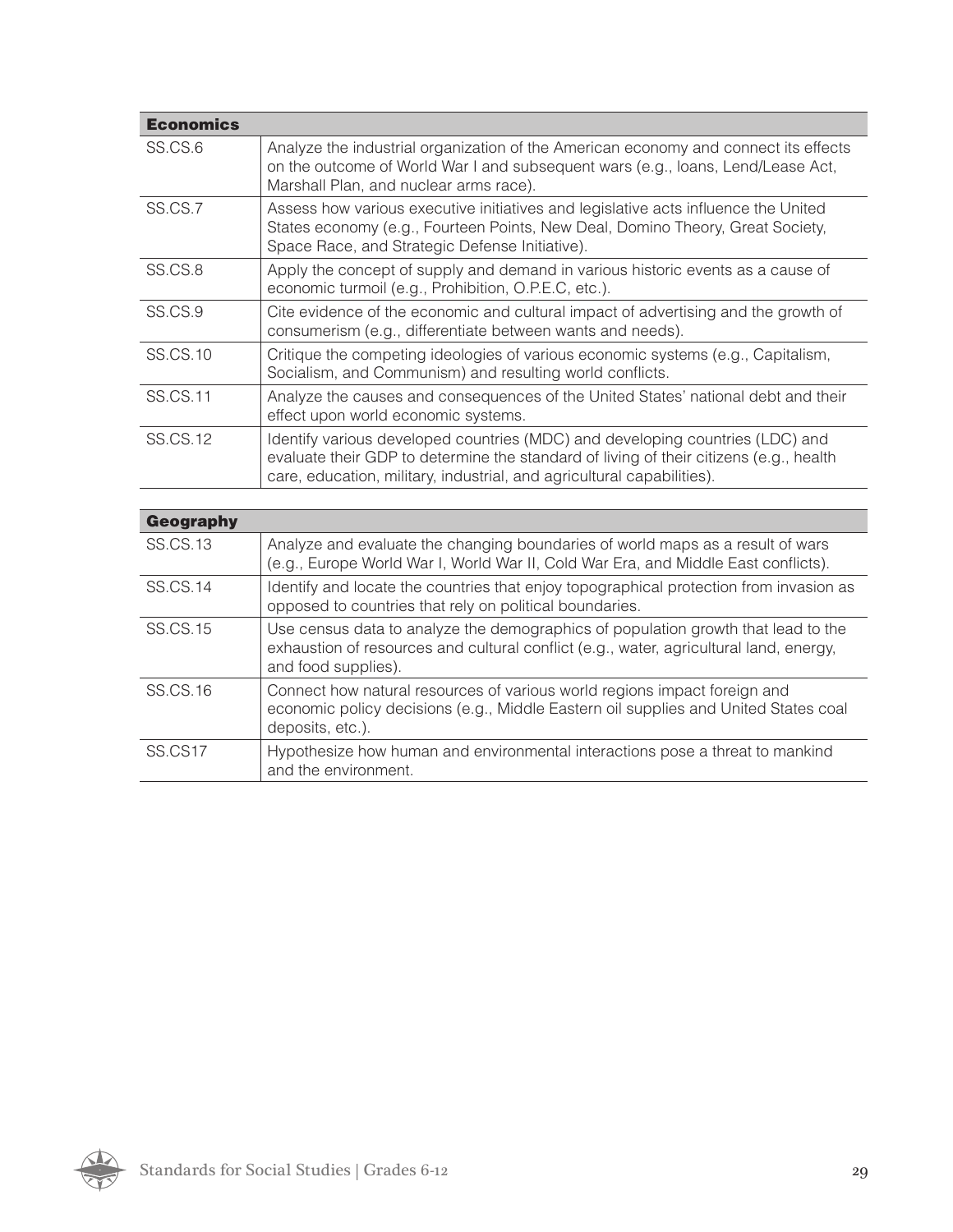| Economics | |
|---|---|
| SS.CS.6 | Analyze the industrial organization of the American economy and connect its effects on the outcome of World War I and subsequent wars (e.g., loans, Lend/Lease Act, Marshall Plan, and nuclear arms race). |
| SS.CS.7 | Assess how various executive initiatives and legislative acts influence the United States economy (e.g., Fourteen Points, New Deal, Domino Theory, Great Society, Space Race, and Strategic Defense Initiative). |
| SS.CS.8 | Apply the concept of supply and demand in various historic events as a cause of economic turmoil (e.g., Prohibition, O.P.E.C, etc.). |
| SS.CS.9 | Cite evidence of the economic and cultural impact of advertising and the growth of consumerism (e.g., differentiate between wants and needs). |
| SS.CS.10 | Critique the competing ideologies of various economic systems (e.g., Capitalism, Socialism, and Communism) and resulting world conflicts. |
| SS.CS.11 | Analyze the causes and consequences of the United States' national debt and their effect upon world economic systems. |
| SS.CS.12 | Identify various developed countries (MDC) and developing countries (LDC) and evaluate their GDP to determine the standard of living of their citizens (e.g., health care, education, military, industrial, and agricultural capabilities). |

| Geography | |
|---|---|
| SS.CS.13 | Analyze and evaluate the changing boundaries of world maps as a result of wars (e.g., Europe World War I, World War II, Cold War Era, and Middle East conflicts). |
| SS.CS.14 | Identify and locate the countries that enjoy topographical protection from invasion as opposed to countries that rely on political boundaries. |
| SS.CS.15 | Use census data to analyze the demographics of population growth that lead to the exhaustion of resources and cultural conflict (e.g., water, agricultural land, energy, and food supplies). |
| SS.CS.16 | Connect how natural resources of various world regions impact foreign and economic policy decisions (e.g., Middle Eastern oil supplies and United States coal deposits, etc.). |
| SS.CS17 | Hypothesize how human and environmental interactions pose a threat to mankind and the environment. |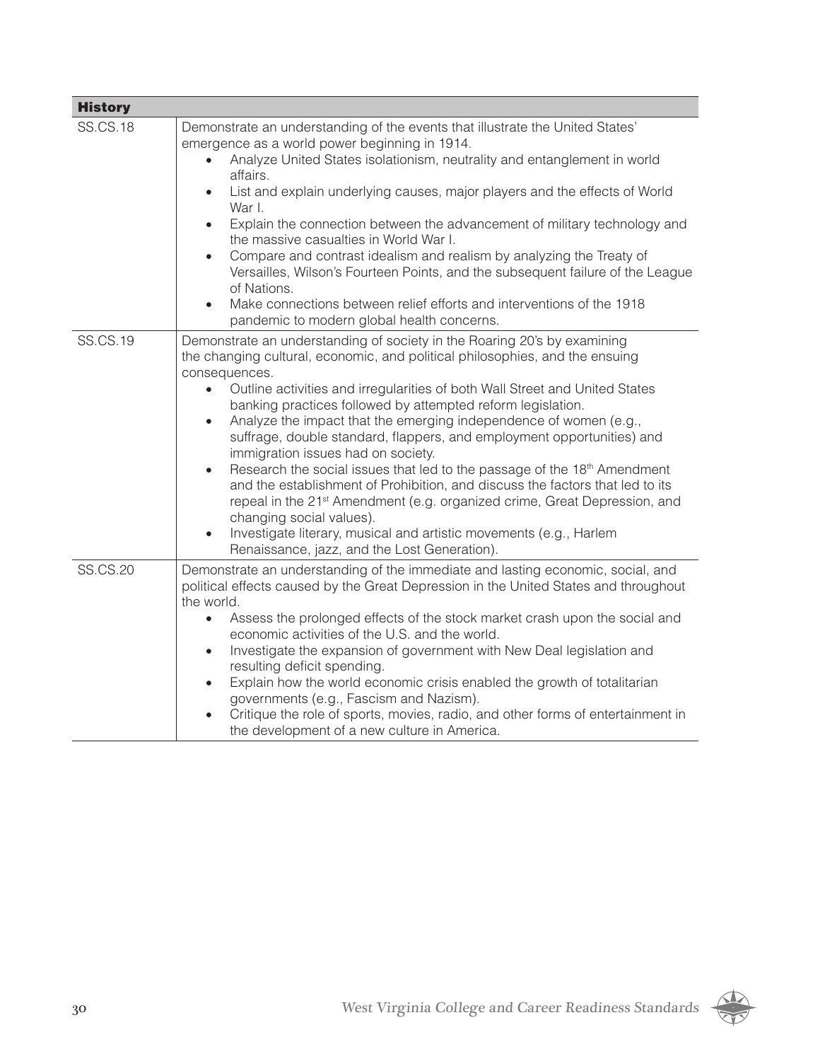| History | |
|---|---|
| SS.CS.18 | Demonstrate an understanding of the events that illustrate the United States' emergence as a world power beginning in 1914.<br>• Analyze United States isolationism, neutrality and entanglement in world affairs.<br>• List and explain underlying causes, major players and the effects of World War I.<br>• Explain the connection between the advancement of military technology and the massive casualties in World War I.<br>• Compare and contrast idealism and realism by analyzing the Treaty of Versailles, Wilson's Fourteen Points, and the subsequent failure of the League of Nations.<br>• Make connections between relief efforts and interventions of the 1918 pandemic to modern global health concerns. |
| SS.CS.19 | Demonstrate an understanding of society in the Roaring 20's by examining the changing cultural, economic, and political philosophies, and the ensuing consequences.<br>• Outline activities and irregularities of both Wall Street and United States banking practices followed by attempted reform legislation.<br>• Analyze the impact that the emerging independence of women (e.g., suffrage, double standard, flappers, and employment opportunities) and immigration issues had on society.<br>• Research the social issues that led to the passage of the 18th Amendment and the establishment of Prohibition, and discuss the factors that led to its repeal in the 21st Amendment (e.g. organized crime, Great Depression, and changing social values).<br>• Investigate literary, musical and artistic movements (e.g., Harlem Renaissance, jazz, and the Lost Generation). |
| SS.CS.20 | Demonstrate an understanding of the immediate and lasting economic, social, and political effects caused by the Great Depression in the United States and throughout the world.<br>• Assess the prolonged effects of the stock market crash upon the social and economic activities of the U.S. and the world.<br>• Investigate the expansion of government with New Deal legislation and resulting deficit spending.<br>• Explain how the world economic crisis enabled the growth of totalitarian governments (e.g., Fascism and Nazism).<br>• Critique the role of sports, movies, radio, and other forms of entertainment in the development of a new culture in America. |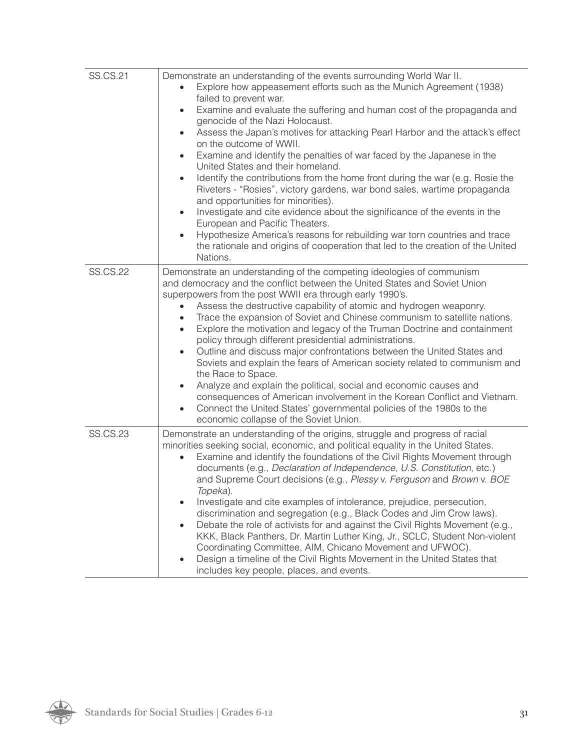| | |
|---|---|
| SS.CS.21 | Demonstrate an understanding of the events surrounding World War II.<br>• Explore how appeasement efforts such as the Munich Agreement (1938) failed to prevent war.<br>• Examine and evaluate the suffering and human cost of the propaganda and genocide of the Nazi Holocaust.<br>• Assess the Japan's motives for attacking Pearl Harbor and the attack's effect on the outcome of WWII.<br>• Examine and identify the penalties of war faced by the Japanese in the United States and their homeland.<br>• Identify the contributions from the home front during the war (e.g. Rosie the Riveters - "Rosies", victory gardens, war bond sales, wartime propaganda and opportunities for minorities).<br>• Investigate and cite evidence about the significance of the events in the European and Pacific Theaters.<br>• Hypothesize America's reasons for rebuilding war torn countries and trace the rationale and origins of cooperation that led to the creation of the United Nations. |
| SS.CS.22 | Demonstrate an understanding of the competing ideologies of communism and democracy and the conflict between the United States and Soviet Union superpowers from the post WWII era through early 1990's.<br>• Assess the destructive capability of atomic and hydrogen weaponry.<br>• Trace the expansion of Soviet and Chinese communism to satellite nations.<br>• Explore the motivation and legacy of the Truman Doctrine and containment policy through different presidential administrations.<br>• Outline and discuss major confrontations between the United States and Soviets and explain the fears of American society related to communism and the Race to Space.<br>• Analyze and explain the political, social and economic causes and consequences of American involvement in the Korean Conflict and Vietnam.<br>• Connect the United States' governmental policies of the 1980s to the economic collapse of the Soviet Union. |
| SS.CS.23 | Demonstrate an understanding of the origins, struggle and progress of racial minorities seeking social, economic, and political equality in the United States.<br>• Examine and identify the foundations of the Civil Rights Movement through documents (e.g., *Declaration of Independence*, *U.S. Constitution*, etc.) and Supreme Court decisions (e.g., *Plessy* v. *Ferguson* and *Brown* v. *BOE Topeka*).<br>• Investigate and cite examples of intolerance, prejudice, persecution, discrimination and segregation (e.g., Black Codes and Jim Crow laws).<br>• Debate the role of activists for and against the Civil Rights Movement (e.g., KKK, Black Panthers, Dr. Martin Luther King, Jr., SCLC, Student Non-violent Coordinating Committee, AIM, Chicano Movement and UFWOC).<br>• Design a timeline of the Civil Rights Movement in the United States that includes key people, places, and events. |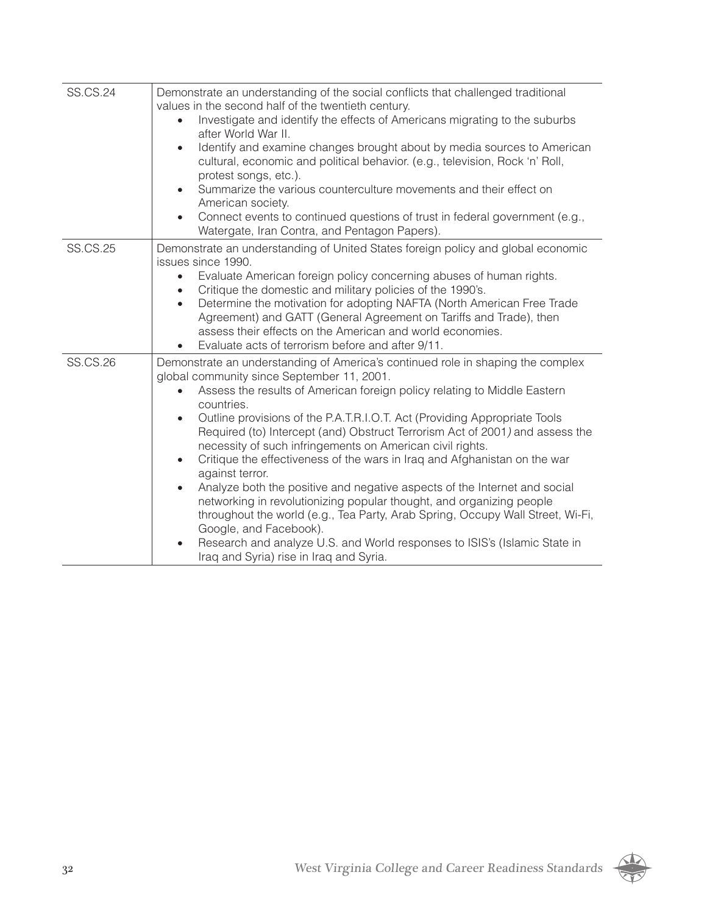| | |
|---|---|
| SS.CS.24 | Demonstrate an understanding of the social conflicts that challenged traditional values in the second half of the twentieth century.<br>• Investigate and identify the effects of Americans migrating to the suburbs after World War II.<br>• Identify and examine changes brought about by media sources to American cultural, economic and political behavior. (e.g., television, Rock 'n' Roll, protest songs, etc.).<br>• Summarize the various counterculture movements and their effect on American society.<br>• Connect events to continued questions of trust in federal government (e.g., Watergate, Iran Contra, and Pentagon Papers). |
| SS.CS.25 | Demonstrate an understanding of United States foreign policy and global economic issues since 1990.<br>• Evaluate American foreign policy concerning abuses of human rights.<br>• Critique the domestic and military policies of the 1990's.<br>• Determine the motivation for adopting NAFTA (North American Free Trade Agreement) and GATT (General Agreement on Tariffs and Trade), then assess their effects on the American and world economies.<br>• Evaluate acts of terrorism before and after 9/11. |
| SS.CS.26 | Demonstrate an understanding of America's continued role in shaping the complex global community since September 11, 2001.<br>• Assess the results of American foreign policy relating to Middle Eastern countries.<br>• Outline provisions of the P.A.T.R.I.O.T. Act (Providing Appropriate Tools Required (to) Intercept (and) Obstruct Terrorism Act of 2001*)* and assess the necessity of such infringements on American civil rights.<br>• Critique the effectiveness of the wars in Iraq and Afghanistan on the war against terror.<br>• Analyze both the positive and negative aspects of the Internet and social networking in revolutionizing popular thought, and organizing people throughout the world (e.g., Tea Party, Arab Spring, Occupy Wall Street, Wi-Fi, Google, and Facebook).<br>• Research and analyze U.S. and World responses to ISIS's (Islamic State in Iraq and Syria) rise in Iraq and Syria. |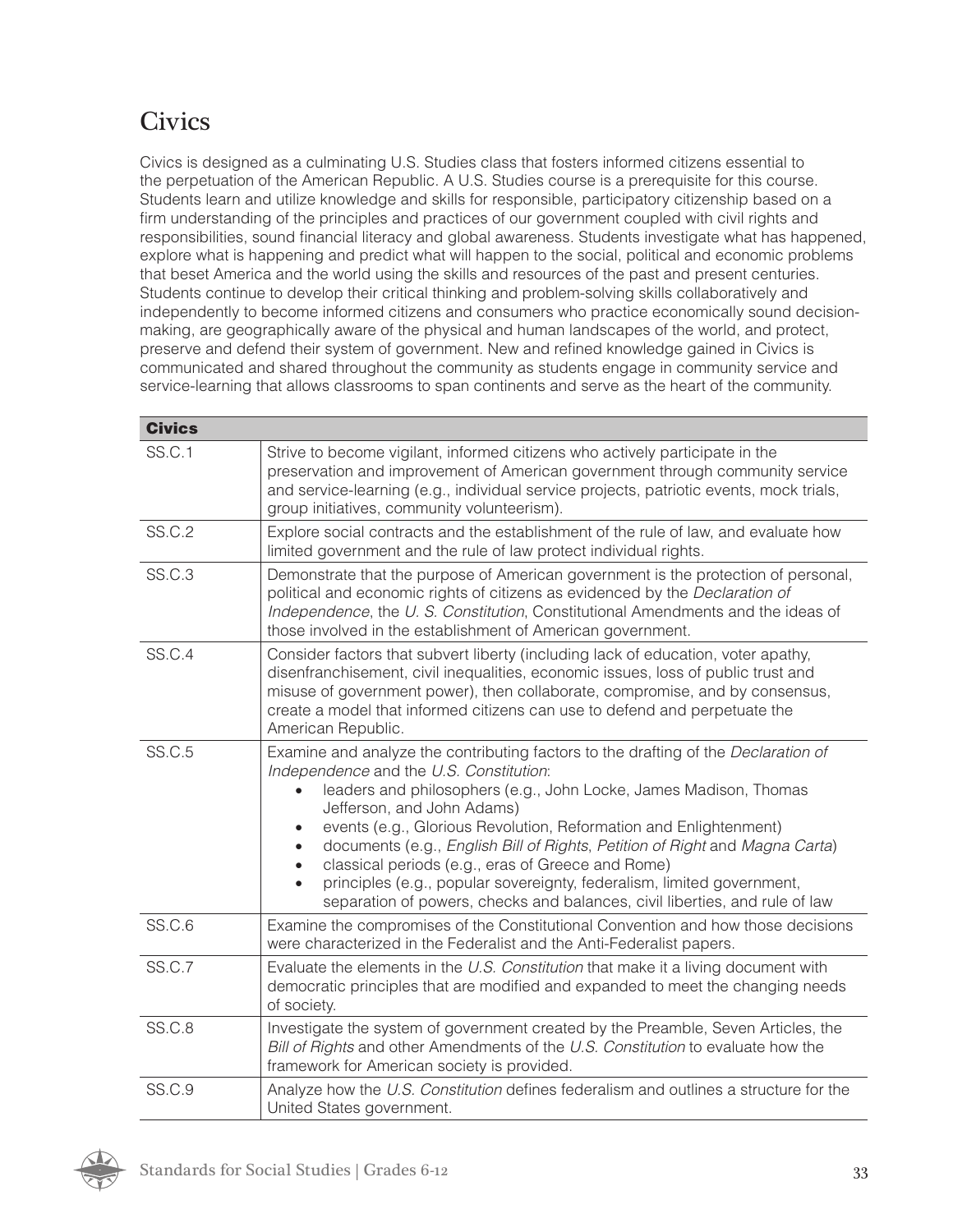# Civics

Civics is designed as a culminating U.S. Studies class that fosters informed citizens essential to the perpetuation of the American Republic. A U.S. Studies course is a prerequisite for this course. Students learn and utilize knowledge and skills for responsible, participatory citizenship based on a firm understanding of the principles and practices of our government coupled with civil rights and responsibilities, sound financial literacy and global awareness. Students investigate what has happened, explore what is happening and predict what will happen to the social, political and economic problems that beset America and the world using the skills and resources of the past and present centuries. Students continue to develop their critical thinking and problem-solving skills collaboratively and independently to become informed citizens and consumers who practice economically sound decision-making, are geographically aware of the physical and human landscapes of the world, and protect, preserve and defend their system of government. New and refined knowledge gained in Civics is communicated and shared throughout the community as students engage in community service and service-learning that allows classrooms to span continents and serve as the heart of the community.

| **Civics** | |
|---|---|
| SS.C.1 | Strive to become vigilant, informed citizens who actively participate in the preservation and improvement of American government through community service and service-learning (e.g., individual service projects, patriotic events, mock trials, group initiatives, community volunteerism). |
| SS.C.2 | Explore social contracts and the establishment of the rule of law, and evaluate how limited government and the rule of law protect individual rights. |
| SS.C.3 | Demonstrate that the purpose of American government is the protection of personal, political and economic rights of citizens as evidenced by the *Declaration of Independence*, the *U. S. Constitution*, Constitutional Amendments and the ideas of those involved in the establishment of American government. |
| SS.C.4 | Consider factors that subvert liberty (including lack of education, voter apathy, disenfranchisement, civil inequalities, economic issues, loss of public trust and misuse of government power), then collaborate, compromise, and by consensus, create a model that informed citizens can use to defend and perpetuate the American Republic. |
| SS.C.5 | Examine and analyze the contributing factors to the drafting of the *Declaration of Independence* and the *U.S. Constitution*: <br>• leaders and philosophers (e.g., John Locke, James Madison, Thomas Jefferson, and John Adams) <br>• events (e.g., Glorious Revolution, Reformation and Enlightenment) <br>• documents (e.g., *English Bill of Rights*, *Petition of Right* and *Magna Carta*) <br>• classical periods (e.g., eras of Greece and Rome) <br>• principles (e.g., popular sovereignty, federalism, limited government, separation of powers, checks and balances, civil liberties, and rule of law |
| SS.C.6 | Examine the compromises of the Constitutional Convention and how those decisions were characterized in the Federalist and the Anti-Federalist papers. |
| SS.C.7 | Evaluate the elements in the *U.S. Constitution* that make it a living document with democratic principles that are modified and expanded to meet the changing needs of society. |
| SS.C.8 | Investigate the system of government created by the Preamble, Seven Articles, the *Bill of Rights* and other Amendments of the *U.S. Constitution* to evaluate how the framework for American society is provided. |
| SS.C.9 | Analyze how the *U.S. Constitution* defines federalism and outlines a structure for the United States government. |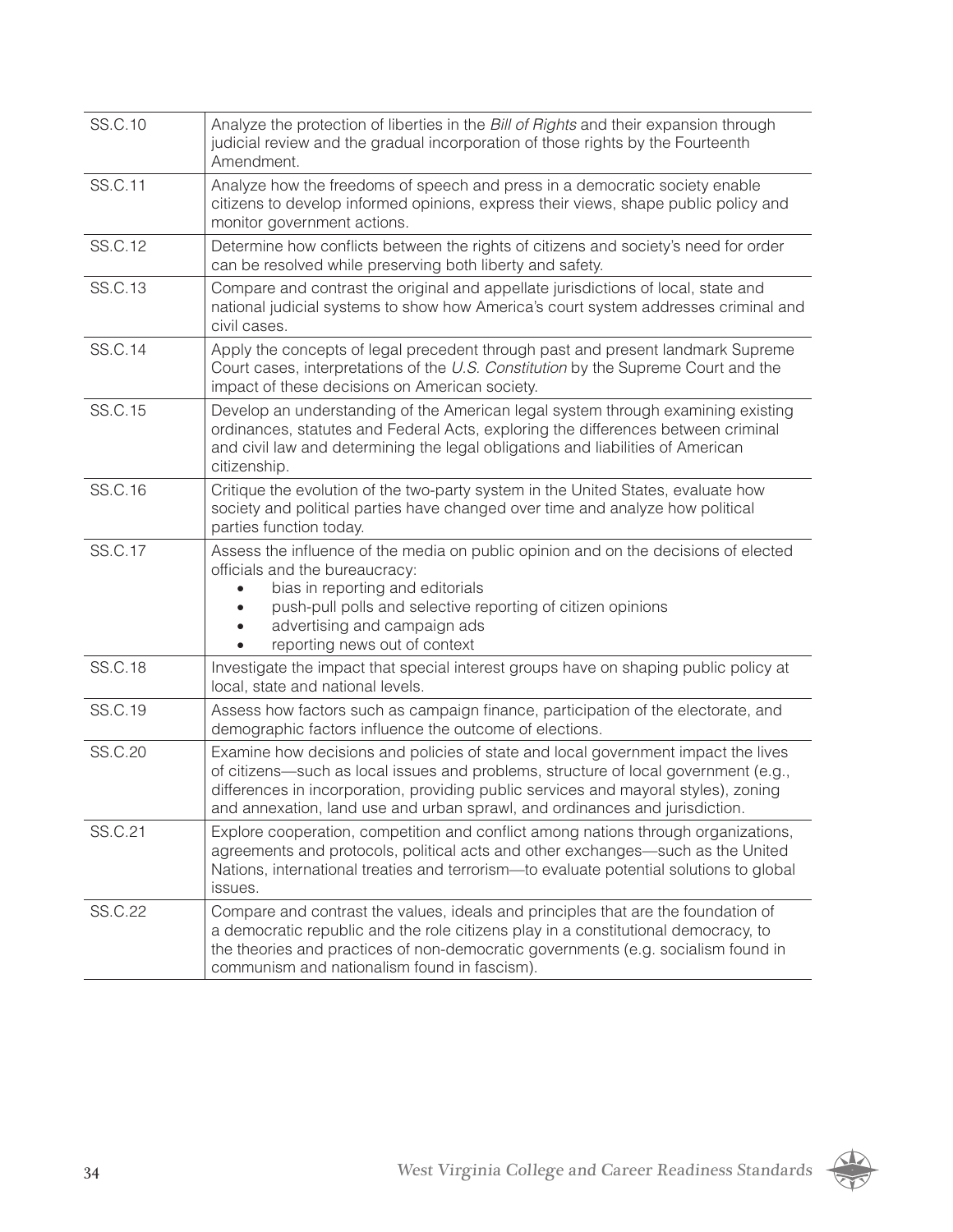| | |
|---|---|
| SS.C.10 | Analyze the protection of liberties in the *Bill of Rights* and their expansion through judicial review and the gradual incorporation of those rights by the Fourteenth Amendment. |
| SS.C.11 | Analyze how the freedoms of speech and press in a democratic society enable citizens to develop informed opinions, express their views, shape public policy and monitor government actions. |
| SS.C.12 | Determine how conflicts between the rights of citizens and society's need for order can be resolved while preserving both liberty and safety. |
| SS.C.13 | Compare and contrast the original and appellate jurisdictions of local, state and national judicial systems to show how America's court system addresses criminal and civil cases. |
| SS.C.14 | Apply the concepts of legal precedent through past and present landmark Supreme Court cases, interpretations of the *U.S. Constitution* by the Supreme Court and the impact of these decisions on American society. |
| SS.C.15 | Develop an understanding of the American legal system through examining existing ordinances, statutes and Federal Acts, exploring the differences between criminal and civil law and determining the legal obligations and liabilities of American citizenship. |
| SS.C.16 | Critique the evolution of the two-party system in the United States, evaluate how society and political parties have changed over time and analyze how political parties function today. |
| SS.C.17 | Assess the influence of the media on public opinion and on the decisions of elected officials and the bureaucracy:<br>• bias in reporting and editorials<br>• push-pull polls and selective reporting of citizen opinions<br>• advertising and campaign ads<br>• reporting news out of context |
| SS.C.18 | Investigate the impact that special interest groups have on shaping public policy at local, state and national levels. |
| SS.C.19 | Assess how factors such as campaign finance, participation of the electorate, and demographic factors influence the outcome of elections. |
| SS.C.20 | Examine how decisions and policies of state and local government impact the lives of citizens—such as local issues and problems, structure of local government (e.g., differences in incorporation, providing public services and mayoral styles), zoning and annexation, land use and urban sprawl, and ordinances and jurisdiction. |
| SS.C.21 | Explore cooperation, competition and conflict among nations through organizations, agreements and protocols, political acts and other exchanges—such as the United Nations, international treaties and terrorism—to evaluate potential solutions to global issues. |
| SS.C.22 | Compare and contrast the values, ideals and principles that are the foundation of a democratic republic and the role citizens play in a constitutional democracy, to the theories and practices of non-democratic governments (e.g. socialism found in communism and nationalism found in fascism). |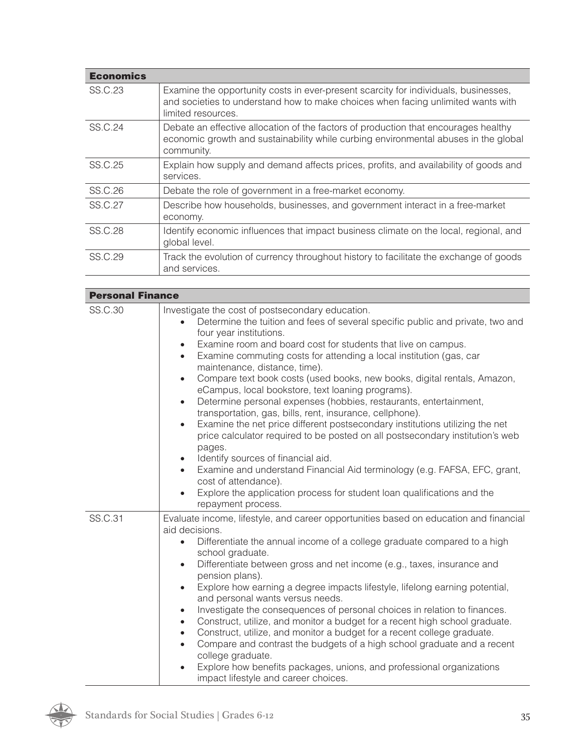| Economics | |
|---|---|
| SS.C.23 | Examine the opportunity costs in ever-present scarcity for individuals, businesses, and societies to understand how to make choices when facing unlimited wants with limited resources. |
| SS.C.24 | Debate an effective allocation of the factors of production that encourages healthy economic growth and sustainability while curbing environmental abuses in the global community. |
| SS.C.25 | Explain how supply and demand affects prices, profits, and availability of goods and services. |
| SS.C.26 | Debate the role of government in a free-market economy. |
| SS.C.27 | Describe how households, businesses, and government interact in a free-market economy. |
| SS.C.28 | Identify economic influences that impact business climate on the local, regional, and global level. |
| SS.C.29 | Track the evolution of currency throughout history to facilitate the exchange of goods and services. |

| Personal Finance | |
|---|---|
| SS.C.30 | Investigate the cost of postsecondary education.<br>• Determine the tuition and fees of several specific public and private, two and four year institutions.<br>• Examine room and board cost for students that live on campus.<br>• Examine commuting costs for attending a local institution (gas, car maintenance, distance, time).<br>• Compare text book costs (used books, new books, digital rentals, Amazon, eCampus, local bookstore, text loaning programs).<br>• Determine personal expenses (hobbies, restaurants, entertainment, transportation, gas, bills, rent, insurance, cellphone).<br>• Examine the net price different postsecondary institutions utilizing the net price calculator required to be posted on all postsecondary institution's web pages.<br>• Identify sources of financial aid.<br>• Examine and understand Financial Aid terminology (e.g. FAFSA, EFC, grant, cost of attendance).<br>• Explore the application process for student loan qualifications and the repayment process. |
| SS.C.31 | Evaluate income, lifestyle, and career opportunities based on education and financial aid decisions.<br>• Differentiate the annual income of a college graduate compared to a high school graduate.<br>• Differentiate between gross and net income (e.g., taxes, insurance and pension plans).<br>• Explore how earning a degree impacts lifestyle, lifelong earning potential, and personal wants versus needs.<br>• Investigate the consequences of personal choices in relation to finances.<br>• Construct, utilize, and monitor a budget for a recent high school graduate.<br>• Construct, utilize, and monitor a budget for a recent college graduate.<br>• Compare and contrast the budgets of a high school graduate and a recent college graduate.<br>• Explore how benefits packages, unions, and professional organizations impact lifestyle and career choices. |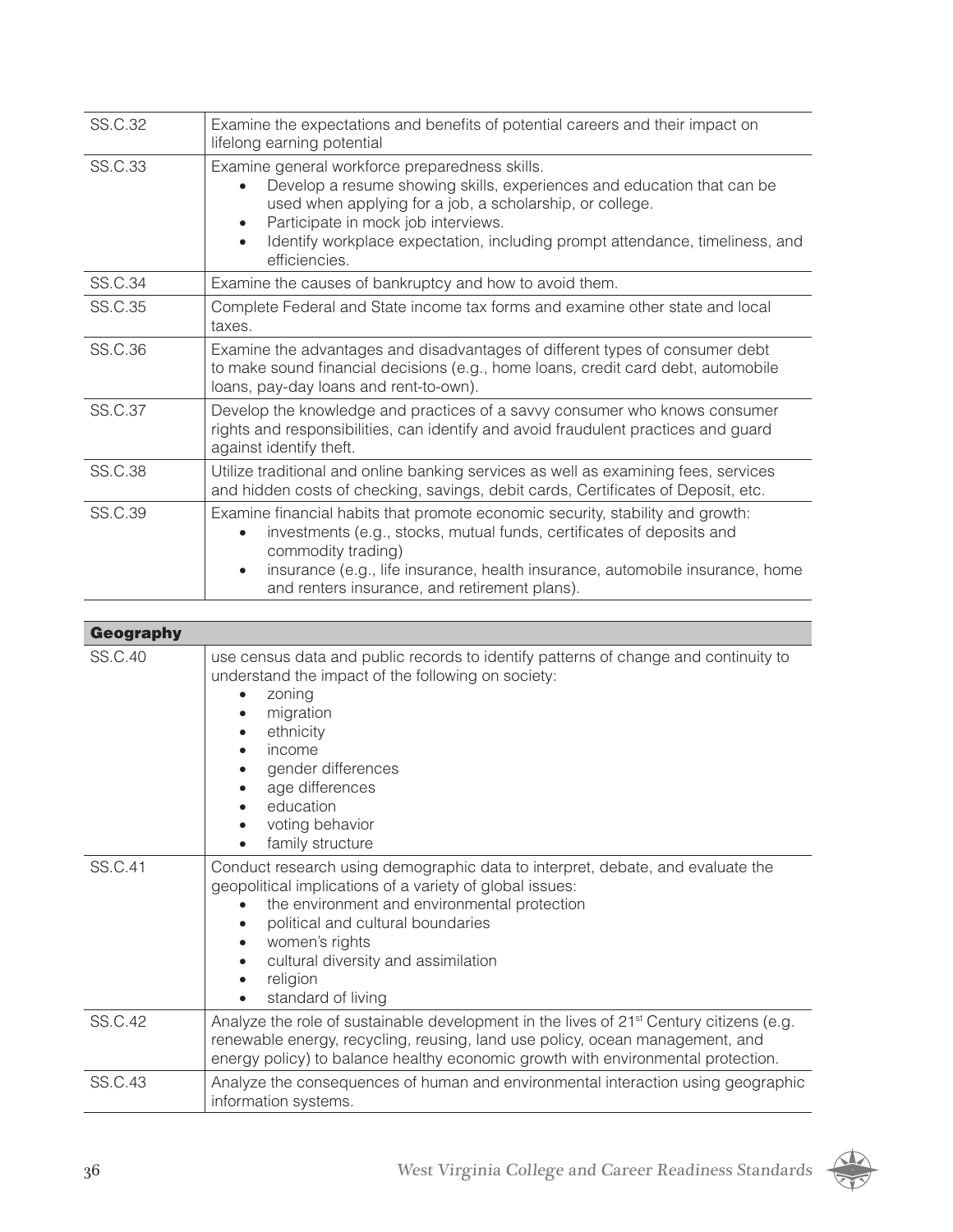| | |
|---|---|
| SS.C.32 | Examine the expectations and benefits of potential careers and their impact on lifelong earning potential |
| SS.C.33 | Examine general workforce preparedness skills.<br>• Develop a resume showing skills, experiences and education that can be used when applying for a job, a scholarship, or college.<br>• Participate in mock job interviews.<br>• Identify workplace expectation, including prompt attendance, timeliness, and efficiencies. |
| SS.C.34 | Examine the causes of bankruptcy and how to avoid them. |
| SS.C.35 | Complete Federal and State income tax forms and examine other state and local taxes. |
| SS.C.36 | Examine the advantages and disadvantages of different types of consumer debt to make sound financial decisions (e.g., home loans, credit card debt, automobile loans, pay-day loans and rent-to-own). |
| SS.C.37 | Develop the knowledge and practices of a savvy consumer who knows consumer rights and responsibilities, can identify and avoid fraudulent practices and guard against identify theft. |
| SS.C.38 | Utilize traditional and online banking services as well as examining fees, services and hidden costs of checking, savings, debit cards, Certificates of Deposit, etc. |
| SS.C.39 | Examine financial habits that promote economic security, stability and growth:<br>• investments (e.g., stocks, mutual funds, certificates of deposits and commodity trading)<br>• insurance (e.g., life insurance, health insurance, automobile insurance, home and renters insurance, and retirement plans). |

| **Geography** | |
|---|---|
| SS.C.40 | use census data and public records to identify patterns of change and continuity to understand the impact of the following on society:<br>• zoning<br>• migration<br>• ethnicity<br>• income<br>• gender differences<br>• age differences<br>• education<br>• voting behavior<br>• family structure |
| SS.C.41 | Conduct research using demographic data to interpret, debate, and evaluate the geopolitical implications of a variety of global issues:<br>• the environment and environmental protection<br>• political and cultural boundaries<br>• women's rights<br>• cultural diversity and assimilation<br>• religion<br>• standard of living |
| SS.C.42 | Analyze the role of sustainable development in the lives of 21st Century citizens (e.g. renewable energy, recycling, reusing, land use policy, ocean management, and energy policy) to balance healthy economic growth with environmental protection. |
| SS.C.43 | Analyze the consequences of human and environmental interaction using geographic information systems. |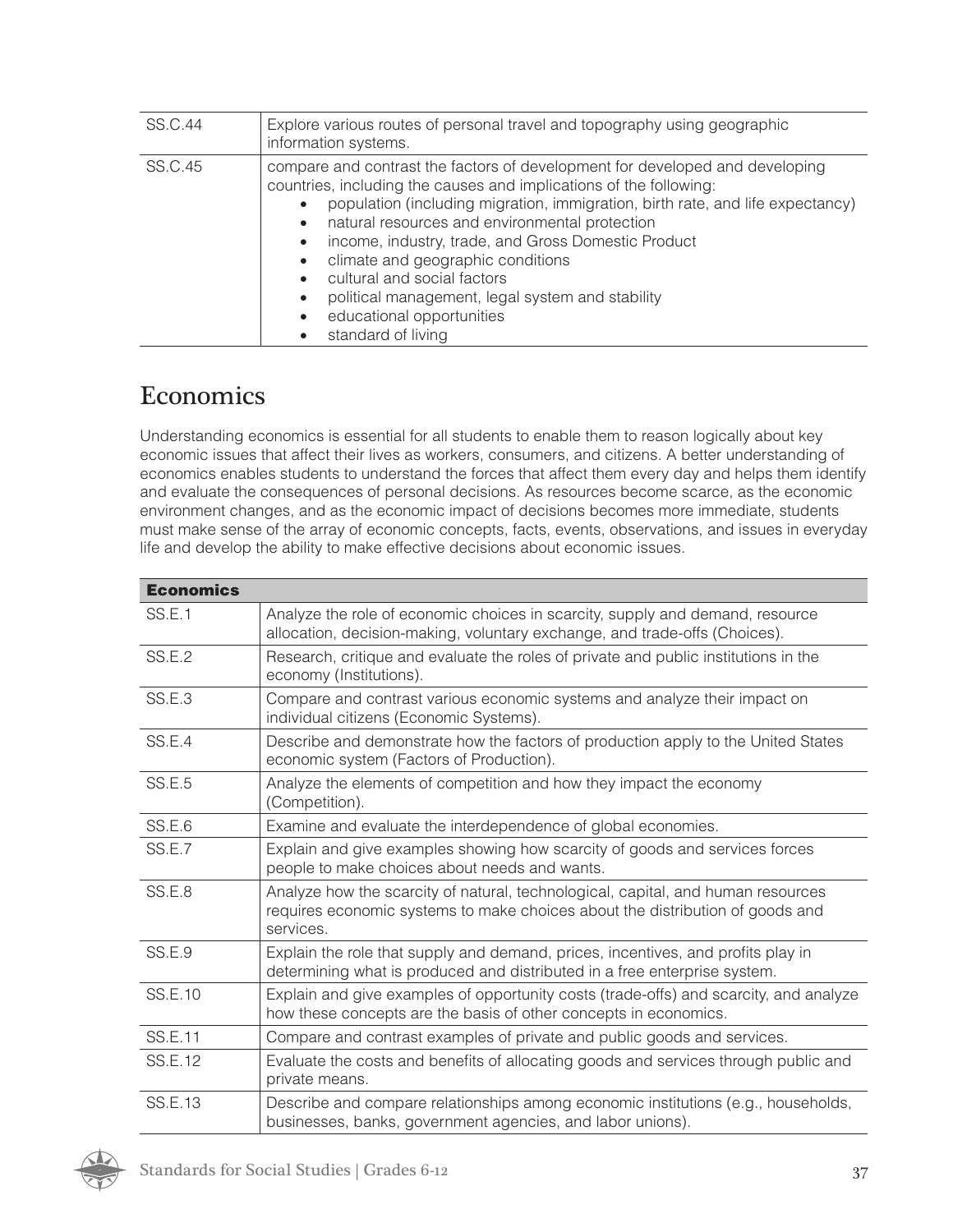| SS.C.44 | Explore various routes of personal travel and topography using geographic information systems. |
|---|---|
| SS.C.45 | compare and contrast the factors of development for developed and developing countries, including the causes and implications of the following:<br>• population (including migration, immigration, birth rate, and life expectancy)<br>• natural resources and environmental protection<br>• income, industry, trade, and Gross Domestic Product<br>• climate and geographic conditions<br>• cultural and social factors<br>• political management, legal system and stability<br>• educational opportunities<br>• standard of living |

## Economics

Understanding economics is essential for all students to enable them to reason logically about key economic issues that affect their lives as workers, consumers, and citizens. A better understanding of economics enables students to understand the forces that affect them every day and helps them identify and evaluate the consequences of personal decisions. As resources become scarce, as the economic environment changes, and as the economic impact of decisions becomes more immediate, students must make sense of the array of economic concepts, facts, events, observations, and issues in everyday life and develop the ability to make effective decisions about economic issues.

| **Economics** | |
|---|---|
| SS.E.1 | Analyze the role of economic choices in scarcity, supply and demand, resource allocation, decision-making, voluntary exchange, and trade-offs (Choices). |
| SS.E.2 | Research, critique and evaluate the roles of private and public institutions in the economy (Institutions). |
| SS.E.3 | Compare and contrast various economic systems and analyze their impact on individual citizens (Economic Systems). |
| SS.E.4 | Describe and demonstrate how the factors of production apply to the United States economic system (Factors of Production). |
| SS.E.5 | Analyze the elements of competition and how they impact the economy (Competition). |
| SS.E.6 | Examine and evaluate the interdependence of global economies. |
| SS.E.7 | Explain and give examples showing how scarcity of goods and services forces people to make choices about needs and wants. |
| SS.E.8 | Analyze how the scarcity of natural, technological, capital, and human resources requires economic systems to make choices about the distribution of goods and services. |
| SS.E.9 | Explain the role that supply and demand, prices, incentives, and profits play in determining what is produced and distributed in a free enterprise system. |
| SS.E.10 | Explain and give examples of opportunity costs (trade-offs) and scarcity, and analyze how these concepts are the basis of other concepts in economics. |
| SS.E.11 | Compare and contrast examples of private and public goods and services. |
| SS.E.12 | Evaluate the costs and benefits of allocating goods and services through public and private means. |
| SS.E.13 | Describe and compare relationships among economic institutions (e.g., households, businesses, banks, government agencies, and labor unions). |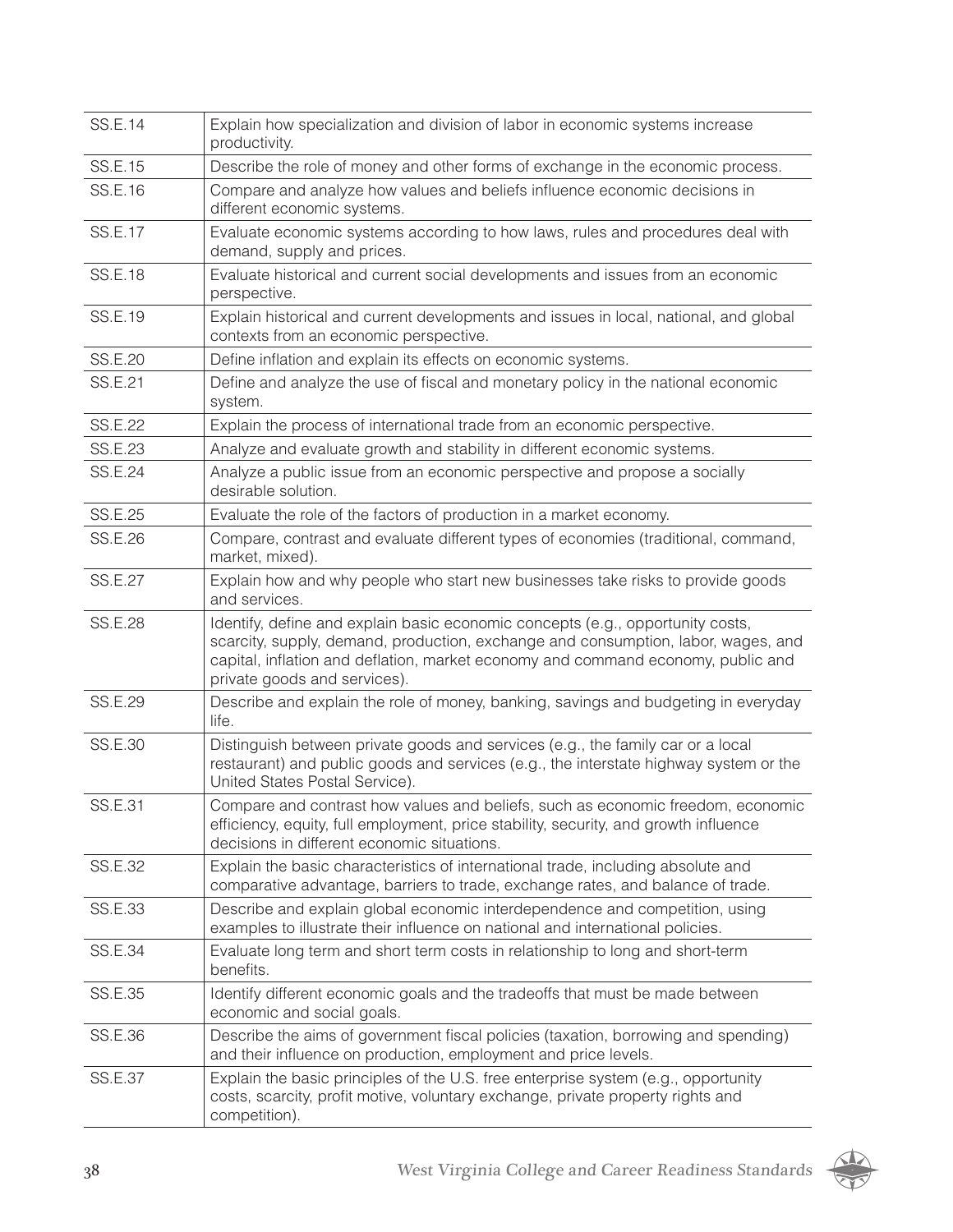| | |
|---|---|
| SS.E.14 | Explain how specialization and division of labor in economic systems increase productivity. |
| SS.E.15 | Describe the role of money and other forms of exchange in the economic process. |
| SS.E.16 | Compare and analyze how values and beliefs influence economic decisions in different economic systems. |
| SS.E.17 | Evaluate economic systems according to how laws, rules and procedures deal with demand, supply and prices. |
| SS.E.18 | Evaluate historical and current social developments and issues from an economic perspective. |
| SS.E.19 | Explain historical and current developments and issues in local, national, and global contexts from an economic perspective. |
| SS.E.20 | Define inflation and explain its effects on economic systems. |
| SS.E.21 | Define and analyze the use of fiscal and monetary policy in the national economic system. |
| SS.E.22 | Explain the process of international trade from an economic perspective. |
| SS.E.23 | Analyze and evaluate growth and stability in different economic systems. |
| SS.E.24 | Analyze a public issue from an economic perspective and propose a socially desirable solution. |
| SS.E.25 | Evaluate the role of the factors of production in a market economy. |
| SS.E.26 | Compare, contrast and evaluate different types of economies (traditional, command, market, mixed). |
| SS.E.27 | Explain how and why people who start new businesses take risks to provide goods and services. |
| SS.E.28 | Identify, define and explain basic economic concepts (e.g., opportunity costs, scarcity, supply, demand, production, exchange and consumption, labor, wages, and capital, inflation and deflation, market economy and command economy, public and private goods and services). |
| SS.E.29 | Describe and explain the role of money, banking, savings and budgeting in everyday life. |
| SS.E.30 | Distinguish between private goods and services (e.g., the family car or a local restaurant) and public goods and services (e.g., the interstate highway system or the United States Postal Service). |
| SS.E.31 | Compare and contrast how values and beliefs, such as economic freedom, economic efficiency, equity, full employment, price stability, security, and growth influence decisions in different economic situations. |
| SS.E.32 | Explain the basic characteristics of international trade, including absolute and comparative advantage, barriers to trade, exchange rates, and balance of trade. |
| SS.E.33 | Describe and explain global economic interdependence and competition, using examples to illustrate their influence on national and international policies. |
| SS.E.34 | Evaluate long term and short term costs in relationship to long and short-term benefits. |
| SS.E.35 | Identify different economic goals and the tradeoffs that must be made between economic and social goals. |
| SS.E.36 | Describe the aims of government fiscal policies (taxation, borrowing and spending) and their influence on production, employment and price levels. |
| SS.E.37 | Explain the basic principles of the U.S. free enterprise system (e.g., opportunity costs, scarcity, profit motive, voluntary exchange, private property rights and competition). |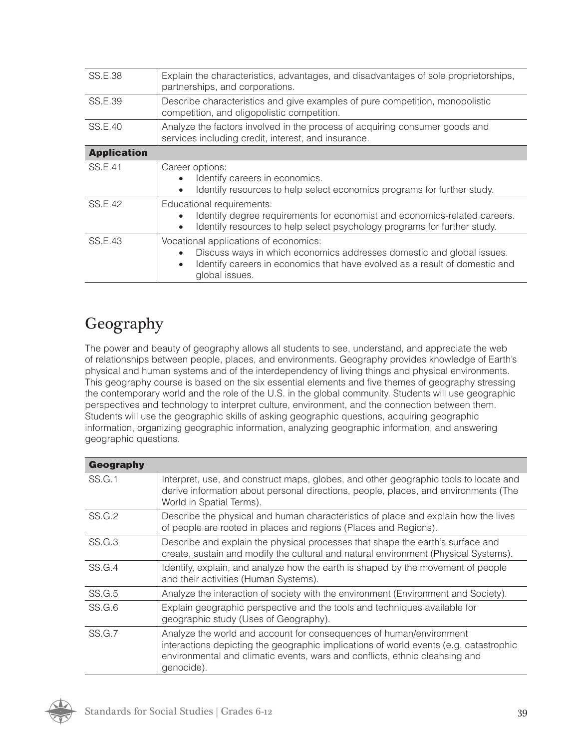| | |
|---|---|
| SS.E.38 | Explain the characteristics, advantages, and disadvantages of sole proprietorships, partnerships, and corporations. |
| SS.E.39 | Describe characteristics and give examples of pure competition, monopolistic competition, and oligopolistic competition. |
| SS.E.40 | Analyze the factors involved in the process of acquiring consumer goods and services including credit, interest, and insurance. |
| **Application** | |
| SS.E.41 | Career options:<br>• Identify careers in economics.<br>• Identify resources to help select economics programs for further study. |
| SS.E.42 | Educational requirements:<br>• Identify degree requirements for economist and economics-related careers.<br>• Identify resources to help select psychology programs for further study. |
| SS.E.43 | Vocational applications of economics:<br>• Discuss ways in which economics addresses domestic and global issues.<br>• Identify careers in economics that have evolved as a result of domestic and global issues. |

# Geography

The power and beauty of geography allows all students to see, understand, and appreciate the web of relationships between people, places, and environments. Geography provides knowledge of Earth's physical and human systems and of the interdependency of living things and physical environments. This geography course is based on the six essential elements and five themes of geography stressing the contemporary world and the role of the U.S. in the global community. Students will use geographic perspectives and technology to interpret culture, environment, and the connection between them. Students will use the geographic skills of asking geographic questions, acquiring geographic information, organizing geographic information, analyzing geographic information, and answering geographic questions.

| **Geography** | |
|---|---|
| SS.G.1 | Interpret, use, and construct maps, globes, and other geographic tools to locate and derive information about personal directions, people, places, and environments (The World in Spatial Terms). |
| SS.G.2 | Describe the physical and human characteristics of place and explain how the lives of people are rooted in places and regions (Places and Regions). |
| SS.G.3 | Describe and explain the physical processes that shape the earth's surface and create, sustain and modify the cultural and natural environment (Physical Systems). |
| SS.G.4 | Identify, explain, and analyze how the earth is shaped by the movement of people and their activities (Human Systems). |
| SS.G.5 | Analyze the interaction of society with the environment (Environment and Society). |
| SS.G.6 | Explain geographic perspective and the tools and techniques available for geographic study (Uses of Geography). |
| SS.G.7 | Analyze the world and account for consequences of human/environment interactions depicting the geographic implications of world events (e.g. catastrophic environmental and climatic events, wars and conflicts, ethnic cleansing and genocide). |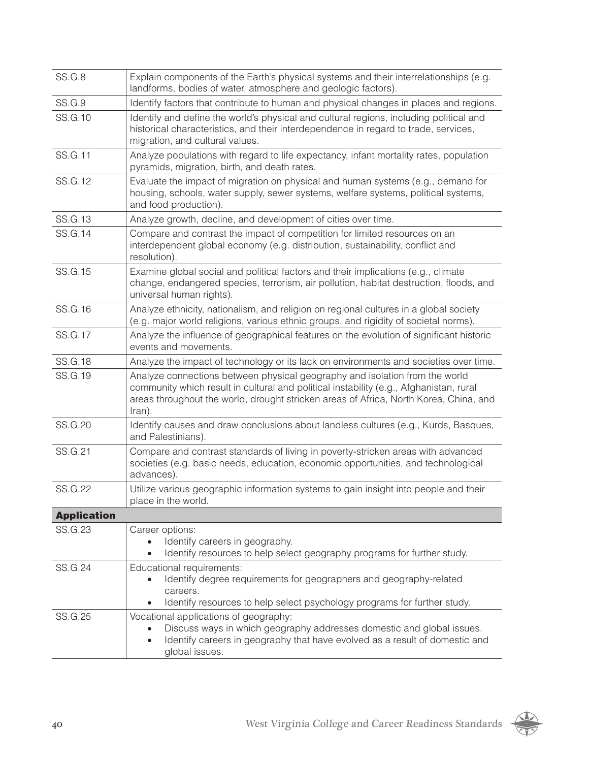| | |
|---|---|
| SS.G.8 | Explain components of the Earth's physical systems and their interrelationships (e.g. landforms, bodies of water, atmosphere and geologic factors). |
| SS.G.9 | Identify factors that contribute to human and physical changes in places and regions. |
| SS.G.10 | Identify and define the world's physical and cultural regions, including political and historical characteristics, and their interdependence in regard to trade, services, migration, and cultural values. |
| SS.G.11 | Analyze populations with regard to life expectancy, infant mortality rates, population pyramids, migration, birth, and death rates. |
| SS.G.12 | Evaluate the impact of migration on physical and human systems (e.g., demand for housing, schools, water supply, sewer systems, welfare systems, political systems, and food production). |
| SS.G.13 | Analyze growth, decline, and development of cities over time. |
| SS.G.14 | Compare and contrast the impact of competition for limited resources on an interdependent global economy (e.g. distribution, sustainability, conflict and resolution). |
| SS.G.15 | Examine global social and political factors and their implications (e.g., climate change, endangered species, terrorism, air pollution, habitat destruction, floods, and universal human rights). |
| SS.G.16 | Analyze ethnicity, nationalism, and religion on regional cultures in a global society (e.g. major world religions, various ethnic groups, and rigidity of societal norms). |
| SS.G.17 | Analyze the influence of geographical features on the evolution of significant historic events and movements. |
| SS.G.18 | Analyze the impact of technology or its lack on environments and societies over time. |
| SS.G.19 | Analyze connections between physical geography and isolation from the world community which result in cultural and political instability (e.g., Afghanistan, rural areas throughout the world, drought stricken areas of Africa, North Korea, China, and Iran). |
| SS.G.20 | Identify causes and draw conclusions about landless cultures (e.g., Kurds, Basques, and Palestinians). |
| SS.G.21 | Compare and contrast standards of living in poverty-stricken areas with advanced societies (e.g. basic needs, education, economic opportunities, and technological advances). |
| SS.G.22 | Utilize various geographic information systems to gain insight into people and their place in the world. |
| **Application** | |
| SS.G.23 | Career options:<br>• Identify careers in geography.<br>• Identify resources to help select geography programs for further study. |
| SS.G.24 | Educational requirements:<br>• Identify degree requirements for geographers and geography-related careers.<br>• Identify resources to help select psychology programs for further study. |
| SS.G.25 | Vocational applications of geography:<br>• Discuss ways in which geography addresses domestic and global issues.<br>• Identify careers in geography that have evolved as a result of domestic and global issues. |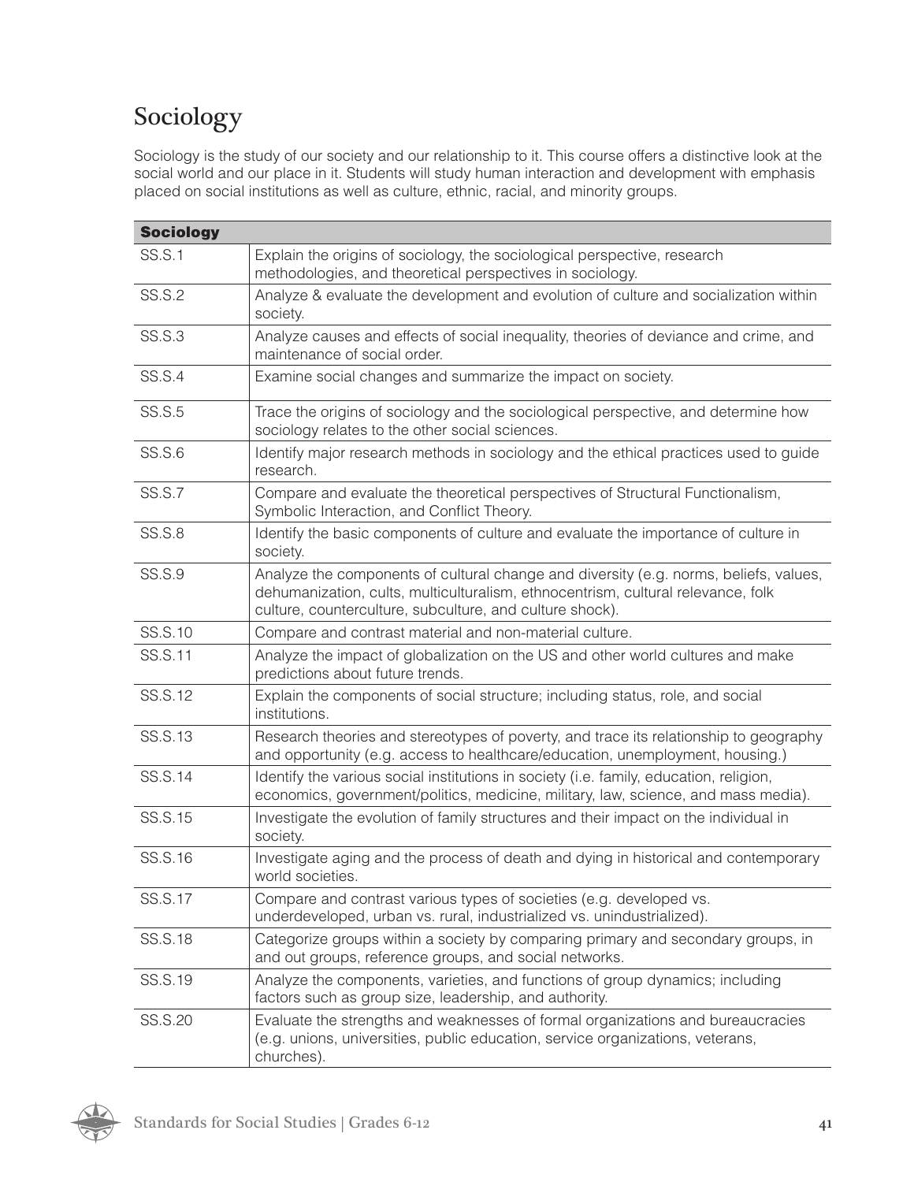# Sociology

Sociology is the study of our society and our relationship to it. This course offers a distinctive look at the social world and our place in it. Students will study human interaction and development with emphasis placed on social institutions as well as culture, ethnic, racial, and minority groups.

| **Sociology** | |
|---|---|
| SS.S.1 | Explain the origins of sociology, the sociological perspective, research methodologies, and theoretical perspectives in sociology. |
| SS.S.2 | Analyze & evaluate the development and evolution of culture and socialization within society. |
| SS.S.3 | Analyze causes and effects of social inequality, theories of deviance and crime, and maintenance of social order. |
| SS.S.4 | Examine social changes and summarize the impact on society. |
| SS.S.5 | Trace the origins of sociology and the sociological perspective, and determine how sociology relates to the other social sciences. |
| SS.S.6 | Identify major research methods in sociology and the ethical practices used to guide research. |
| SS.S.7 | Compare and evaluate the theoretical perspectives of Structural Functionalism, Symbolic Interaction, and Conflict Theory. |
| SS.S.8 | Identify the basic components of culture and evaluate the importance of culture in society. |
| SS.S.9 | Analyze the components of cultural change and diversity (e.g. norms, beliefs, values, dehumanization, cults, multiculturalism, ethnocentrism, cultural relevance, folk culture, counterculture, subculture, and culture shock). |
| SS.S.10 | Compare and contrast material and non-material culture. |
| SS.S.11 | Analyze the impact of globalization on the US and other world cultures and make predictions about future trends. |
| SS.S.12 | Explain the components of social structure; including status, role, and social institutions. |
| SS.S.13 | Research theories and stereotypes of poverty, and trace its relationship to geography and opportunity (e.g. access to healthcare/education, unemployment, housing.) |
| SS.S.14 | Identify the various social institutions in society (i.e. family, education, religion, economics, government/politics, medicine, military, law, science, and mass media). |
| SS.S.15 | Investigate the evolution of family structures and their impact on the individual in society. |
| SS.S.16 | Investigate aging and the process of death and dying in historical and contemporary world societies. |
| SS.S.17 | Compare and contrast various types of societies (e.g. developed vs. underdeveloped, urban vs. rural, industrialized vs. unindustrialized). |
| SS.S.18 | Categorize groups within a society by comparing primary and secondary groups, in and out groups, reference groups, and social networks. |
| SS.S.19 | Analyze the components, varieties, and functions of group dynamics; including factors such as group size, leadership, and authority. |
| SS.S.20 | Evaluate the strengths and weaknesses of formal organizations and bureaucracies (e.g. unions, universities, public education, service organizations, veterans, churches). |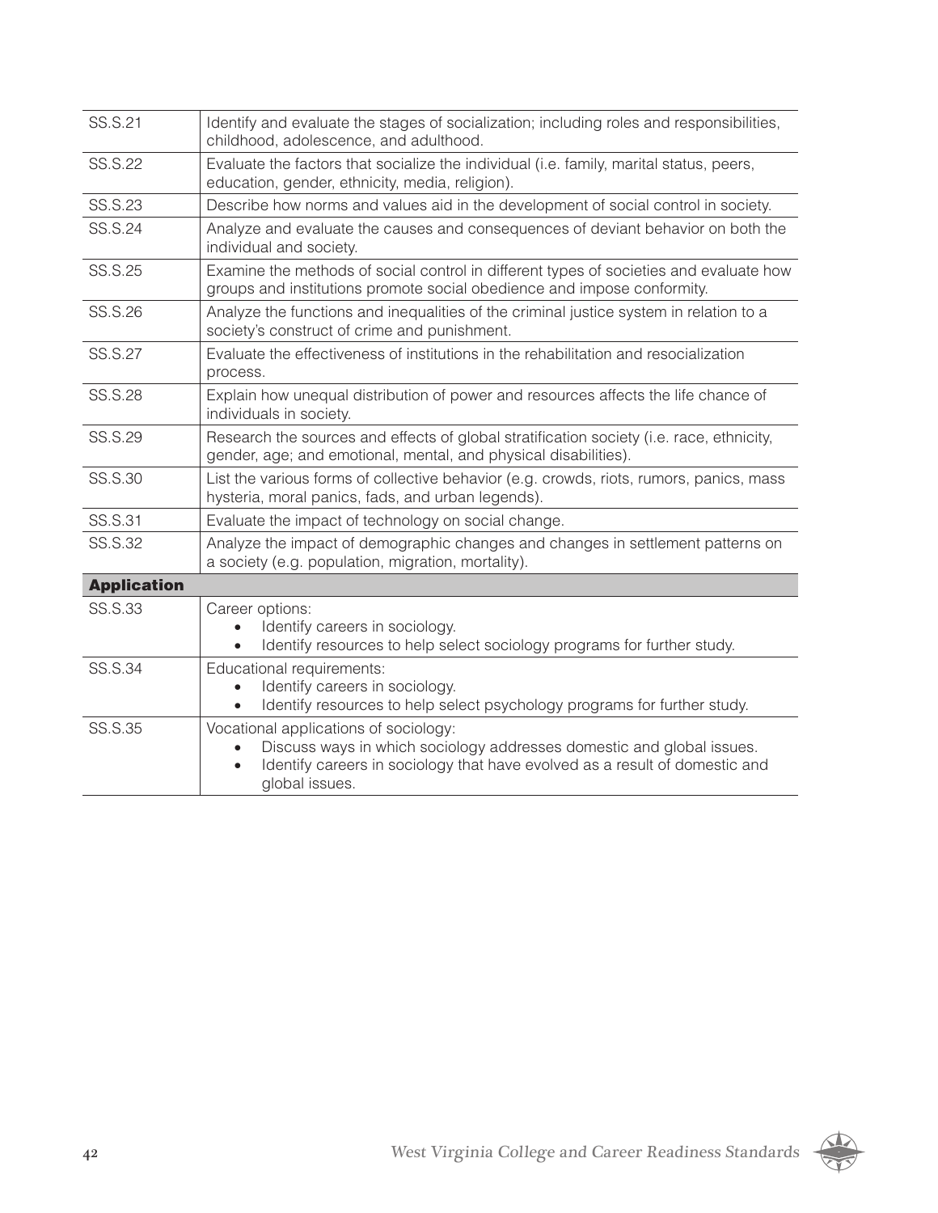| | |
|---|---|
| SS.S.21 | Identify and evaluate the stages of socialization; including roles and responsibilities, childhood, adolescence, and adulthood. |
| SS.S.22 | Evaluate the factors that socialize the individual (i.e. family, marital status, peers, education, gender, ethnicity, media, religion). |
| SS.S.23 | Describe how norms and values aid in the development of social control in society. |
| SS.S.24 | Analyze and evaluate the causes and consequences of deviant behavior on both the individual and society. |
| SS.S.25 | Examine the methods of social control in different types of societies and evaluate how groups and institutions promote social obedience and impose conformity. |
| SS.S.26 | Analyze the functions and inequalities of the criminal justice system in relation to a society's construct of crime and punishment. |
| SS.S.27 | Evaluate the effectiveness of institutions in the rehabilitation and resocialization process. |
| SS.S.28 | Explain how unequal distribution of power and resources affects the life chance of individuals in society. |
| SS.S.29 | Research the sources and effects of global stratification society (i.e. race, ethnicity, gender, age; and emotional, mental, and physical disabilities). |
| SS.S.30 | List the various forms of collective behavior (e.g. crowds, riots, rumors, panics, mass hysteria, moral panics, fads, and urban legends). |
| SS.S.31 | Evaluate the impact of technology on social change. |
| SS.S.32 | Analyze the impact of demographic changes and changes in settlement patterns on a society (e.g. population, migration, mortality). |
| **Application** | |
| SS.S.33 | Career options: <br>• Identify careers in sociology. <br>• Identify resources to help select sociology programs for further study. |
| SS.S.34 | Educational requirements: <br>• Identify careers in sociology. <br>• Identify resources to help select psychology programs for further study. |
| SS.S.35 | Vocational applications of sociology: <br>• Discuss ways in which sociology addresses domestic and global issues. <br>• Identify careers in sociology that have evolved as a result of domestic and global issues. |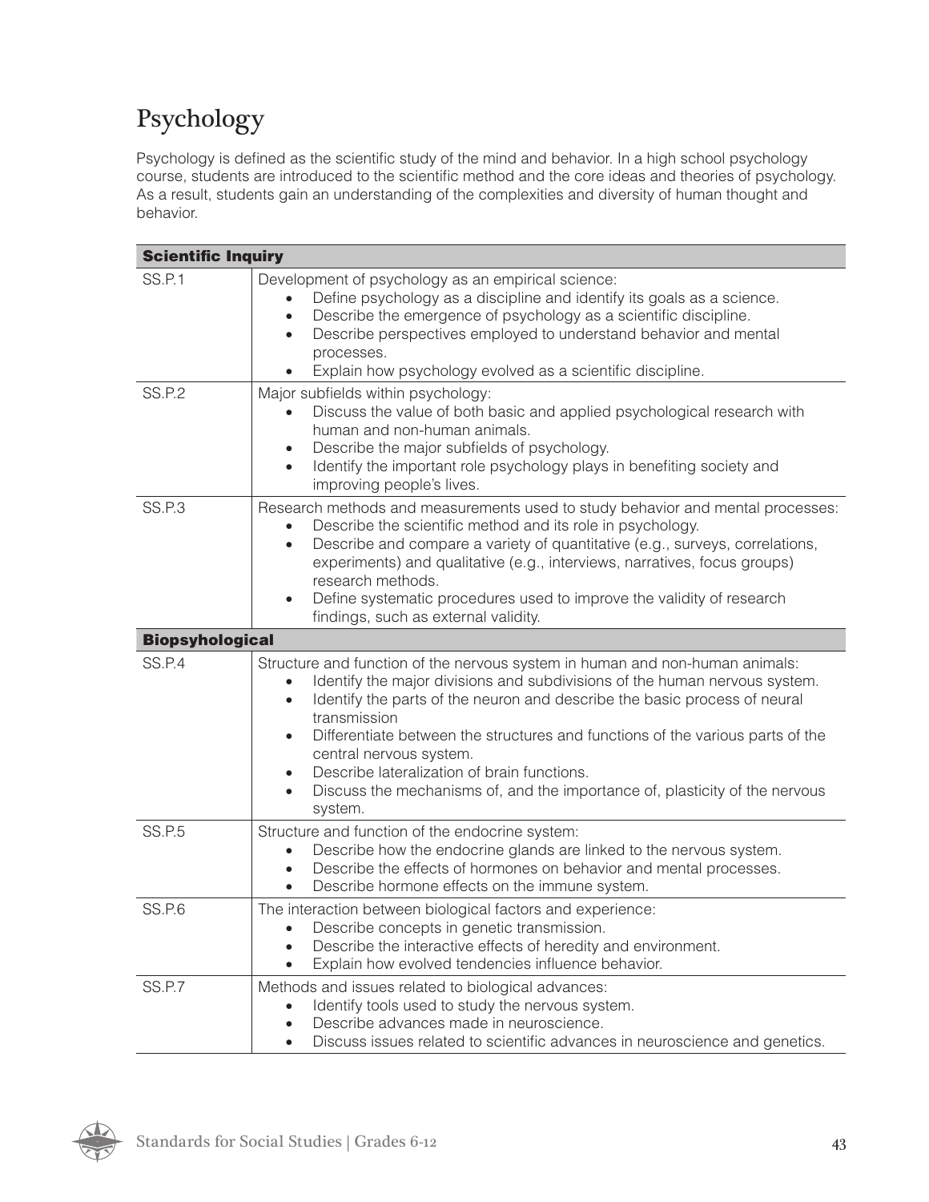# Psychology

Psychology is defined as the scientific study of the mind and behavior. In a high school psychology course, students are introduced to the scientific method and the core ideas and theories of psychology. As a result, students gain an understanding of the complexities and diversity of human thought and behavior.

| **Scientific Inquiry** | |
|---|---|
| SS.P.1 | Development of psychology as an empirical science:<br>• Define psychology as a discipline and identify its goals as a science.<br>• Describe the emergence of psychology as a scientific discipline.<br>• Describe perspectives employed to understand behavior and mental processes.<br>• Explain how psychology evolved as a scientific discipline. |
| SS.P.2 | Major subfields within psychology:<br>• Discuss the value of both basic and applied psychological research with human and non-human animals.<br>• Describe the major subfields of psychology.<br>• Identify the important role psychology plays in benefiting society and improving people's lives. |
| SS.P.3 | Research methods and measurements used to study behavior and mental processes:<br>• Describe the scientific method and its role in psychology.<br>• Describe and compare a variety of quantitative (e.g., surveys, correlations, experiments) and qualitative (e.g., interviews, narratives, focus groups) research methods.<br>• Define systematic procedures used to improve the validity of research findings, such as external validity. |
| **Biopsyhological** | |
| SS.P.4 | Structure and function of the nervous system in human and non-human animals:<br>• Identify the major divisions and subdivisions of the human nervous system.<br>• Identify the parts of the neuron and describe the basic process of neural transmission<br>• Differentiate between the structures and functions of the various parts of the central nervous system.<br>• Describe lateralization of brain functions.<br>• Discuss the mechanisms of, and the importance of, plasticity of the nervous system. |
| SS.P.5 | Structure and function of the endocrine system:<br>• Describe how the endocrine glands are linked to the nervous system.<br>• Describe the effects of hormones on behavior and mental processes.<br>• Describe hormone effects on the immune system. |
| SS.P.6 | The interaction between biological factors and experience:<br>• Describe concepts in genetic transmission.<br>• Describe the interactive effects of heredity and environment.<br>• Explain how evolved tendencies influence behavior. |
| SS.P.7 | Methods and issues related to biological advances:<br>• Identify tools used to study the nervous system.<br>• Describe advances made in neuroscience.<br>• Discuss issues related to scientific advances in neuroscience and genetics. |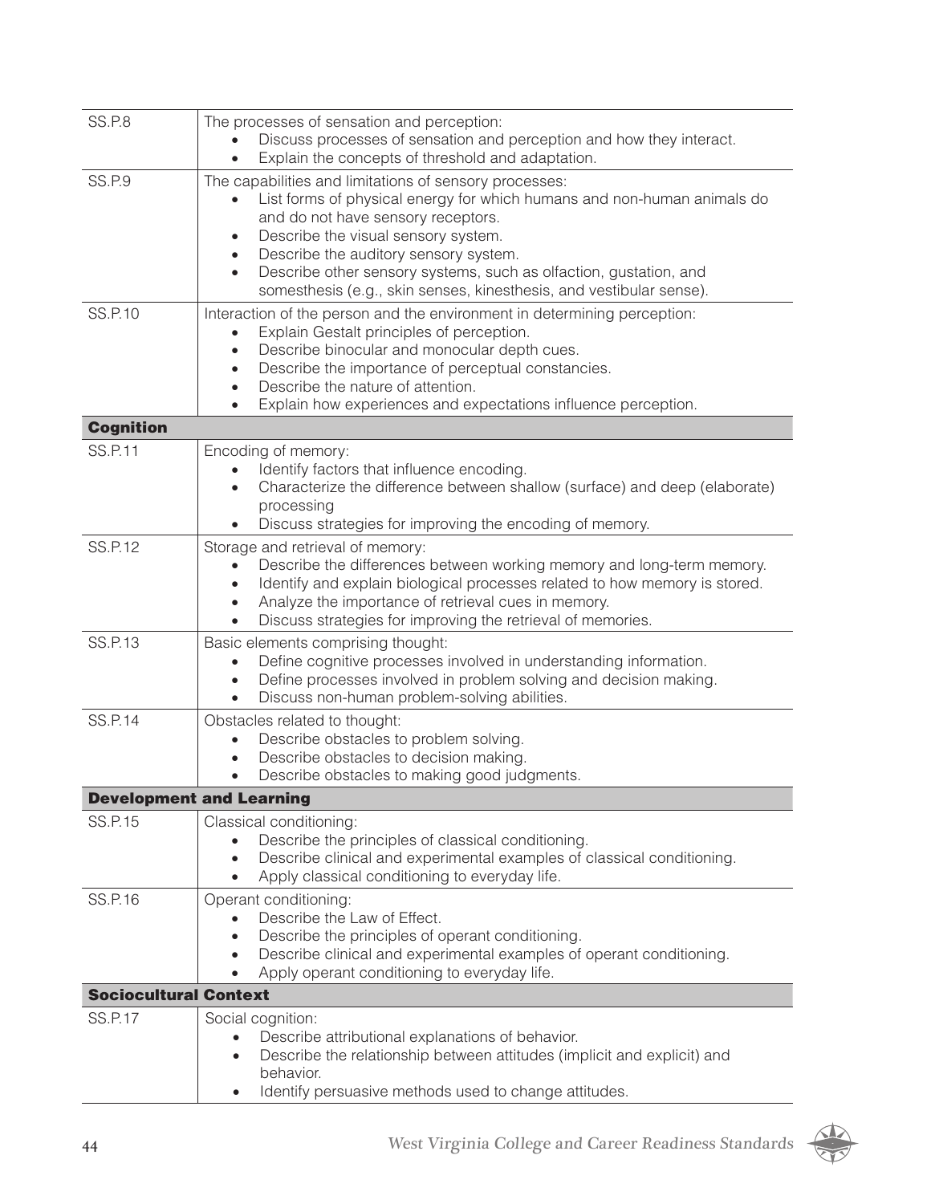| | |
|---|---|
| SS.P.8 | The processes of sensation and perception:<br>• Discuss processes of sensation and perception and how they interact.<br>• Explain the concepts of threshold and adaptation. |
| SS.P.9 | The capabilities and limitations of sensory processes:<br>• List forms of physical energy for which humans and non-human animals do and do not have sensory receptors.<br>• Describe the visual sensory system.<br>• Describe the auditory sensory system.<br>• Describe other sensory systems, such as olfaction, gustation, and somesthesis (e.g., skin senses, kinesthesis, and vestibular sense). |
| SS.P.10 | Interaction of the person and the environment in determining perception:<br>• Explain Gestalt principles of perception.<br>• Describe binocular and monocular depth cues.<br>• Describe the importance of perceptual constancies.<br>• Describe the nature of attention.<br>• Explain how experiences and expectations influence perception. |
| **Cognition** | |
| SS.P.11 | Encoding of memory:<br>• Identify factors that influence encoding.<br>• Characterize the difference between shallow (surface) and deep (elaborate) processing<br>• Discuss strategies for improving the encoding of memory. |
| SS.P.12 | Storage and retrieval of memory:<br>• Describe the differences between working memory and long-term memory.<br>• Identify and explain biological processes related to how memory is stored.<br>• Analyze the importance of retrieval cues in memory.<br>• Discuss strategies for improving the retrieval of memories. |
| SS.P.13 | Basic elements comprising thought:<br>• Define cognitive processes involved in understanding information.<br>• Define processes involved in problem solving and decision making.<br>• Discuss non-human problem-solving abilities. |
| SS.P.14 | Obstacles related to thought:<br>• Describe obstacles to problem solving.<br>• Describe obstacles to decision making.<br>• Describe obstacles to making good judgments. |
| **Development and Learning** | |
| SS.P.15 | Classical conditioning:<br>• Describe the principles of classical conditioning.<br>• Describe clinical and experimental examples of classical conditioning.<br>• Apply classical conditioning to everyday life. |
| SS.P.16 | Operant conditioning:<br>• Describe the Law of Effect.<br>• Describe the principles of operant conditioning.<br>• Describe clinical and experimental examples of operant conditioning.<br>• Apply operant conditioning to everyday life. |
| **Sociocultural Context** | |
| SS.P.17 | Social cognition:<br>• Describe attributional explanations of behavior.<br>• Describe the relationship between attitudes (implicit and explicit) and behavior.<br>• Identify persuasive methods used to change attitudes. |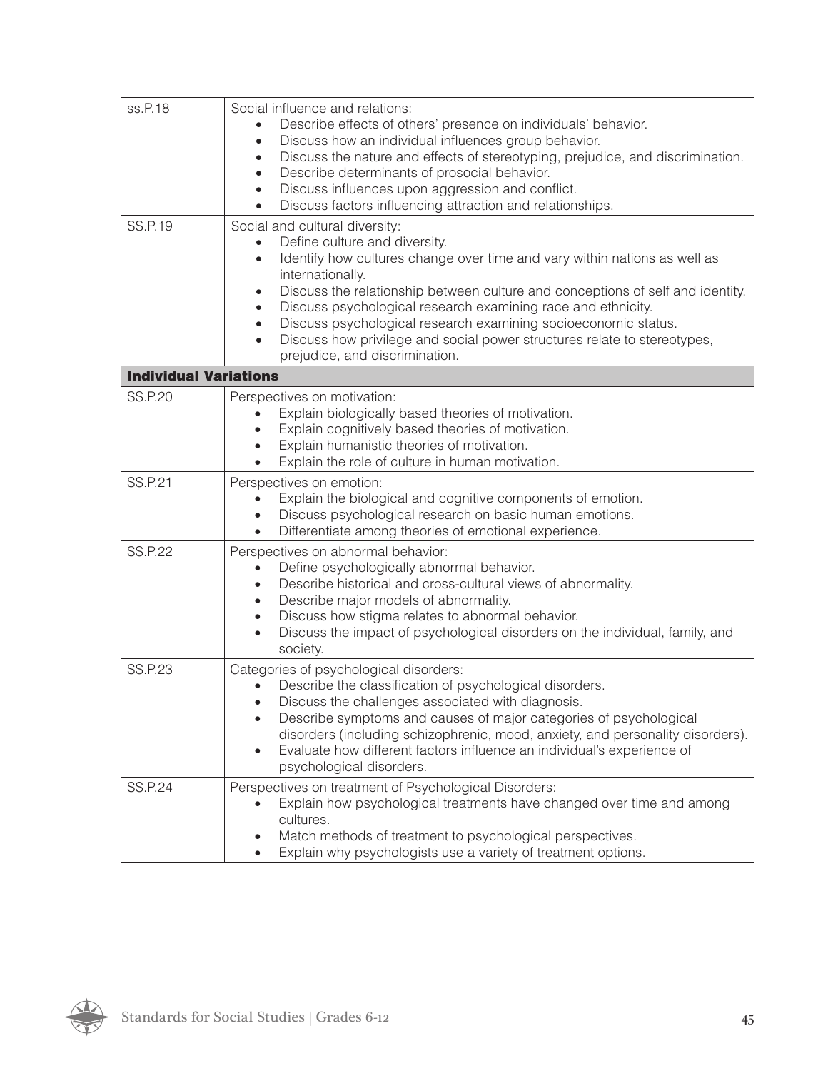| | |
|---|---|
| ss.P.18 | Social influence and relations:<br>• Describe effects of others' presence on individuals' behavior.<br>• Discuss how an individual influences group behavior.<br>• Discuss the nature and effects of stereotyping, prejudice, and discrimination.<br>• Describe determinants of prosocial behavior.<br>• Discuss influences upon aggression and conflict.<br>• Discuss factors influencing attraction and relationships. |
| SS.P.19 | Social and cultural diversity:<br>• Define culture and diversity.<br>• Identify how cultures change over time and vary within nations as well as internationally.<br>• Discuss the relationship between culture and conceptions of self and identity.<br>• Discuss psychological research examining race and ethnicity.<br>• Discuss psychological research examining socioeconomic status.<br>• Discuss how privilege and social power structures relate to stereotypes, prejudice, and discrimination. |
| **Individual Variations** | |
| SS.P.20 | Perspectives on motivation:<br>• Explain biologically based theories of motivation.<br>• Explain cognitively based theories of motivation.<br>• Explain humanistic theories of motivation.<br>• Explain the role of culture in human motivation. |
| SS.P.21 | Perspectives on emotion:<br>• Explain the biological and cognitive components of emotion.<br>• Discuss psychological research on basic human emotions.<br>• Differentiate among theories of emotional experience. |
| SS.P.22 | Perspectives on abnormal behavior:<br>• Define psychologically abnormal behavior.<br>• Describe historical and cross-cultural views of abnormality.<br>• Describe major models of abnormality.<br>• Discuss how stigma relates to abnormal behavior.<br>• Discuss the impact of psychological disorders on the individual, family, and society. |
| SS.P.23 | Categories of psychological disorders:<br>• Describe the classification of psychological disorders.<br>• Discuss the challenges associated with diagnosis.<br>• Describe symptoms and causes of major categories of psychological disorders (including schizophrenic, mood, anxiety, and personality disorders).<br>• Evaluate how different factors influence an individual's experience of psychological disorders. |
| SS.P.24 | Perspectives on treatment of Psychological Disorders:<br>• Explain how psychological treatments have changed over time and among cultures.<br>• Match methods of treatment to psychological perspectives.<br>• Explain why psychologists use a variety of treatment options. |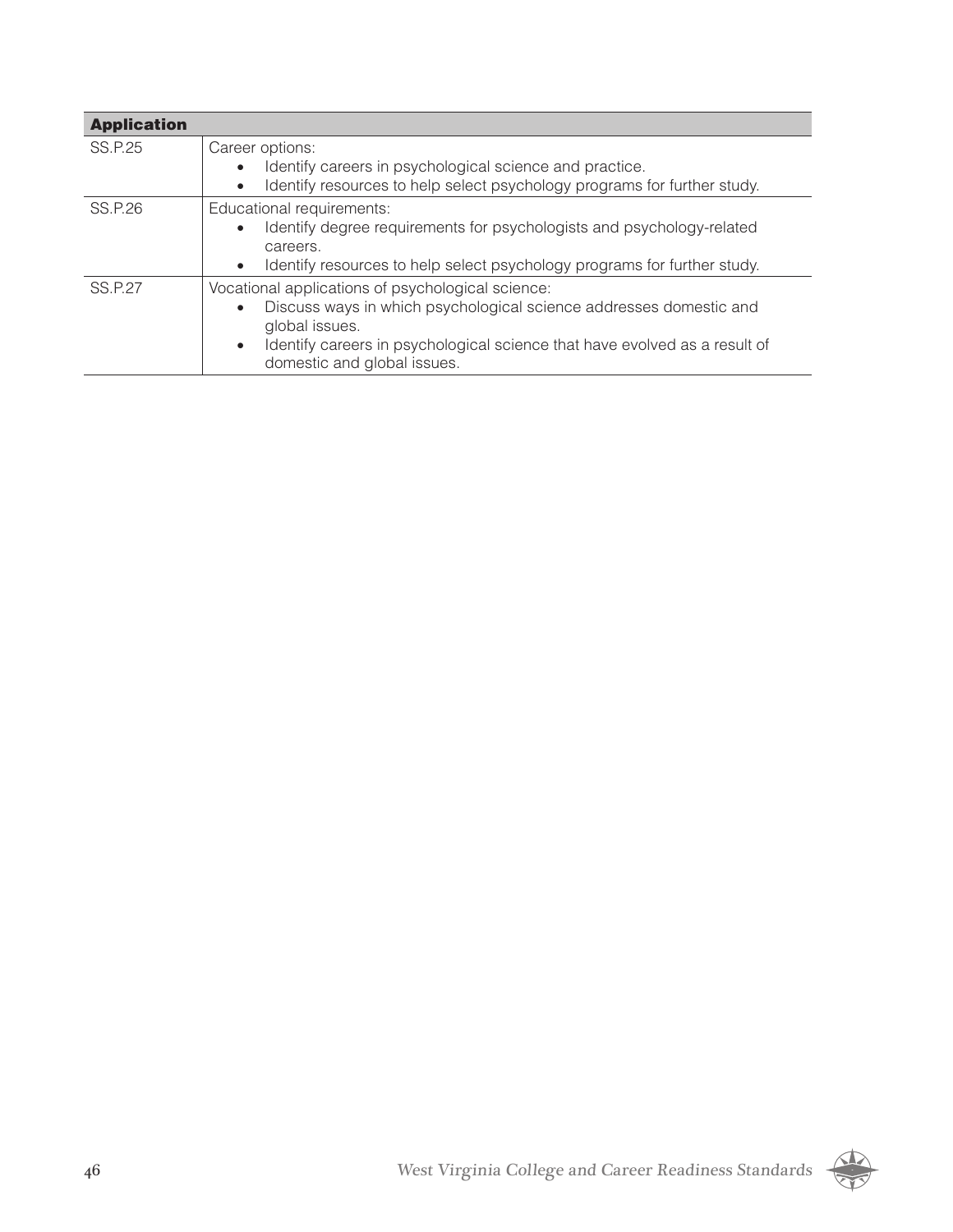| Application | |
|---|---|
| SS.P.25 | Career options:<br>• Identify careers in psychological science and practice.<br>• Identify resources to help select psychology programs for further study. |
| SS.P.26 | Educational requirements:<br>• Identify degree requirements for psychologists and psychology-related careers.<br>• Identify resources to help select psychology programs for further study. |
| SS.P.27 | Vocational applications of psychological science:<br>• Discuss ways in which psychological science addresses domestic and global issues.<br>• Identify careers in psychological science that have evolved as a result of domestic and global issues. |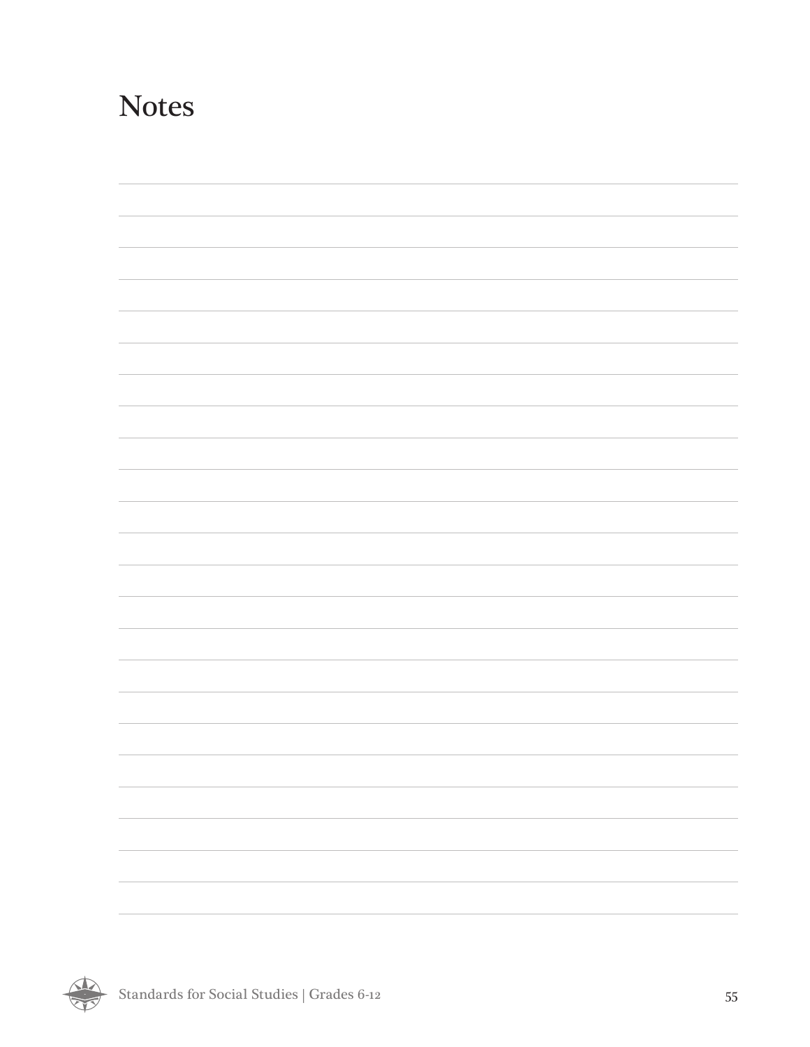# Notes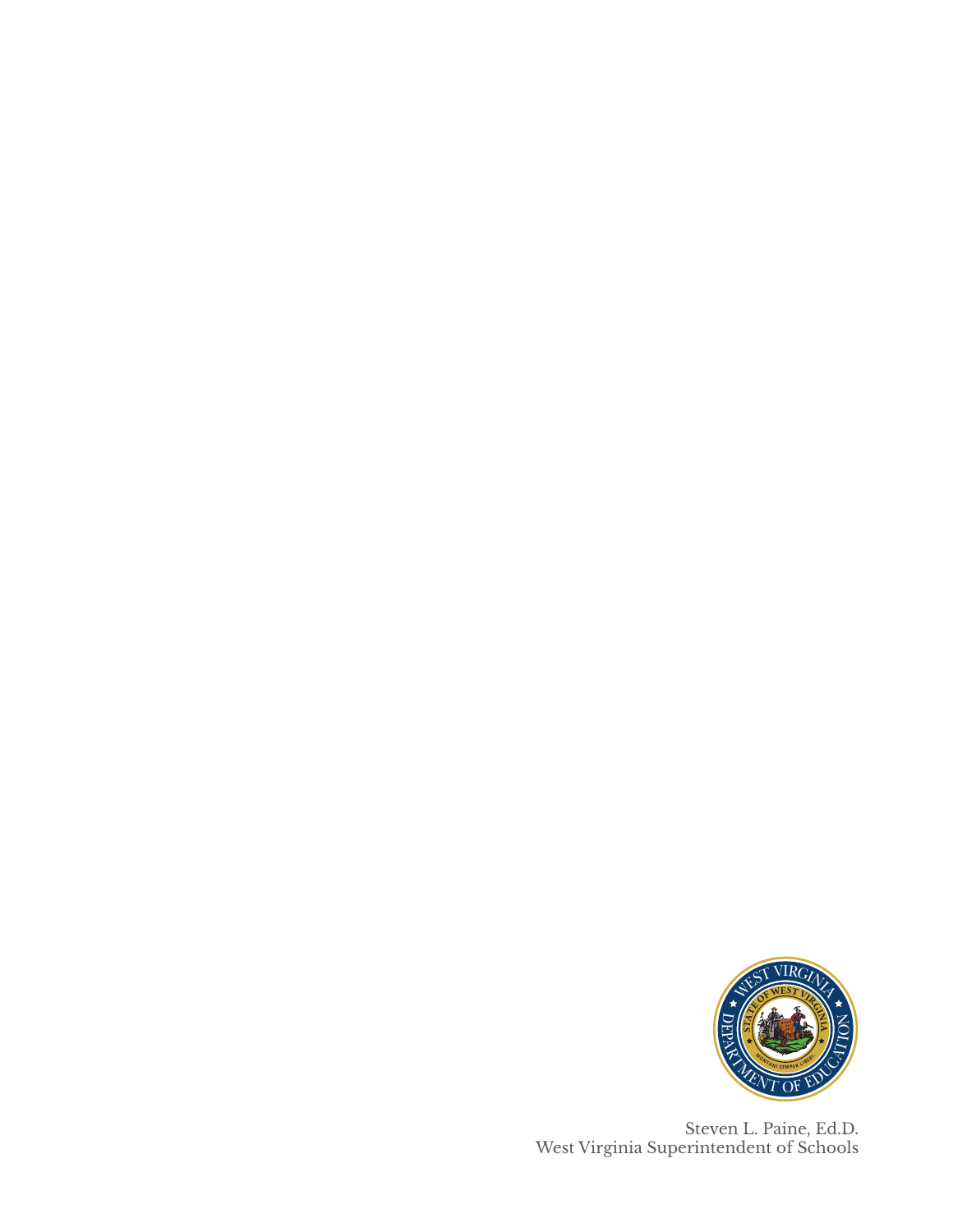Steven L. Paine, Ed.D.
West Virginia Superintendent of Schools